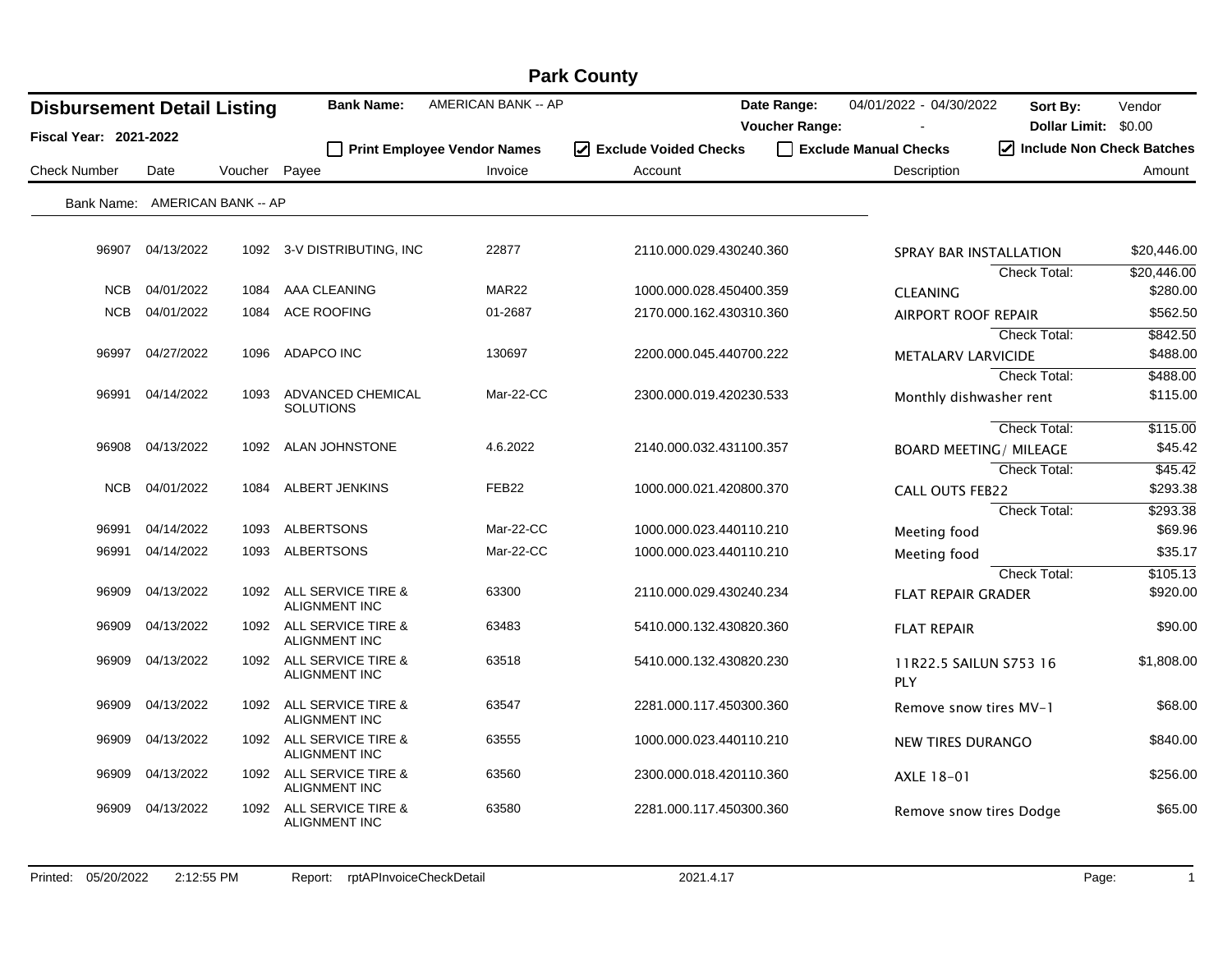# Park County

## Disbursement Detail Listing

**Fiscal Year: 2021-2022**

**Bank Name:** AMERICAN BANK -- AP

**Date Range:** 04/01/2022 - 04/30/2022

**Voucher Range:** -

**Sort By:** Vendor

**Dollar Limit:** $0.00

☐ **Print Employee Vendor Names** ☑ **Exclude Voided Checks** ☐ **Exclude Manual Checks** ☑ **Include Non Check Batches**

Bank Name: AMERICAN BANK -- AP

| Check Number | Date | Voucher | Payee | Invoice | Account | Description | Amount |
|---|---|---|---|---|---|---|---|
| 96907 | 04/13/2022 | 1092 | 3-V DISTRIBUTING, INC | 22877 | 2110.000.029.430240.360 | SPRAY BAR INSTALLATION | $20,446.00 |
| | | | | | | Check Total: | $20,446.00 |
| NCB | 04/01/2022 | 1084 | AAA CLEANING | MAR22 | 1000.000.028.450400.359 | CLEANING | $280.00 |
| NCB | 04/01/2022 | 1084 | ACE ROOFING | 01-2687 | 2170.000.162.430310.360 | AIRPORT ROOF REPAIR | $562.50 |
| | | | | | | Check Total: | $842.50 |
| 96997 | 04/27/2022 | 1096 | ADAPCO INC | 130697 | 2200.000.045.440700.222 | METALARV LARVICIDE | $488.00 |
| | | | | | | Check Total: | $488.00 |
| 96991 | 04/14/2022 | 1093 | ADVANCED CHEMICAL SOLUTIONS | Mar-22-CC | 2300.000.019.420230.533 | Monthly dishwasher rent | $115.00 |
| | | | | | | Check Total: | $115.00 |
| 96908 | 04/13/2022 | 1092 | ALAN JOHNSTONE | 4.6.2022 | 2140.000.032.431100.357 | BOARD MEETING/ MILEAGE | $45.42 |
| | | | | | | Check Total: | $45.42 |
| NCB | 04/01/2022 | 1084 | ALBERT JENKINS | FEB22 | 1000.000.021.420800.370 | CALL OUTS FEB22 | $293.38 |
| | | | | | | Check Total: | $293.38 |
| 96991 | 04/14/2022 | 1093 | ALBERTSONS | Mar-22-CC | 1000.000.023.440110.210 | Meeting food | $69.96 |
| 96991 | 04/14/2022 | 1093 | ALBERTSONS | Mar-22-CC | 1000.000.023.440110.210 | Meeting food | $35.17 |
| | | | | | | Check Total: | $105.13 |
| 96909 | 04/13/2022 | 1092 | ALL SERVICE TIRE & ALIGNMENT INC | 63300 | 2110.000.029.430240.234 | FLAT REPAIR GRADER | $920.00 |
| 96909 | 04/13/2022 | 1092 | ALL SERVICE TIRE & ALIGNMENT INC | 63483 | 5410.000.132.430820.360 | FLAT REPAIR | $90.00 |
| 96909 | 04/13/2022 | 1092 | ALL SERVICE TIRE & ALIGNMENT INC | 63518 | 5410.000.132.430820.230 | 11R22.5 SAILUN S753 16 PLY | $1,808.00 |
| 96909 | 04/13/2022 | 1092 | ALL SERVICE TIRE & ALIGNMENT INC | 63547 | 2281.000.117.450300.360 | Remove snow tires MV-1 | $68.00 |
| 96909 | 04/13/2022 | 1092 | ALL SERVICE TIRE & ALIGNMENT INC | 63555 | 1000.000.023.440110.210 | NEW TIRES DURANGO | $840.00 |
| 96909 | 04/13/2022 | 1092 | ALL SERVICE TIRE & ALIGNMENT INC | 63560 | 2300.000.018.420110.360 | AXLE 18-01 | $256.00 |
| 96909 | 04/13/2022 | 1092 | ALL SERVICE TIRE & ALIGNMENT INC | 63580 | 2281.000.117.450300.360 | Remove snow tires Dodge | $65.00 |

Printed: 05/20/2022 2:12:55 PM Report: rptAPInvoiceCheckDetail 2021.4.17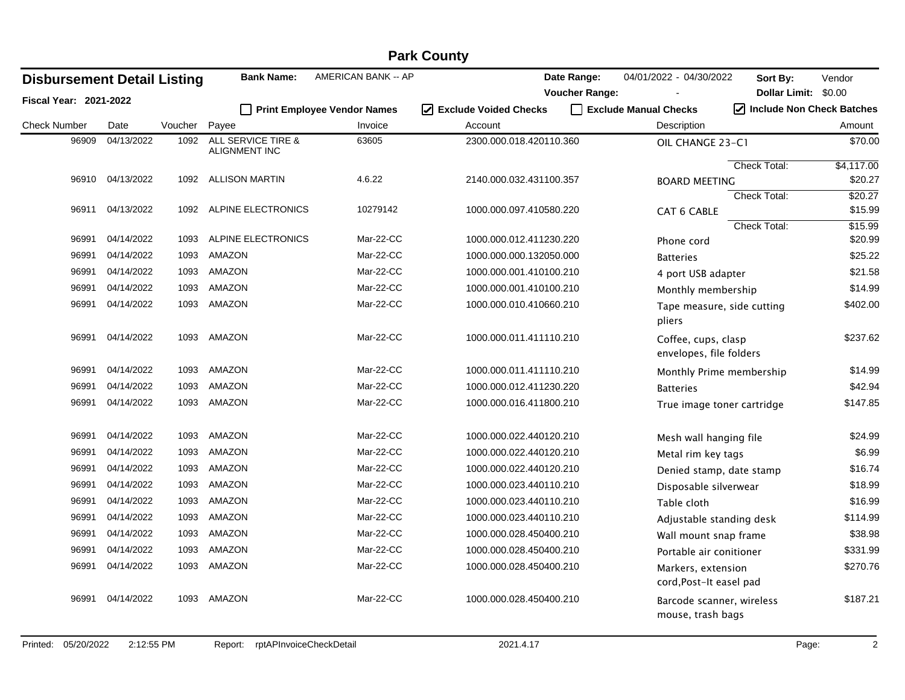# Park County

## Disbursement Detail Listing

**Fiscal Year: 2021-2022**

**Bank Name:** AMERICAN BANK -- AP

**Date Range:** 04/01/2022 - 04/30/2022 **Sort By:** Vendor

**Voucher Range:** - **Dollar Limit:** $0.00

☐ Print Employee Vendor Names ☑ Exclude Voided Checks ☐ Exclude Manual Checks ☑ Include Non Check Batches

| Check Number | Date | Voucher | Payee | Invoice | Account | Description | Amount |
|---|---|---|---|---|---|---|---|
| 96909 | 04/13/2022 | 1092 | ALL SERVICE TIRE & ALIGNMENT INC | 63605 | 2300.000.018.420110.360 | OIL CHANGE 23-C1 | $70.00 |
| | | | | | | Check Total: | $4,117.00 |
| 96910 | 04/13/2022 | 1092 | ALLISON MARTIN | 4.6.22 | 2140.000.032.431100.357 | BOARD MEETING | $20.27 |
| | | | | | | Check Total: | $20.27 |
| 96911 | 04/13/2022 | 1092 | ALPINE ELECTRONICS | 10279142 | 1000.000.097.410580.220 | CAT 6 CABLE | $15.99 |
| | | | | | | Check Total: | $15.99 |
| 96991 | 04/14/2022 | 1093 | ALPINE ELECTRONICS | Mar-22-CC | 1000.000.012.411230.220 | Phone cord | $20.99 |
| 96991 | 04/14/2022 | 1093 | AMAZON | Mar-22-CC | 1000.000.000.132050.000 | Batteries | $25.22 |
| 96991 | 04/14/2022 | 1093 | AMAZON | Mar-22-CC | 1000.000.001.410100.210 | 4 port USB adapter | $21.58 |
| 96991 | 04/14/2022 | 1093 | AMAZON | Mar-22-CC | 1000.000.001.410100.210 | Monthly membership | $14.99 |
| 96991 | 04/14/2022 | 1093 | AMAZON | Mar-22-CC | 1000.000.010.410660.210 | Tape measure, side cutting pliers | $402.00 |
| 96991 | 04/14/2022 | 1093 | AMAZON | Mar-22-CC | 1000.000.011.411110.210 | Coffee, cups, clasp envelopes, file folders | $237.62 |
| 96991 | 04/14/2022 | 1093 | AMAZON | Mar-22-CC | 1000.000.011.411110.210 | Monthly Prime membership | $14.99 |
| 96991 | 04/14/2022 | 1093 | AMAZON | Mar-22-CC | 1000.000.012.411230.220 | Batteries | $42.94 |
| 96991 | 04/14/2022 | 1093 | AMAZON | Mar-22-CC | 1000.000.016.411800.210 | True image toner cartridge | $147.85 |
| 96991 | 04/14/2022 | 1093 | AMAZON | Mar-22-CC | 1000.000.022.440120.210 | Mesh wall hanging file | $24.99 |
| 96991 | 04/14/2022 | 1093 | AMAZON | Mar-22-CC | 1000.000.022.440120.210 | Metal rim key tags | $6.99 |
| 96991 | 04/14/2022 | 1093 | AMAZON | Mar-22-CC | 1000.000.022.440120.210 | Denied stamp, date stamp | $16.74 |
| 96991 | 04/14/2022 | 1093 | AMAZON | Mar-22-CC | 1000.000.023.440110.210 | Disposable silverwear | $18.99 |
| 96991 | 04/14/2022 | 1093 | AMAZON | Mar-22-CC | 1000.000.023.440110.210 | Table cloth | $16.99 |
| 96991 | 04/14/2022 | 1093 | AMAZON | Mar-22-CC | 1000.000.023.440110.210 | Adjustable standing desk | $114.99 |
| 96991 | 04/14/2022 | 1093 | AMAZON | Mar-22-CC | 1000.000.028.450400.210 | Wall mount snap frame | $38.98 |
| 96991 | 04/14/2022 | 1093 | AMAZON | Mar-22-CC | 1000.000.028.450400.210 | Portable air conitioner | $331.99 |
| 96991 | 04/14/2022 | 1093 | AMAZON | Mar-22-CC | 1000.000.028.450400.210 | Markers, extension cord,Post-It easel pad | $270.76 |
| 96991 | 04/14/2022 | 1093 | AMAZON | Mar-22-CC | 1000.000.028.450400.210 | Barcode scanner, wireless mouse, trash bags | $187.21 |

Printed: 05/20/2022 2:12:55 PM Report: rptAPInvoiceCheckDetail 2021.4.17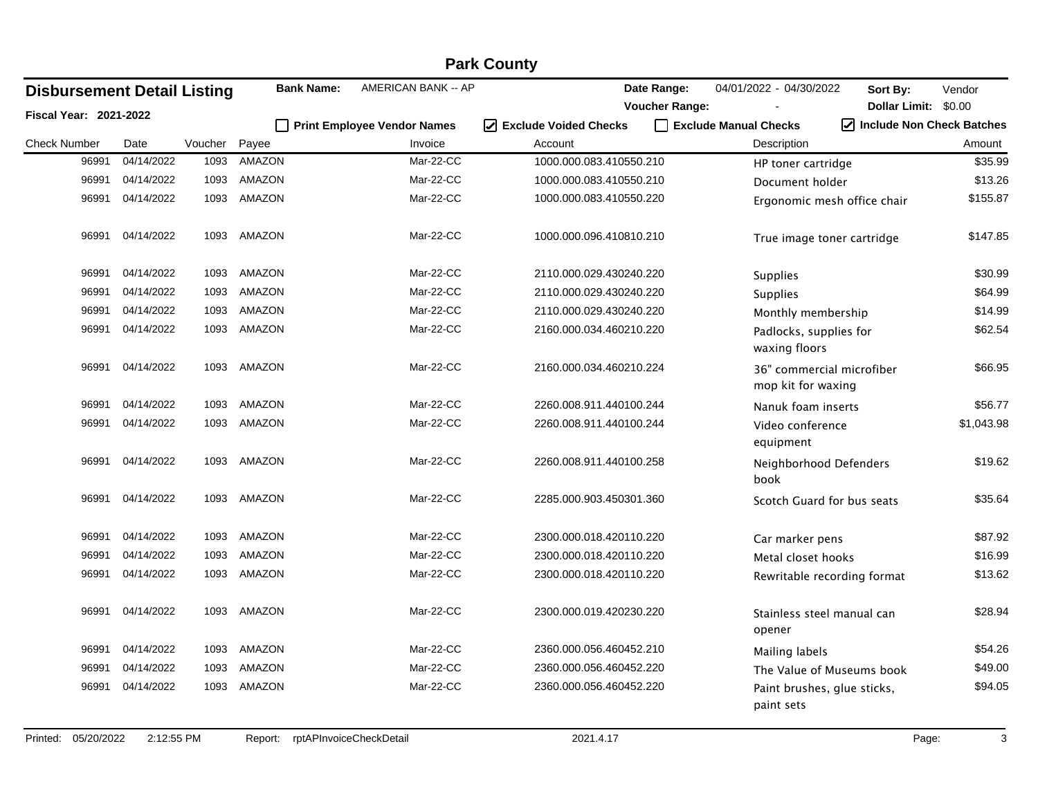# Park County

## Disbursement Detail Listing

**Fiscal Year: 2021-2022**

**Bank Name:** AMERICAN BANK -- AP

**Date Range:** 04/01/2022 - 04/30/2022

**Voucher Range:** -

**Sort By:** Vendor

**Dollar Limit:** $0.00

☐ Print Employee Vendor Names ☑ Exclude Voided Checks ☐ Exclude Manual Checks ☑ Include Non Check Batches

| Check Number | Date | Voucher | Payee | Invoice | Account | Description | Amount |
|---|---|---|---|---|---|---|---|
| 96991 | 04/14/2022 | 1093 | AMAZON | Mar-22-CC | 1000.000.083.410550.210 | HP toner cartridge | $35.99 |
| 96991 | 04/14/2022 | 1093 | AMAZON | Mar-22-CC | 1000.000.083.410550.210 | Document holder | $13.26 |
| 96991 | 04/14/2022 | 1093 | AMAZON | Mar-22-CC | 1000.000.083.410550.220 | Ergonomic mesh office chair | $155.87 |
| 96991 | 04/14/2022 | 1093 | AMAZON | Mar-22-CC | 1000.000.096.410810.210 | True image toner cartridge | $147.85 |
| 96991 | 04/14/2022 | 1093 | AMAZON | Mar-22-CC | 2110.000.029.430240.220 | Supplies | $30.99 |
| 96991 | 04/14/2022 | 1093 | AMAZON | Mar-22-CC | 2110.000.029.430240.220 | Supplies | $64.99 |
| 96991 | 04/14/2022 | 1093 | AMAZON | Mar-22-CC | 2110.000.029.430240.220 | Monthly membership | $14.99 |
| 96991 | 04/14/2022 | 1093 | AMAZON | Mar-22-CC | 2160.000.034.460210.220 | Padlocks, supplies for waxing floors | $62.54 |
| 96991 | 04/14/2022 | 1093 | AMAZON | Mar-22-CC | 2160.000.034.460210.224 | 36" commercial microfiber mop kit for waxing | $66.95 |
| 96991 | 04/14/2022 | 1093 | AMAZON | Mar-22-CC | 2260.008.911.440100.244 | Nanuk foam inserts | $56.77 |
| 96991 | 04/14/2022 | 1093 | AMAZON | Mar-22-CC | 2260.008.911.440100.244 | Video conference equipment | $1,043.98 |
| 96991 | 04/14/2022 | 1093 | AMAZON | Mar-22-CC | 2260.008.911.440100.258 | Neighborhood Defenders book | $19.62 |
| 96991 | 04/14/2022 | 1093 | AMAZON | Mar-22-CC | 2285.000.903.450301.360 | Scotch Guard for bus seats | $35.64 |
| 96991 | 04/14/2022 | 1093 | AMAZON | Mar-22-CC | 2300.000.018.420110.220 | Car marker pens | $87.92 |
| 96991 | 04/14/2022 | 1093 | AMAZON | Mar-22-CC | 2300.000.018.420110.220 | Metal closet hooks | $16.99 |
| 96991 | 04/14/2022 | 1093 | AMAZON | Mar-22-CC | 2300.000.018.420110.220 | Rewritable recording format | $13.62 |
| 96991 | 04/14/2022 | 1093 | AMAZON | Mar-22-CC | 2300.000.019.420230.220 | Stainless steel manual can opener | $28.94 |
| 96991 | 04/14/2022 | 1093 | AMAZON | Mar-22-CC | 2360.000.056.460452.210 | Mailing labels | $54.26 |
| 96991 | 04/14/2022 | 1093 | AMAZON | Mar-22-CC | 2360.000.056.460452.220 | The Value of Museums book | $49.00 |
| 96991 | 04/14/2022 | 1093 | AMAZON | Mar-22-CC | 2360.000.056.460452.220 | Paint brushes, glue sticks, paint sets | $94.05 |

Printed: 05/20/2022 2:12:55 PM Report: rptAPInvoiceCheckDetail 2021.4.17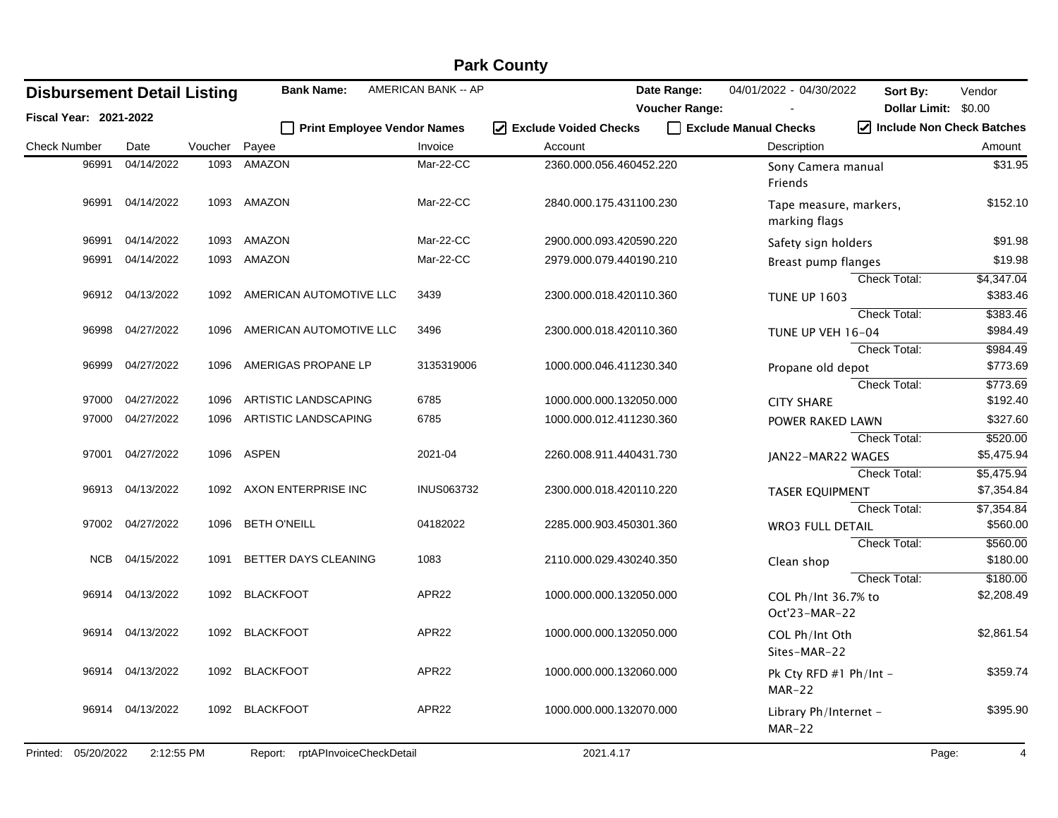# Park County

## Disbursement Detail Listing

**Fiscal Year:** 2021-2022

**Bank Name:** AMERICAN BANK -- AP

**Date Range:** 04/01/2022 - 04/30/2022

**Voucher Range:** -

**Sort By:** Vendor

**Dollar Limit:** $0.00

☐ Print Employee Vendor Names ☑ Exclude Voided Checks ☐ Exclude Manual Checks ☑ Include Non Check Batches

| Check Number | Date | Voucher | Payee | Invoice | Account | Description | Amount |
|---|---|---|---|---|---|---|---|
| 96991 | 04/14/2022 | 1093 | AMAZON | Mar-22-CC | 2360.000.056.460452.220 | Sony Camera manual Friends | $31.95 |
| 96991 | 04/14/2022 | 1093 | AMAZON | Mar-22-CC | 2840.000.175.431100.230 | Tape measure, markers, marking flags | $152.10 |
| 96991 | 04/14/2022 | 1093 | AMAZON | Mar-22-CC | 2900.000.093.420590.220 | Safety sign holders | $91.98 |
| 96991 | 04/14/2022 | 1093 | AMAZON | Mar-22-CC | 2979.000.079.440190.210 | Breast pump flanges | $19.98 |
| | | | | | | Check Total: | $4,347.04 |
| 96912 | 04/13/2022 | 1092 | AMERICAN AUTOMOTIVE LLC | 3439 | 2300.000.018.420110.360 | TUNE UP 1603 | $383.46 |
| | | | | | | Check Total: | $383.46 |
| 96998 | 04/27/2022 | 1096 | AMERICAN AUTOMOTIVE LLC | 3496 | 2300.000.018.420110.360 | TUNE UP VEH 16-04 | $984.49 |
| | | | | | | Check Total: | $984.49 |
| 96999 | 04/27/2022 | 1096 | AMERIGAS PROPANE LP | 3135319006 | 1000.000.046.411230.340 | Propane old depot | $773.69 |
| | | | | | | Check Total: | $773.69 |
| 97000 | 04/27/2022 | 1096 | ARTISTIC LANDSCAPING | 6785 | 1000.000.000.132050.000 | CITY SHARE | $192.40 |
| 97000 | 04/27/2022 | 1096 | ARTISTIC LANDSCAPING | 6785 | 1000.000.012.411230.360 | POWER RAKED LAWN | $327.60 |
| | | | | | | Check Total: | $520.00 |
| 97001 | 04/27/2022 | 1096 | ASPEN | 2021-04 | 2260.008.911.440431.730 | JAN22-MAR22 WAGES | $5,475.94 |
| | | | | | | Check Total: | $5,475.94 |
| 96913 | 04/13/2022 | 1092 | AXON ENTERPRISE INC | INUS063732 | 2300.000.018.420110.220 | TASER EQUIPMENT | $7,354.84 |
| | | | | | | Check Total: | $7,354.84 |
| 97002 | 04/27/2022 | 1096 | BETH O'NEILL | 04182022 | 2285.000.903.450301.360 | WRO3 FULL DETAIL | $560.00 |
| | | | | | | Check Total: | $560.00 |
| NCB | 04/15/2022 | 1091 | BETTER DAYS CLEANING | 1083 | 2110.000.029.430240.350 | Clean shop | $180.00 |
| | | | | | | Check Total: | $180.00 |
| 96914 | 04/13/2022 | 1092 | BLACKFOOT | APR22 | 1000.000.000.132050.000 | COL Ph/Int 36.7% to Oct'23-MAR-22 | $2,208.49 |
| 96914 | 04/13/2022 | 1092 | BLACKFOOT | APR22 | 1000.000.000.132050.000 | COL Ph/Int Oth Sites-MAR-22 | $2,861.54 |
| 96914 | 04/13/2022 | 1092 | BLACKFOOT | APR22 | 1000.000.000.132060.000 | Pk Cty RFD #1 Ph/Int - MAR-22 | $359.74 |
| 96914 | 04/13/2022 | 1092 | BLACKFOOT | APR22 | 1000.000.000.132070.000 | Library Ph/Internet - MAR-22 | $395.90 |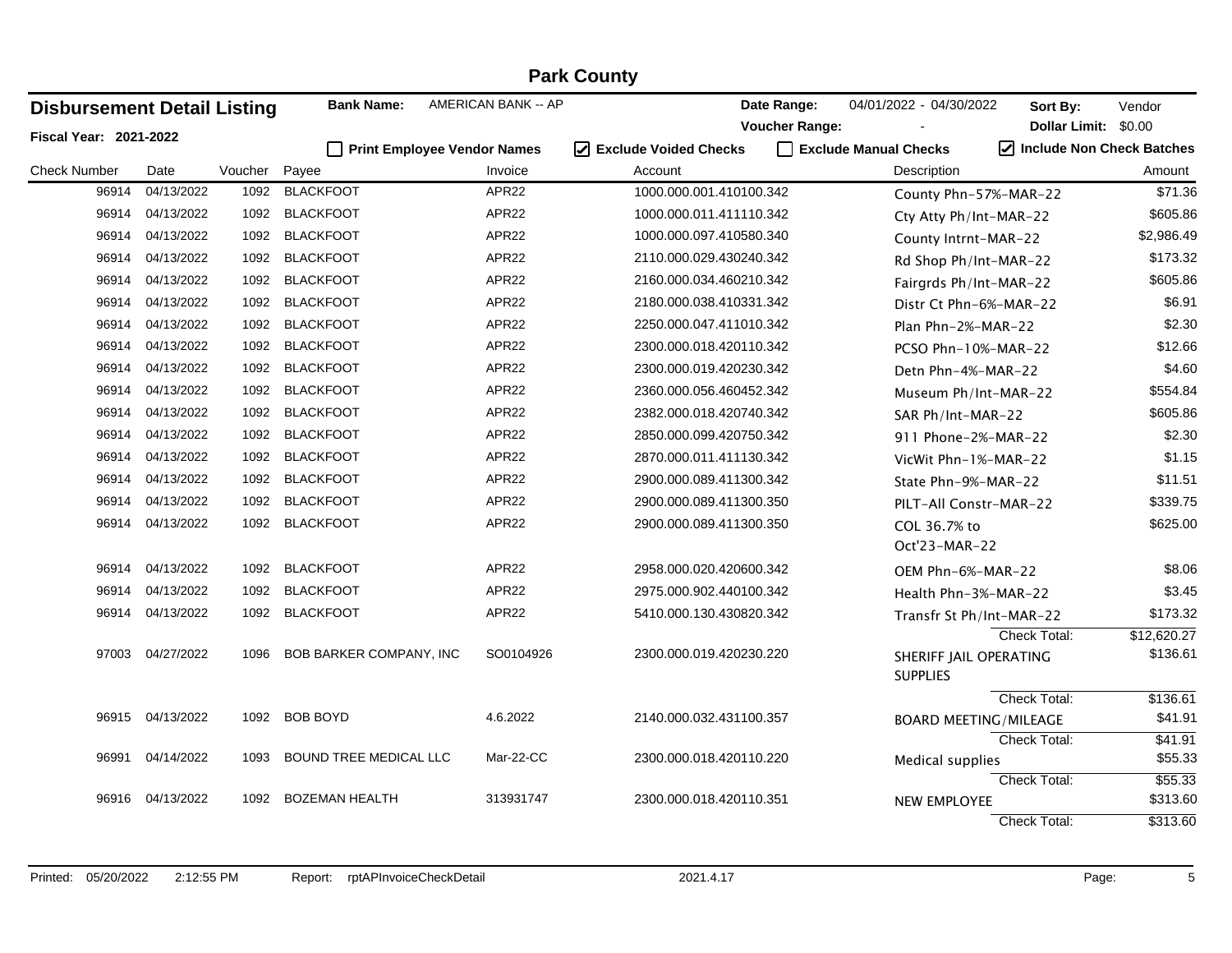# Park County

## Disbursement Detail Listing

**Fiscal Year: 2021-2022**

**Bank Name:** AMERICAN BANK -- AP

**Date Range:** 04/01/2022 - 04/30/2022 **Sort By:** Vendor

**Voucher Range:** - **Dollar Limit:** $0.00

☐ Print Employee Vendor Names ☑ Exclude Voided Checks ☐ Exclude Manual Checks ☑ Include Non Check Batches

| Check Number | Date | Voucher | Payee | Invoice | Account | Description | Amount |
|---|---|---|---|---|---|---|---|
| 96914 | 04/13/2022 | 1092 | BLACKFOOT | APR22 | 1000.000.001.410100.342 | County Phn-57%-MAR-22 | $71.36 |
| 96914 | 04/13/2022 | 1092 | BLACKFOOT | APR22 | 1000.000.011.411110.342 | Cty Atty Ph/Int-MAR-22 | $605.86 |
| 96914 | 04/13/2022 | 1092 | BLACKFOOT | APR22 | 1000.000.097.410580.340 | County Intrnt-MAR-22 | $2,986.49 |
| 96914 | 04/13/2022 | 1092 | BLACKFOOT | APR22 | 2110.000.029.430240.342 | Rd Shop Ph/Int-MAR-22 | $173.32 |
| 96914 | 04/13/2022 | 1092 | BLACKFOOT | APR22 | 2160.000.034.460210.342 | Fairgrds Ph/Int-MAR-22 | $605.86 |
| 96914 | 04/13/2022 | 1092 | BLACKFOOT | APR22 | 2180.000.038.410331.342 | Distr Ct Phn-6%-MAR-22 | $6.91 |
| 96914 | 04/13/2022 | 1092 | BLACKFOOT | APR22 | 2250.000.047.411010.342 | Plan Phn-2%-MAR-22 | $2.30 |
| 96914 | 04/13/2022 | 1092 | BLACKFOOT | APR22 | 2300.000.018.420110.342 | PCSO Phn-10%-MAR-22 | $12.66 |
| 96914 | 04/13/2022 | 1092 | BLACKFOOT | APR22 | 2300.000.019.420230.342 | Detn Phn-4%-MAR-22 | $4.60 |
| 96914 | 04/13/2022 | 1092 | BLACKFOOT | APR22 | 2360.000.056.460452.342 | Museum Ph/Int-MAR-22 | $554.84 |
| 96914 | 04/13/2022 | 1092 | BLACKFOOT | APR22 | 2382.000.018.420740.342 | SAR Ph/Int-MAR-22 | $605.86 |
| 96914 | 04/13/2022 | 1092 | BLACKFOOT | APR22 | 2850.000.099.420750.342 | 911 Phone-2%-MAR-22 | $2.30 |
| 96914 | 04/13/2022 | 1092 | BLACKFOOT | APR22 | 2870.000.011.411130.342 | VicWit Phn-1%-MAR-22 | $1.15 |
| 96914 | 04/13/2022 | 1092 | BLACKFOOT | APR22 | 2900.000.089.411300.342 | State Phn-9%-MAR-22 | $11.51 |
| 96914 | 04/13/2022 | 1092 | BLACKFOOT | APR22 | 2900.000.089.411300.350 | PILT-All Constr-MAR-22 | $339.75 |
| 96914 | 04/13/2022 | 1092 | BLACKFOOT | APR22 | 2900.000.089.411300.350 | COL 36.7% to Oct'23-MAR-22 | $625.00 |
| 96914 | 04/13/2022 | 1092 | BLACKFOOT | APR22 | 2958.000.020.420600.342 | OEM Phn-6%-MAR-22 | $8.06 |
| 96914 | 04/13/2022 | 1092 | BLACKFOOT | APR22 | 2975.000.902.440100.342 | Health Phn-3%-MAR-22 | $3.45 |
| 96914 | 04/13/2022 | 1092 | BLACKFOOT | APR22 | 5410.000.130.430820.342 | Transfr St Ph/Int-MAR-22 | $173.32 |
| | | | | | | Check Total: | $12,620.27 |
| 97003 | 04/27/2022 | 1096 | BOB BARKER COMPANY, INC | SO0104926 | 2300.000.019.420230.220 | SHERIFF JAIL OPERATING SUPPLIES | $136.61 |
| | | | | | | Check Total: | $136.61 |
| 96915 | 04/13/2022 | 1092 | BOB BOYD | 4.6.2022 | 2140.000.032.431100.357 | BOARD MEETING/MILEAGE | $41.91 |
| | | | | | | Check Total: | $41.91 |
| 96991 | 04/14/2022 | 1093 | BOUND TREE MEDICAL LLC | Mar-22-CC | 2300.000.018.420110.220 | Medical supplies | $55.33 |
| | | | | | | Check Total: | $55.33 |
| 96916 | 04/13/2022 | 1092 | BOZEMAN HEALTH | 313931747 | 2300.000.018.420110.351 | NEW EMPLOYEE | $313.60 |
| | | | | | | Check Total: | $313.60 |

Printed: 05/20/2022 2:12:55 PM Report: rptAPInvoiceCheckDetail 2021.4.17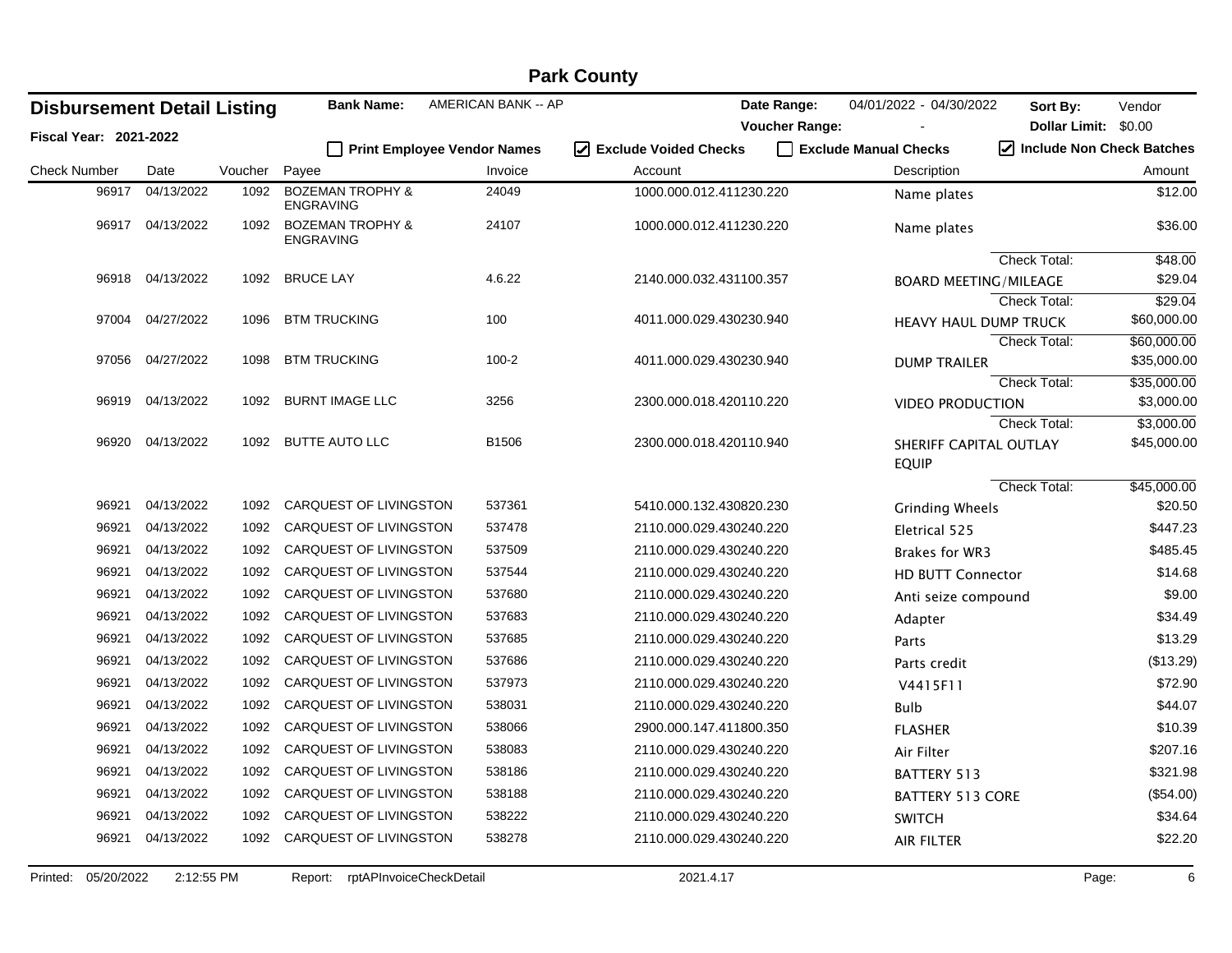# Park County

## Disbursement Detail Listing

**Fiscal Year: 2021-2022**

**Bank Name:** AMERICAN BANK -- AP

**Date Range:** 04/01/2022 - 04/30/2022 **Sort By:** Vendor

**Voucher Range:** - **Dollar Limit:** $0.00

☐ **Print Employee Vendor Names** ☑ **Exclude Voided Checks** ☐ **Exclude Manual Checks** ☑ **Include Non Check Batches**

| Check Number | Date | Voucher | Payee | Invoice | Account | Description | Amount |
|---|---|---|---|---|---|---|---|
| 96917 | 04/13/2022 | 1092 | BOZEMAN TROPHY & ENGRAVING | 24049 | 1000.000.012.411230.220 | Name plates | $12.00 |
| 96917 | 04/13/2022 | 1092 | BOZEMAN TROPHY & ENGRAVING | 24107 | 1000.000.012.411230.220 | Name plates | $36.00 |
| | | | | | | Check Total: | $48.00 |
| 96918 | 04/13/2022 | 1092 | BRUCE LAY | 4.6.22 | 2140.000.032.431100.357 | BOARD MEETING/MILEAGE | $29.04 |
| | | | | | | Check Total: | $29.04 |
| 97004 | 04/27/2022 | 1096 | BTM TRUCKING | 100 | 4011.000.029.430230.940 | HEAVY HAUL DUMP TRUCK | $60,000.00 |
| | | | | | | Check Total: | $60,000.00 |
| 97056 | 04/27/2022 | 1098 | BTM TRUCKING | 100-2 | 4011.000.029.430230.940 | DUMP TRAILER | $35,000.00 |
| | | | | | | Check Total: | $35,000.00 |
| 96919 | 04/13/2022 | 1092 | BURNT IMAGE LLC | 3256 | 2300.000.018.420110.220 | VIDEO PRODUCTION | $3,000.00 |
| | | | | | | Check Total: | $3,000.00 |
| 96920 | 04/13/2022 | 1092 | BUTTE AUTO LLC | B1506 | 2300.000.018.420110.940 | SHERIFF CAPITAL OUTLAY EQUIP | $45,000.00 |
| | | | | | | Check Total: | $45,000.00 |
| 96921 | 04/13/2022 | 1092 | CARQUEST OF LIVINGSTON | 537361 | 5410.000.132.430820.230 | Grinding Wheels | $20.50 |
| 96921 | 04/13/2022 | 1092 | CARQUEST OF LIVINGSTON | 537478 | 2110.000.029.430240.220 | Eletrical 525 | $447.23 |
| 96921 | 04/13/2022 | 1092 | CARQUEST OF LIVINGSTON | 537509 | 2110.000.029.430240.220 | Brakes for WR3 | $485.45 |
| 96921 | 04/13/2022 | 1092 | CARQUEST OF LIVINGSTON | 537544 | 2110.000.029.430240.220 | HD BUTT Connector | $14.68 |
| 96921 | 04/13/2022 | 1092 | CARQUEST OF LIVINGSTON | 537680 | 2110.000.029.430240.220 | Anti seize compound | $9.00 |
| 96921 | 04/13/2022 | 1092 | CARQUEST OF LIVINGSTON | 537683 | 2110.000.029.430240.220 | Adapter | $34.49 |
| 96921 | 04/13/2022 | 1092 | CARQUEST OF LIVINGSTON | 537685 | 2110.000.029.430240.220 | Parts | $13.29 |
| 96921 | 04/13/2022 | 1092 | CARQUEST OF LIVINGSTON | 537686 | 2110.000.029.430240.220 | Parts credit | ($13.29) |
| 96921 | 04/13/2022 | 1092 | CARQUEST OF LIVINGSTON | 537973 | 2110.000.029.430240.220 | V4415F11 | $72.90 |
| 96921 | 04/13/2022 | 1092 | CARQUEST OF LIVINGSTON | 538031 | 2110.000.029.430240.220 | Bulb | $44.07 |
| 96921 | 04/13/2022 | 1092 | CARQUEST OF LIVINGSTON | 538066 | 2900.000.147.411800.350 | FLASHER | $10.39 |
| 96921 | 04/13/2022 | 1092 | CARQUEST OF LIVINGSTON | 538083 | 2110.000.029.430240.220 | Air Filter | $207.16 |
| 96921 | 04/13/2022 | 1092 | CARQUEST OF LIVINGSTON | 538186 | 2110.000.029.430240.220 | BATTERY 513 | $321.98 |
| 96921 | 04/13/2022 | 1092 | CARQUEST OF LIVINGSTON | 538188 | 2110.000.029.430240.220 | BATTERY 513 CORE | ($54.00) |
| 96921 | 04/13/2022 | 1092 | CARQUEST OF LIVINGSTON | 538222 | 2110.000.029.430240.220 | SWITCH | $34.64 |
| 96921 | 04/13/2022 | 1092 | CARQUEST OF LIVINGSTON | 538278 | 2110.000.029.430240.220 | AIR FILTER | $22.20 |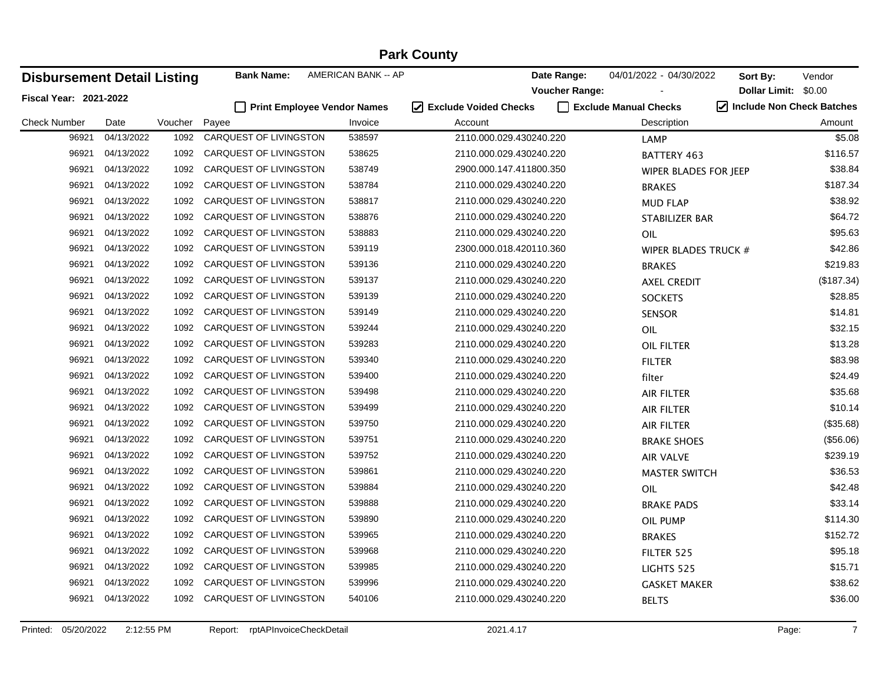# Park County

**Disbursement Detail Listing**

**Fiscal Year: 2021-2022**

**Bank Name:** AMERICAN BANK -- AP

**Date Range:** 04/01/2022 - 04/30/2022

**Voucher Range:** -

**Sort By:** Vendor

**Dollar Limit:** $0.00

☐ **Print Employee Vendor Names** ☑ **Exclude Voided Checks** ☐ **Exclude Manual Checks** ☑ **Include Non Check Batches**

| Check Number | Date | Voucher | Payee | Invoice | Account | Description | Amount |
|---|---|---|---|---|---|---|---|
| 96921 | 04/13/2022 | 1092 | CARQUEST OF LIVINGSTON | 538597 | 2110.000.029.430240.220 | LAMP | $5.08 |
| 96921 | 04/13/2022 | 1092 | CARQUEST OF LIVINGSTON | 538625 | 2110.000.029.430240.220 | BATTERY 463 | $116.57 |
| 96921 | 04/13/2022 | 1092 | CARQUEST OF LIVINGSTON | 538749 | 2900.000.147.411800.350 | WIPER BLADES FOR JEEP | $38.84 |
| 96921 | 04/13/2022 | 1092 | CARQUEST OF LIVINGSTON | 538784 | 2110.000.029.430240.220 | BRAKES | $187.34 |
| 96921 | 04/13/2022 | 1092 | CARQUEST OF LIVINGSTON | 538817 | 2110.000.029.430240.220 | MUD FLAP | $38.92 |
| 96921 | 04/13/2022 | 1092 | CARQUEST OF LIVINGSTON | 538876 | 2110.000.029.430240.220 | STABILIZER BAR | $64.72 |
| 96921 | 04/13/2022 | 1092 | CARQUEST OF LIVINGSTON | 538883 | 2110.000.029.430240.220 | OIL | $95.63 |
| 96921 | 04/13/2022 | 1092 | CARQUEST OF LIVINGSTON | 539119 | 2300.000.018.420110.360 | WIPER BLADES TRUCK # | $42.86 |
| 96921 | 04/13/2022 | 1092 | CARQUEST OF LIVINGSTON | 539136 | 2110.000.029.430240.220 | BRAKES | $219.83 |
| 96921 | 04/13/2022 | 1092 | CARQUEST OF LIVINGSTON | 539137 | 2110.000.029.430240.220 | AXEL CREDIT | ($187.34) |
| 96921 | 04/13/2022 | 1092 | CARQUEST OF LIVINGSTON | 539139 | 2110.000.029.430240.220 | SOCKETS | $28.85 |
| 96921 | 04/13/2022 | 1092 | CARQUEST OF LIVINGSTON | 539149 | 2110.000.029.430240.220 | SENSOR | $14.81 |
| 96921 | 04/13/2022 | 1092 | CARQUEST OF LIVINGSTON | 539244 | 2110.000.029.430240.220 | OIL | $32.15 |
| 96921 | 04/13/2022 | 1092 | CARQUEST OF LIVINGSTON | 539283 | 2110.000.029.430240.220 | OIL FILTER | $13.28 |
| 96921 | 04/13/2022 | 1092 | CARQUEST OF LIVINGSTON | 539340 | 2110.000.029.430240.220 | FILTER | $83.98 |
| 96921 | 04/13/2022 | 1092 | CARQUEST OF LIVINGSTON | 539400 | 2110.000.029.430240.220 | filter | $24.49 |
| 96921 | 04/13/2022 | 1092 | CARQUEST OF LIVINGSTON | 539498 | 2110.000.029.430240.220 | AIR FILTER | $35.68 |
| 96921 | 04/13/2022 | 1092 | CARQUEST OF LIVINGSTON | 539499 | 2110.000.029.430240.220 | AIR FILTER | $10.14 |
| 96921 | 04/13/2022 | 1092 | CARQUEST OF LIVINGSTON | 539750 | 2110.000.029.430240.220 | AIR FILTER | ($35.68) |
| 96921 | 04/13/2022 | 1092 | CARQUEST OF LIVINGSTON | 539751 | 2110.000.029.430240.220 | BRAKE SHOES | ($56.06) |
| 96921 | 04/13/2022 | 1092 | CARQUEST OF LIVINGSTON | 539752 | 2110.000.029.430240.220 | AIR VALVE | $239.19 |
| 96921 | 04/13/2022 | 1092 | CARQUEST OF LIVINGSTON | 539861 | 2110.000.029.430240.220 | MASTER SWITCH | $36.53 |
| 96921 | 04/13/2022 | 1092 | CARQUEST OF LIVINGSTON | 539884 | 2110.000.029.430240.220 | OIL | $42.48 |
| 96921 | 04/13/2022 | 1092 | CARQUEST OF LIVINGSTON | 539888 | 2110.000.029.430240.220 | BRAKE PADS | $33.14 |
| 96921 | 04/13/2022 | 1092 | CARQUEST OF LIVINGSTON | 539890 | 2110.000.029.430240.220 | OIL PUMP | $114.30 |
| 96921 | 04/13/2022 | 1092 | CARQUEST OF LIVINGSTON | 539965 | 2110.000.029.430240.220 | BRAKES | $152.72 |
| 96921 | 04/13/2022 | 1092 | CARQUEST OF LIVINGSTON | 539968 | 2110.000.029.430240.220 | FILTER 525 | $95.18 |
| 96921 | 04/13/2022 | 1092 | CARQUEST OF LIVINGSTON | 539985 | 2110.000.029.430240.220 | LIGHTS 525 | $15.71 |
| 96921 | 04/13/2022 | 1092 | CARQUEST OF LIVINGSTON | 539996 | 2110.000.029.430240.220 | GASKET MAKER | $38.62 |
| 96921 | 04/13/2022 | 1092 | CARQUEST OF LIVINGSTON | 540106 | 2110.000.029.430240.220 | BELTS | $36.00 |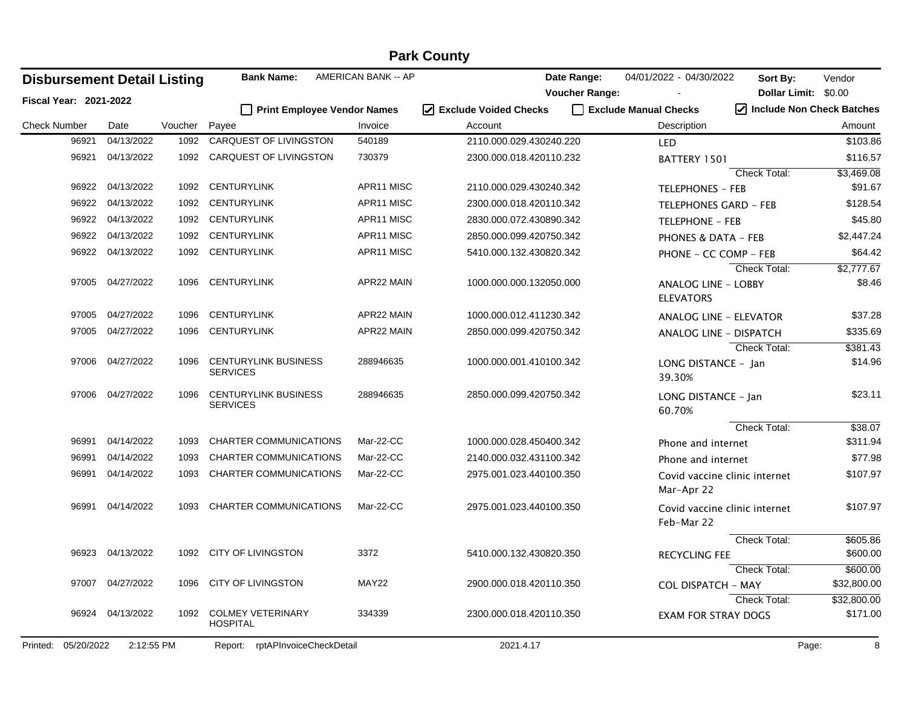# Park County

## Disbursement Detail Listing

**Fiscal Year: 2021-2022**

**Bank Name:** AMERICAN BANK -- AP

**Date Range:** 04/01/2022 - 04/30/2022

**Voucher Range:** -

**Sort By:** Vendor

**Dollar Limit:** $0.00

☐ Print Employee Vendor Names ☑ Exclude Voided Checks ☐ Exclude Manual Checks ☑ Include Non Check Batches

| Check Number | Date | Voucher | Payee | Invoice | Account | Description | Amount |
|---|---|---|---|---|---|---|---|
| 96921 | 04/13/2022 | 1092 | CARQUEST OF LIVINGSTON | 540189 | 2110.000.029.430240.220 | LED | $103.86 |
| 96921 | 04/13/2022 | 1092 | CARQUEST OF LIVINGSTON | 730379 | 2300.000.018.420110.232 | BATTERY 1501 | $116.57 |
| | | | | | | Check Total: | $3,469.08 |
| 96922 | 04/13/2022 | 1092 | CENTURYLINK | APR11 MISC | 2110.000.029.430240.342 | TELEPHONES - FEB | $91.67 |
| 96922 | 04/13/2022 | 1092 | CENTURYLINK | APR11 MISC | 2300.000.018.420110.342 | TELEPHONES GARD - FEB | $128.54 |
| 96922 | 04/13/2022 | 1092 | CENTURYLINK | APR11 MISC | 2830.000.072.430890.342 | TELEPHONE - FEB | $45.80 |
| 96922 | 04/13/2022 | 1092 | CENTURYLINK | APR11 MISC | 2850.000.099.420750.342 | PHONES & DATA - FEB | $2,447.24 |
| 96922 | 04/13/2022 | 1092 | CENTURYLINK | APR11 MISC | 5410.000.132.430820.342 | PHONE - CC COMP - FEB | $64.42 |
| | | | | | | Check Total: | $2,777.67 |
| 97005 | 04/27/2022 | 1096 | CENTURYLINK | APR22 MAIN | 1000.000.000.132050.000 | ANALOG LINE - LOBBY ELEVATORS | $8.46 |
| 97005 | 04/27/2022 | 1096 | CENTURYLINK | APR22 MAIN | 1000.000.012.411230.342 | ANALOG LINE - ELEVATOR | $37.28 |
| 97005 | 04/27/2022 | 1096 | CENTURYLINK | APR22 MAIN | 2850.000.099.420750.342 | ANALOG LINE - DISPATCH | $335.69 |
| | | | | | | Check Total: | $381.43 |
| 97006 | 04/27/2022 | 1096 | CENTURYLINK BUSINESS SERVICES | 288946635 | 1000.000.001.410100.342 | LONG DISTANCE - Jan 39.30% | $14.96 |
| 97006 | 04/27/2022 | 1096 | CENTURYLINK BUSINESS SERVICES | 288946635 | 2850.000.099.420750.342 | LONG DISTANCE - Jan 60.70% | $23.11 |
| | | | | | | Check Total: | $38.07 |
| 96991 | 04/14/2022 | 1093 | CHARTER COMMUNICATIONS | Mar-22-CC | 1000.000.028.450400.342 | Phone and internet | $311.94 |
| 96991 | 04/14/2022 | 1093 | CHARTER COMMUNICATIONS | Mar-22-CC | 2140.000.032.431100.342 | Phone and internet | $77.98 |
| 96991 | 04/14/2022 | 1093 | CHARTER COMMUNICATIONS | Mar-22-CC | 2975.001.023.440100.350 | Covid vaccine clinic internet Mar-Apr 22 | $107.97 |
| 96991 | 04/14/2022 | 1093 | CHARTER COMMUNICATIONS | Mar-22-CC | 2975.001.023.440100.350 | Covid vaccine clinic internet Feb-Mar 22 | $107.97 |
| | | | | | | Check Total: | $605.86 |
| 96923 | 04/13/2022 | 1092 | CITY OF LIVINGSTON | 3372 | 5410.000.132.430820.350 | RECYCLING FEE | $600.00 |
| | | | | | | Check Total: | $600.00 |
| 97007 | 04/27/2022 | 1096 | CITY OF LIVINGSTON | MAY22 | 2900.000.018.420110.350 | COL DISPATCH - MAY | $32,800.00 |
| | | | | | | Check Total: | $32,800.00 |
| 96924 | 04/13/2022 | 1092 | COLMEY VETERINARY HOSPITAL | 334339 | 2300.000.018.420110.350 | EXAM FOR STRAY DOGS | $171.00 |

Printed: 05/20/2022 2:12:55 PM Report: rptAPInvoiceCheckDetail 2021.4.17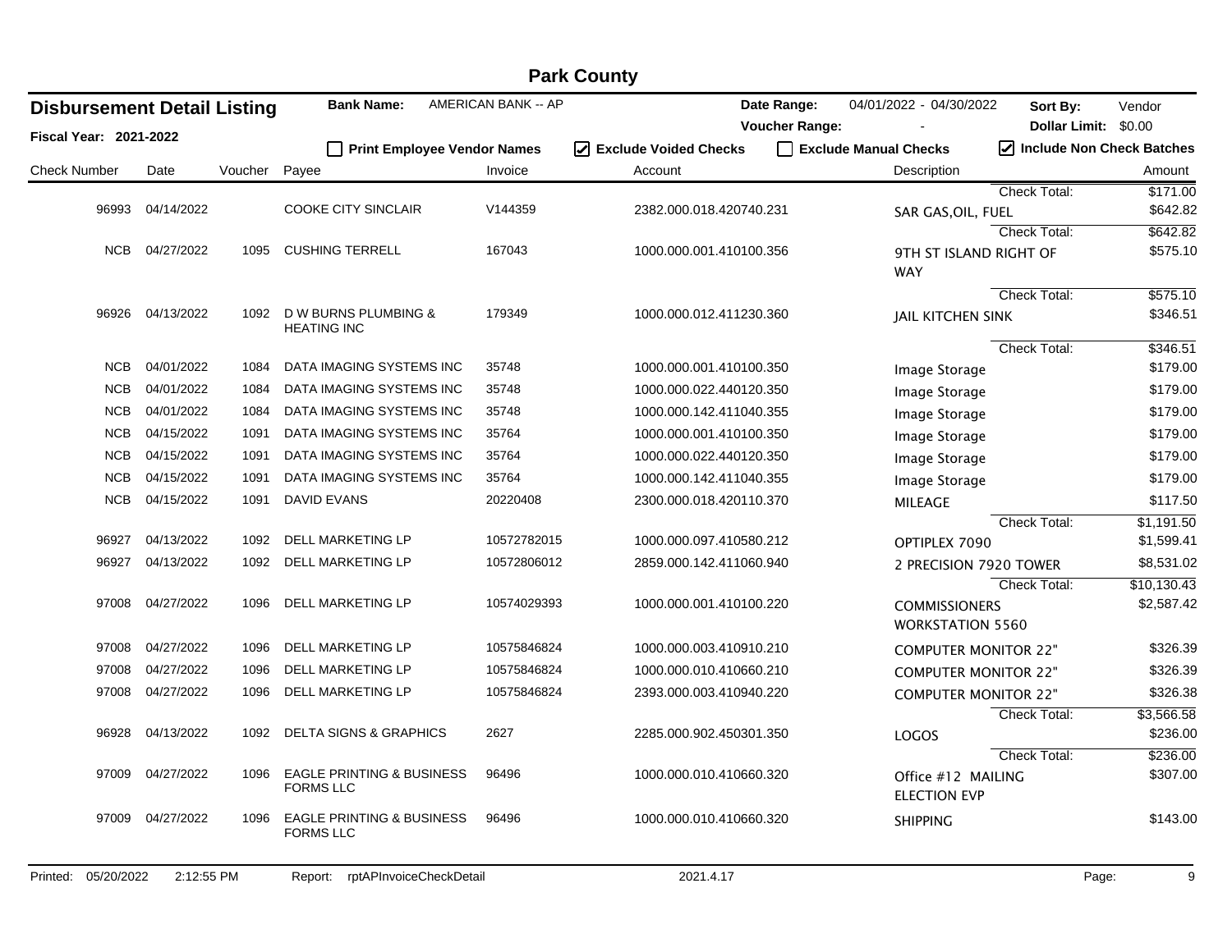# Park County

## Disbursement Detail Listing

**Fiscal Year: 2021-2022**

**Bank Name:** AMERICAN BANK -- AP

**Date Range:** 04/01/2022 - 04/30/2022

**Voucher Range:** -

**Sort By:** Vendor

**Dollar Limit:** $0.00

☐ **Print Employee Vendor Names** ☑ **Exclude Voided Checks** ☐ **Exclude Manual Checks** ☑ **Include Non Check Batches**

| Check Number | Date | Voucher | Payee | Invoice | Account | Description | | Amount |
|---|---|---|---|---|---|---|---|---|
| | | | | | | | Check Total: | $171.00 |
| 96993 | 04/14/2022 | | COOKE CITY SINCLAIR | V144359 | 2382.000.018.420740.231 | SAR GAS,OIL, FUEL | | $642.82 |
| | | | | | | | Check Total: | $642.82 |
| NCB | 04/27/2022 | 1095 | CUSHING TERRELL | 167043 | 1000.000.001.410100.356 | 9TH ST ISLAND RIGHT OF WAY | | $575.10 |
| | | | | | | | Check Total: | $575.10 |
| 96926 | 04/13/2022 | 1092 | D W BURNS PLUMBING & HEATING INC | 179349 | 1000.000.012.411230.360 | JAIL KITCHEN SINK | | $346.51 |
| | | | | | | | Check Total: | $346.51 |
| NCB | 04/01/2022 | 1084 | DATA IMAGING SYSTEMS INC | 35748 | 1000.000.001.410100.350 | Image Storage | | $179.00 |
| NCB | 04/01/2022 | 1084 | DATA IMAGING SYSTEMS INC | 35748 | 1000.000.022.440120.350 | Image Storage | | $179.00 |
| NCB | 04/01/2022 | 1084 | DATA IMAGING SYSTEMS INC | 35748 | 1000.000.142.411040.355 | Image Storage | | $179.00 |
| NCB | 04/15/2022 | 1091 | DATA IMAGING SYSTEMS INC | 35764 | 1000.000.001.410100.350 | Image Storage | | $179.00 |
| NCB | 04/15/2022 | 1091 | DATA IMAGING SYSTEMS INC | 35764 | 1000.000.022.440120.350 | Image Storage | | $179.00 |
| NCB | 04/15/2022 | 1091 | DATA IMAGING SYSTEMS INC | 35764 | 1000.000.142.411040.355 | Image Storage | | $179.00 |
| NCB | 04/15/2022 | 1091 | DAVID EVANS | 20220408 | 2300.000.018.420110.370 | MILEAGE | | $117.50 |
| | | | | | | | Check Total: | $1,191.50 |
| 96927 | 04/13/2022 | 1092 | DELL MARKETING LP | 10572782015 | 1000.000.097.410580.212 | OPTIPLEX 7090 | | $1,599.41 |
| 96927 | 04/13/2022 | 1092 | DELL MARKETING LP | 10572806012 | 2859.000.142.411060.940 | 2 PRECISION 7920 TOWER | | $8,531.02 |
| | | | | | | | Check Total: | $10,130.43 |
| 97008 | 04/27/2022 | 1096 | DELL MARKETING LP | 10574029393 | 1000.000.001.410100.220 | COMMISSIONERS WORKSTATION 5560 | | $2,587.42 |
| 97008 | 04/27/2022 | 1096 | DELL MARKETING LP | 10575846824 | 1000.000.003.410910.210 | COMPUTER MONITOR 22" | | $326.39 |
| 97008 | 04/27/2022 | 1096 | DELL MARKETING LP | 10575846824 | 1000.000.010.410660.210 | COMPUTER MONITOR 22" | | $326.39 |
| 97008 | 04/27/2022 | 1096 | DELL MARKETING LP | 10575846824 | 2393.000.003.410940.220 | COMPUTER MONITOR 22" | | $326.38 |
| | | | | | | | Check Total: | $3,566.58 |
| 96928 | 04/13/2022 | 1092 | DELTA SIGNS & GRAPHICS | 2627 | 2285.000.902.450301.350 | LOGOS | | $236.00 |
| | | | | | | | Check Total: | $236.00 |
| 97009 | 04/27/2022 | 1096 | EAGLE PRINTING & BUSINESS FORMS LLC | 96496 | 1000.000.010.410660.320 | Office #12 MAILING ELECTION EVP | | $307.00 |
| 97009 | 04/27/2022 | 1096 | EAGLE PRINTING & BUSINESS FORMS LLC | 96496 | 1000.000.010.410660.320 | SHIPPING | | $143.00 |

Printed: 05/20/2022 2:12:55 PM Report: rptAPInvoiceCheckDetail 2021.4.17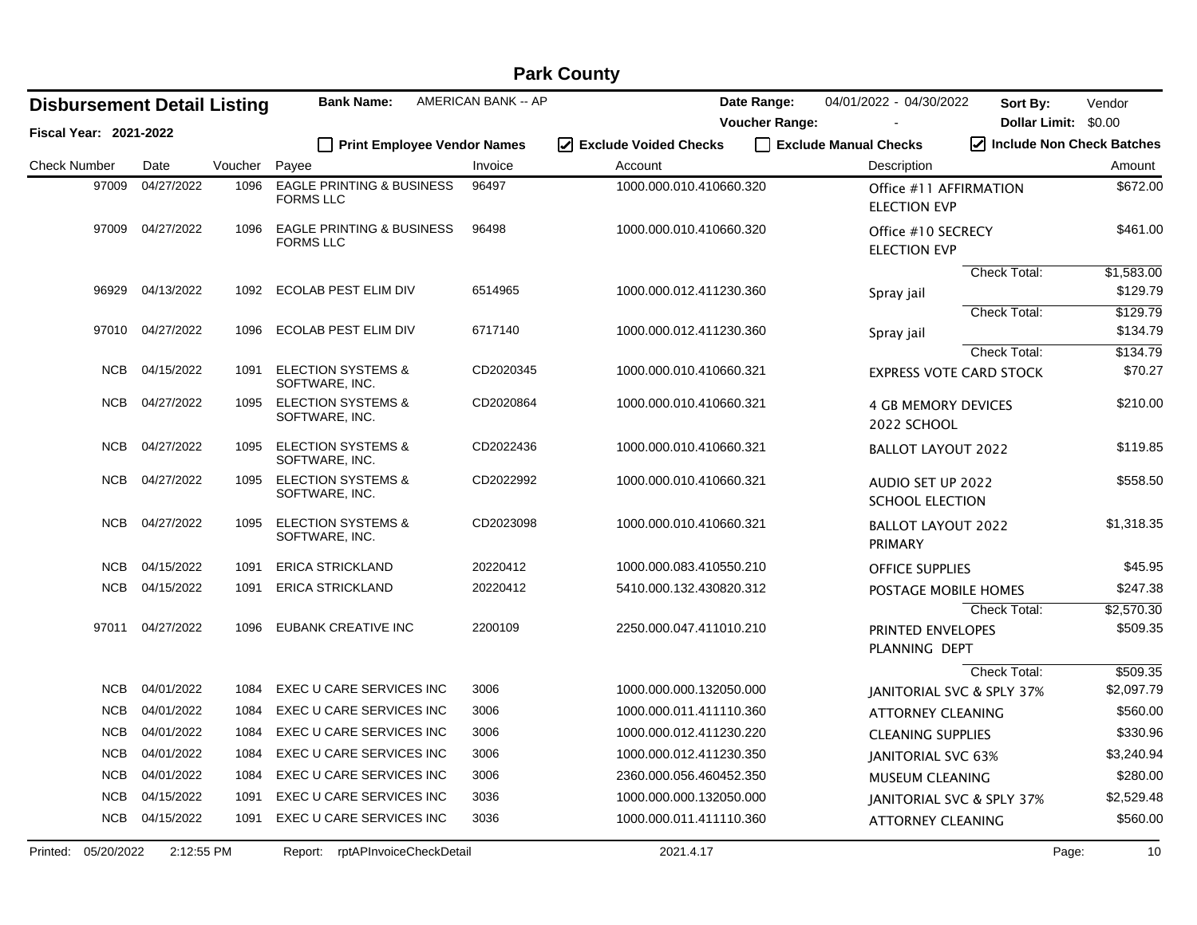# Park County

## Disbursement Detail Listing

**Fiscal Year:** 2021-2022

**Bank Name:** AMERICAN BANK -- AP

**Date Range:** 04/01/2022 - 04/30/2022

**Voucher Range:** -

**Sort By:** Vendor

**Dollar Limit:** $0.00

- [ ] Print Employee Vendor Names
- [x] Exclude Voided Checks
- [ ] Exclude Manual Checks
- [x] Include Non Check Batches

| Check Number | Date | Voucher | Payee | Invoice | Account | Description | Amount |
|---|---|---|---|---|---|---|---|
| 97009 | 04/27/2022 | 1096 | EAGLE PRINTING & BUSINESS FORMS LLC | 96497 | 1000.000.010.410660.320 | Office #11 AFFIRMATION ELECTION EVP | $672.00 |
| 97009 | 04/27/2022 | 1096 | EAGLE PRINTING & BUSINESS FORMS LLC | 96498 | 1000.000.010.410660.320 | Office #10 SECRECY ELECTION EVP | $461.00 |
| | | | | | | Check Total: | $1,583.00 |
| 96929 | 04/13/2022 | 1092 | ECOLAB PEST ELIM DIV | 6514965 | 1000.000.012.411230.360 | Spray jail | $129.79 |
| | | | | | | Check Total: | $129.79 |
| 97010 | 04/27/2022 | 1096 | ECOLAB PEST ELIM DIV | 6717140 | 1000.000.012.411230.360 | Spray jail | $134.79 |
| | | | | | | Check Total: | $134.79 |
| NCB | 04/15/2022 | 1091 | ELECTION SYSTEMS & SOFTWARE, INC. | CD2020345 | 1000.000.010.410660.321 | EXPRESS VOTE CARD STOCK | $70.27 |
| NCB | 04/27/2022 | 1095 | ELECTION SYSTEMS & SOFTWARE, INC. | CD2020864 | 1000.000.010.410660.321 | 4 GB MEMORY DEVICES 2022 SCHOOL | $210.00 |
| NCB | 04/27/2022 | 1095 | ELECTION SYSTEMS & SOFTWARE, INC. | CD2022436 | 1000.000.010.410660.321 | BALLOT LAYOUT 2022 | $119.85 |
| NCB | 04/27/2022 | 1095 | ELECTION SYSTEMS & SOFTWARE, INC. | CD2022992 | 1000.000.010.410660.321 | AUDIO SET UP 2022 SCHOOL ELECTION | $558.50 |
| NCB | 04/27/2022 | 1095 | ELECTION SYSTEMS & SOFTWARE, INC. | CD2023098 | 1000.000.010.410660.321 | BALLOT LAYOUT 2022 PRIMARY | $1,318.35 |
| NCB | 04/15/2022 | 1091 | ERICA STRICKLAND | 20220412 | 1000.000.083.410550.210 | OFFICE SUPPLIES | $45.95 |
| NCB | 04/15/2022 | 1091 | ERICA STRICKLAND | 20220412 | 5410.000.132.430820.312 | POSTAGE MOBILE HOMES | $247.38 |
| | | | | | | Check Total: | $2,570.30 |
| 97011 | 04/27/2022 | 1096 | EUBANK CREATIVE INC | 2200109 | 2250.000.047.411010.210 | PRINTED ENVELOPES PLANNING DEPT | $509.35 |
| | | | | | | Check Total: | $509.35 |
| NCB | 04/01/2022 | 1084 | EXEC U CARE SERVICES INC | 3006 | 1000.000.000.132050.000 | JANITORIAL SVC & SPLY 37% | $2,097.79 |
| NCB | 04/01/2022 | 1084 | EXEC U CARE SERVICES INC | 3006 | 1000.000.011.411110.360 | ATTORNEY CLEANING | $560.00 |
| NCB | 04/01/2022 | 1084 | EXEC U CARE SERVICES INC | 3006 | 1000.000.012.411230.220 | CLEANING SUPPLIES | $330.96 |
| NCB | 04/01/2022 | 1084 | EXEC U CARE SERVICES INC | 3006 | 1000.000.012.411230.350 | JANITORIAL SVC 63% | $3,240.94 |
| NCB | 04/01/2022 | 1084 | EXEC U CARE SERVICES INC | 3006 | 2360.000.056.460452.350 | MUSEUM CLEANING | $280.00 |
| NCB | 04/15/2022 | 1091 | EXEC U CARE SERVICES INC | 3036 | 1000.000.000.132050.000 | JANITORIAL SVC & SPLY 37% | $2,529.48 |
| NCB | 04/15/2022 | 1091 | EXEC U CARE SERVICES INC | 3036 | 1000.000.011.411110.360 | ATTORNEY CLEANING | $560.00 |

Printed: 05/20/2022 2:12:55 PM Report: rptAPInvoiceCheckDetail 2021.4.17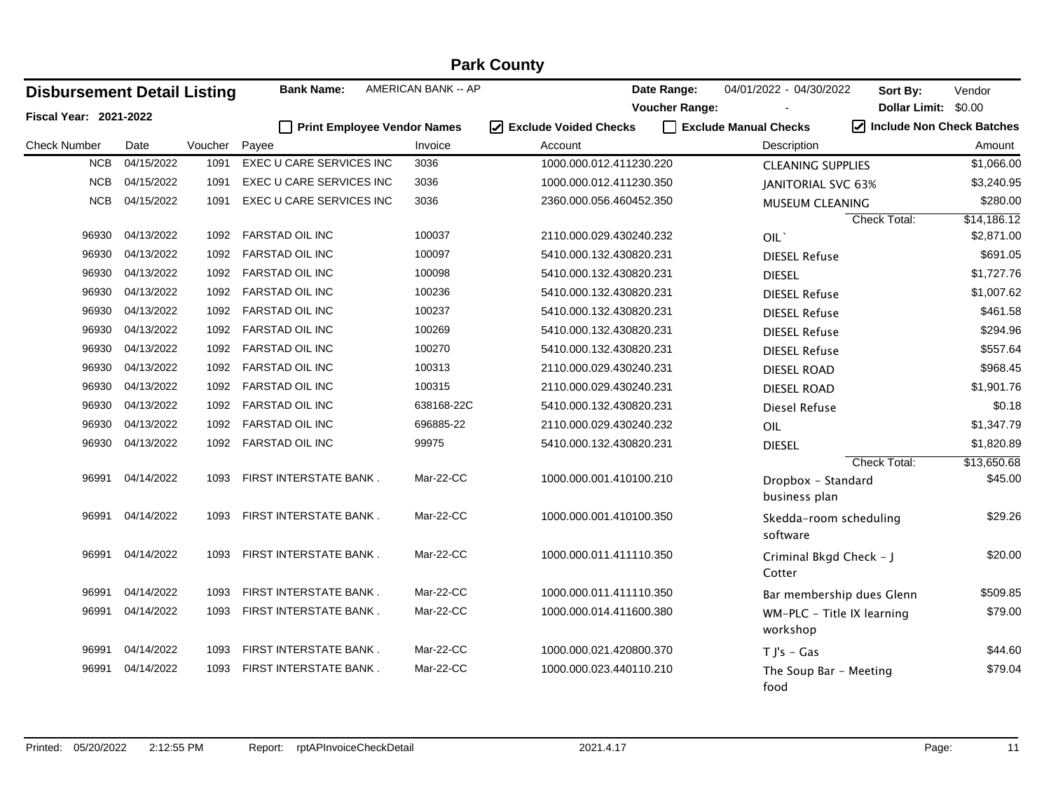# Park County

## Disbursement Detail Listing

**Fiscal Year: 2021-2022**

**Bank Name:** AMERICAN BANK -- AP

**Date Range:** 04/01/2022 - 04/30/2022 **Sort By:** Vendor

**Voucher Range:** - **Dollar Limit:** $0.00

☐ Print Employee Vendor Names ☑ Exclude Voided Checks ☐ Exclude Manual Checks ☑ Include Non Check Batches

| Check Number | Date | Voucher | Payee | Invoice | Account | Description | Amount |
|---|---|---|---|---|---|---|---|
| NCB | 04/15/2022 | 1091 | EXEC U CARE SERVICES INC | 3036 | 1000.000.012.411230.220 | CLEANING SUPPLIES | $1,066.00 |
| NCB | 04/15/2022 | 1091 | EXEC U CARE SERVICES INC | 3036 | 1000.000.012.411230.350 | JANITORIAL SVC 63% | $3,240.95 |
| NCB | 04/15/2022 | 1091 | EXEC U CARE SERVICES INC | 3036 | 2360.000.056.460452.350 | MUSEUM CLEANING | $280.00 |
| | | | | | | Check Total: | $14,186.12 |
| 96930 | 04/13/2022 | 1092 | FARSTAD OIL INC | 100037 | 2110.000.029.430240.232 | OIL` | $2,871.00 |
| 96930 | 04/13/2022 | 1092 | FARSTAD OIL INC | 100097 | 5410.000.132.430820.231 | DIESEL Refuse | $691.05 |
| 96930 | 04/13/2022 | 1092 | FARSTAD OIL INC | 100098 | 5410.000.132.430820.231 | DIESEL | $1,727.76 |
| 96930 | 04/13/2022 | 1092 | FARSTAD OIL INC | 100236 | 5410.000.132.430820.231 | DIESEL Refuse | $1,007.62 |
| 96930 | 04/13/2022 | 1092 | FARSTAD OIL INC | 100237 | 5410.000.132.430820.231 | DIESEL Refuse | $461.58 |
| 96930 | 04/13/2022 | 1092 | FARSTAD OIL INC | 100269 | 5410.000.132.430820.231 | DIESEL Refuse | $294.96 |
| 96930 | 04/13/2022 | 1092 | FARSTAD OIL INC | 100270 | 5410.000.132.430820.231 | DIESEL Refuse | $557.64 |
| 96930 | 04/13/2022 | 1092 | FARSTAD OIL INC | 100313 | 2110.000.029.430240.231 | DIESEL ROAD | $968.45 |
| 96930 | 04/13/2022 | 1092 | FARSTAD OIL INC | 100315 | 2110.000.029.430240.231 | DIESEL ROAD | $1,901.76 |
| 96930 | 04/13/2022 | 1092 | FARSTAD OIL INC | 638168-22C | 5410.000.132.430820.231 | Diesel Refuse | $0.18 |
| 96930 | 04/13/2022 | 1092 | FARSTAD OIL INC | 696885-22 | 2110.000.029.430240.232 | OIL | $1,347.79 |
| 96930 | 04/13/2022 | 1092 | FARSTAD OIL INC | 99975 | 5410.000.132.430820.231 | DIESEL | $1,820.89 |
| | | | | | | Check Total: | $13,650.68 |
| 96991 | 04/14/2022 | 1093 | FIRST INTERSTATE BANK . | Mar-22-CC | 1000.000.001.410100.210 | Dropbox - Standard business plan | $45.00 |
| 96991 | 04/14/2022 | 1093 | FIRST INTERSTATE BANK . | Mar-22-CC | 1000.000.001.410100.350 | Skedda-room scheduling software | $29.26 |
| 96991 | 04/14/2022 | 1093 | FIRST INTERSTATE BANK . | Mar-22-CC | 1000.000.011.411110.350 | Criminal Bkgd Check - J Cotter | $20.00 |
| 96991 | 04/14/2022 | 1093 | FIRST INTERSTATE BANK . | Mar-22-CC | 1000.000.011.411110.350 | Bar membership dues Glenn | $509.85 |
| 96991 | 04/14/2022 | 1093 | FIRST INTERSTATE BANK . | Mar-22-CC | 1000.000.014.411600.380 | WM-PLC - Title IX learning workshop | $79.00 |
| 96991 | 04/14/2022 | 1093 | FIRST INTERSTATE BANK . | Mar-22-CC | 1000.000.021.420800.370 | T J's - Gas | $44.60 |
| 96991 | 04/14/2022 | 1093 | FIRST INTERSTATE BANK . | Mar-22-CC | 1000.000.023.440110.210 | The Soup Bar - Meeting food | $79.04 |

Printed: 05/20/2022 2:12:55 PM Report: rptAPInvoiceCheckDetail 2021.4.17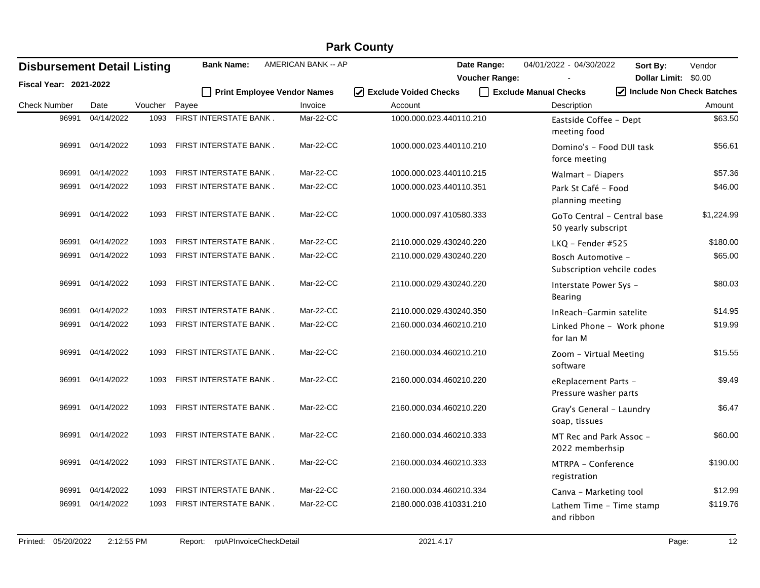# Park County

## Disbursement Detail Listing

**Fiscal Year: 2021-2022**

**Bank Name:** AMERICAN BANK -- AP

**Date Range:** 04/01/2022 - 04/30/2022

**Voucher Range:** -

**Sort By:** Vendor

**Dollar Limit:** $0.00

☐ Print Employee Vendor Names ☑ Exclude Voided Checks ☐ Exclude Manual Checks ☑ Include Non Check Batches

| Check Number | Date | Voucher | Payee | Invoice | Account | Description | Amount |
|---|---|---|---|---|---|---|---|
| 96991 | 04/14/2022 | 1093 | FIRST INTERSTATE BANK . | Mar-22-CC | 1000.000.023.440110.210 | Eastside Coffee - Dept meeting food | $63.50 |
| 96991 | 04/14/2022 | 1093 | FIRST INTERSTATE BANK . | Mar-22-CC | 1000.000.023.440110.210 | Domino's - Food DUI task force meeting | $56.61 |
| 96991 | 04/14/2022 | 1093 | FIRST INTERSTATE BANK . | Mar-22-CC | 1000.000.023.440110.215 | Walmart - Diapers | $57.36 |
| 96991 | 04/14/2022 | 1093 | FIRST INTERSTATE BANK . | Mar-22-CC | 1000.000.023.440110.351 | Park St Café - Food planning meeting | $46.00 |
| 96991 | 04/14/2022 | 1093 | FIRST INTERSTATE BANK . | Mar-22-CC | 1000.000.097.410580.333 | GoTo Central - Central base 50 yearly subscript | $1,224.99 |
| 96991 | 04/14/2022 | 1093 | FIRST INTERSTATE BANK . | Mar-22-CC | 2110.000.029.430240.220 | LKQ - Fender #525 | $180.00 |
| 96991 | 04/14/2022 | 1093 | FIRST INTERSTATE BANK . | Mar-22-CC | 2110.000.029.430240.220 | Bosch Automotive - Subscription vehcile codes | $65.00 |
| 96991 | 04/14/2022 | 1093 | FIRST INTERSTATE BANK . | Mar-22-CC | 2110.000.029.430240.220 | Interstate Power Sys - Bearing | $80.03 |
| 96991 | 04/14/2022 | 1093 | FIRST INTERSTATE BANK . | Mar-22-CC | 2110.000.029.430240.350 | InReach-Garmin satelite | $14.95 |
| 96991 | 04/14/2022 | 1093 | FIRST INTERSTATE BANK . | Mar-22-CC | 2160.000.034.460210.210 | Linked Phone - Work phone for Ian M | $19.99 |
| 96991 | 04/14/2022 | 1093 | FIRST INTERSTATE BANK . | Mar-22-CC | 2160.000.034.460210.210 | Zoom - Virtual Meeting software | $15.55 |
| 96991 | 04/14/2022 | 1093 | FIRST INTERSTATE BANK . | Mar-22-CC | 2160.000.034.460210.220 | eReplacement Parts - Pressure washer parts | $9.49 |
| 96991 | 04/14/2022 | 1093 | FIRST INTERSTATE BANK . | Mar-22-CC | 2160.000.034.460210.220 | Gray's General - Laundry soap, tissues | $6.47 |
| 96991 | 04/14/2022 | 1093 | FIRST INTERSTATE BANK . | Mar-22-CC | 2160.000.034.460210.333 | MT Rec and Park Assoc - 2022 memberhsip | $60.00 |
| 96991 | 04/14/2022 | 1093 | FIRST INTERSTATE BANK . | Mar-22-CC | 2160.000.034.460210.333 | MTRPA - Conference registration | $190.00 |
| 96991 | 04/14/2022 | 1093 | FIRST INTERSTATE BANK . | Mar-22-CC | 2160.000.034.460210.334 | Canva - Marketing tool | $12.99 |
| 96991 | 04/14/2022 | 1093 | FIRST INTERSTATE BANK . | Mar-22-CC | 2180.000.038.410331.210 | Lathem Time - Time stamp and ribbon | $119.76 |

Printed: 05/20/2022 2:12:55 PM Report: rptAPInvoiceCheckDetail 2021.4.17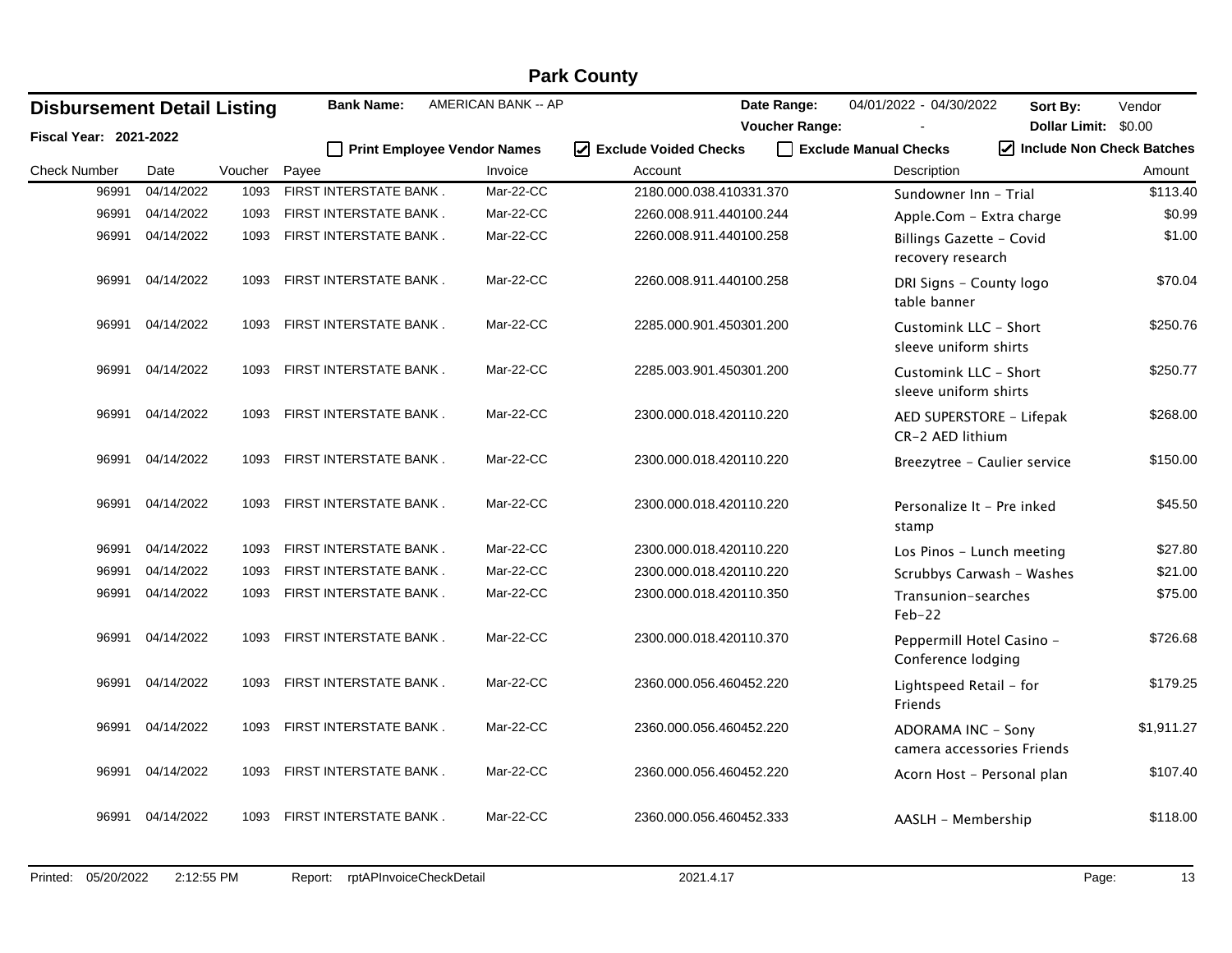# Park County

## Disbursement Detail Listing

**Fiscal Year: 2021-2022**

**Bank Name:** AMERICAN BANK -- AP

**Date Range:** 04/01/2022 - 04/30/2022

**Voucher Range:** -

**Sort By:** Vendor

**Dollar Limit:** $0.00

☐ **Print Employee Vendor Names** ☑ **Exclude Voided Checks** ☐ **Exclude Manual Checks** ☑ **Include Non Check Batches**

| Check Number | Date | Voucher | Payee | Invoice | Account | Description | Amount |
|---|---|---|---|---|---|---|---|
| 96991 | 04/14/2022 | 1093 | FIRST INTERSTATE BANK . | Mar-22-CC | 2180.000.038.410331.370 | Sundowner Inn - Trial | $113.40 |
| 96991 | 04/14/2022 | 1093 | FIRST INTERSTATE BANK . | Mar-22-CC | 2260.008.911.440100.244 | Apple.Com - Extra charge | $0.99 |
| 96991 | 04/14/2022 | 1093 | FIRST INTERSTATE BANK . | Mar-22-CC | 2260.008.911.440100.258 | Billings Gazette - Covid recovery research | $1.00 |
| 96991 | 04/14/2022 | 1093 | FIRST INTERSTATE BANK . | Mar-22-CC | 2260.008.911.440100.258 | DRI Signs - County logo table banner | $70.04 |
| 96991 | 04/14/2022 | 1093 | FIRST INTERSTATE BANK . | Mar-22-CC | 2285.000.901.450301.200 | Customink LLC - Short sleeve uniform shirts | $250.76 |
| 96991 | 04/14/2022 | 1093 | FIRST INTERSTATE BANK . | Mar-22-CC | 2285.003.901.450301.200 | Customink LLC - Short sleeve uniform shirts | $250.77 |
| 96991 | 04/14/2022 | 1093 | FIRST INTERSTATE BANK . | Mar-22-CC | 2300.000.018.420110.220 | AED SUPERSTORE - Lifepak CR-2 AED lithium | $268.00 |
| 96991 | 04/14/2022 | 1093 | FIRST INTERSTATE BANK . | Mar-22-CC | 2300.000.018.420110.220 | Breezytree - Caulier service | $150.00 |
| 96991 | 04/14/2022 | 1093 | FIRST INTERSTATE BANK . | Mar-22-CC | 2300.000.018.420110.220 | Personalize It - Pre inked stamp | $45.50 |
| 96991 | 04/14/2022 | 1093 | FIRST INTERSTATE BANK . | Mar-22-CC | 2300.000.018.420110.220 | Los Pinos - Lunch meeting | $27.80 |
| 96991 | 04/14/2022 | 1093 | FIRST INTERSTATE BANK . | Mar-22-CC | 2300.000.018.420110.220 | Scrubbys Carwash - Washes | $21.00 |
| 96991 | 04/14/2022 | 1093 | FIRST INTERSTATE BANK . | Mar-22-CC | 2300.000.018.420110.350 | Transunion-searches Feb-22 | $75.00 |
| 96991 | 04/14/2022 | 1093 | FIRST INTERSTATE BANK . | Mar-22-CC | 2300.000.018.420110.370 | Peppermill Hotel Casino - Conference lodging | $726.68 |
| 96991 | 04/14/2022 | 1093 | FIRST INTERSTATE BANK . | Mar-22-CC | 2360.000.056.460452.220 | Lightspeed Retail - for Friends | $179.25 |
| 96991 | 04/14/2022 | 1093 | FIRST INTERSTATE BANK . | Mar-22-CC | 2360.000.056.460452.220 | ADORAMA INC - Sony camera accessories Friends | $1,911.27 |
| 96991 | 04/14/2022 | 1093 | FIRST INTERSTATE BANK . | Mar-22-CC | 2360.000.056.460452.220 | Acorn Host - Personal plan | $107.40 |
| 96991 | 04/14/2022 | 1093 | FIRST INTERSTATE BANK . | Mar-22-CC | 2360.000.056.460452.333 | AASLH - Membership | $118.00 |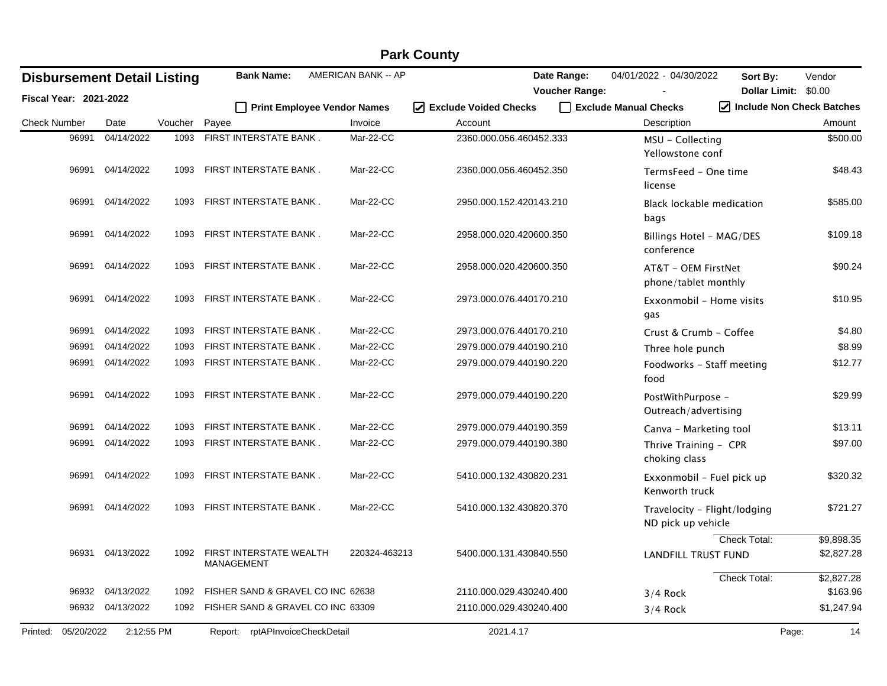# Park County

## Disbursement Detail Listing

**Fiscal Year: 2021-2022**

**Bank Name:** AMERICAN BANK -- AP

**Date Range:** 04/01/2022 - 04/30/2022

**Voucher Range:** -

**Sort By:** Vendor

**Dollar Limit:** $0.00

☐ Print Employee Vendor Names ☑ Exclude Voided Checks ☐ Exclude Manual Checks ☑ Include Non Check Batches

| Check Number | Date | Voucher | Payee | Invoice | Account | Description | Amount |
|---|---|---|---|---|---|---|---|
| 96991 | 04/14/2022 | 1093 | FIRST INTERSTATE BANK . | Mar-22-CC | 2360.000.056.460452.333 | MSU - Collecting Yellowstone conf | $500.00 |
| 96991 | 04/14/2022 | 1093 | FIRST INTERSTATE BANK . | Mar-22-CC | 2360.000.056.460452.350 | TermsFeed - One time license | $48.43 |
| 96991 | 04/14/2022 | 1093 | FIRST INTERSTATE BANK . | Mar-22-CC | 2950.000.152.420143.210 | Black lockable medication bags | $585.00 |
| 96991 | 04/14/2022 | 1093 | FIRST INTERSTATE BANK . | Mar-22-CC | 2958.000.020.420600.350 | Billings Hotel - MAG/DES conference | $109.18 |
| 96991 | 04/14/2022 | 1093 | FIRST INTERSTATE BANK . | Mar-22-CC | 2958.000.020.420600.350 | AT&T - OEM FirstNet phone/tablet monthly | $90.24 |
| 96991 | 04/14/2022 | 1093 | FIRST INTERSTATE BANK . | Mar-22-CC | 2973.000.076.440170.210 | Exxonmobil - Home visits gas | $10.95 |
| 96991 | 04/14/2022 | 1093 | FIRST INTERSTATE BANK . | Mar-22-CC | 2973.000.076.440170.210 | Crust & Crumb - Coffee | $4.80 |
| 96991 | 04/14/2022 | 1093 | FIRST INTERSTATE BANK . | Mar-22-CC | 2979.000.079.440190.210 | Three hole punch | $8.99 |
| 96991 | 04/14/2022 | 1093 | FIRST INTERSTATE BANK . | Mar-22-CC | 2979.000.079.440190.220 | Foodworks - Staff meeting food | $12.77 |
| 96991 | 04/14/2022 | 1093 | FIRST INTERSTATE BANK . | Mar-22-CC | 2979.000.079.440190.220 | PostWithPurpose - Outreach/advertising | $29.99 |
| 96991 | 04/14/2022 | 1093 | FIRST INTERSTATE BANK . | Mar-22-CC | 2979.000.079.440190.359 | Canva - Marketing tool | $13.11 |
| 96991 | 04/14/2022 | 1093 | FIRST INTERSTATE BANK . | Mar-22-CC | 2979.000.079.440190.380 | Thrive Training - CPR choking class | $97.00 |
| 96991 | 04/14/2022 | 1093 | FIRST INTERSTATE BANK . | Mar-22-CC | 5410.000.132.430820.231 | Exxonmobil - Fuel pick up Kenworth truck | $320.32 |
| 96991 | 04/14/2022 | 1093 | FIRST INTERSTATE BANK . | Mar-22-CC | 5410.000.132.430820.370 | Travelocity - Flight/lodging ND pick up vehicle | $721.27 |
| | | | | | | Check Total: | $9,898.35 |
| 96931 | 04/13/2022 | 1092 | FIRST INTERSTATE WEALTH MANAGEMENT | 220324-463213 | 5400.000.131.430840.550 | LANDFILL TRUST FUND | $2,827.28 |
| | | | | | | Check Total: | $2,827.28 |
| 96932 | 04/13/2022 | 1092 | FISHER SAND & GRAVEL CO INC | 62638 | 2110.000.029.430240.400 | 3/4 Rock | $163.96 |
| 96932 | 04/13/2022 | 1092 | FISHER SAND & GRAVEL CO INC | 63309 | 2110.000.029.430240.400 | 3/4 Rock | $1,247.94 |

Printed: 05/20/2022 2:12:55 PM Report: rptAPInvoiceCheckDetail 2021.4.17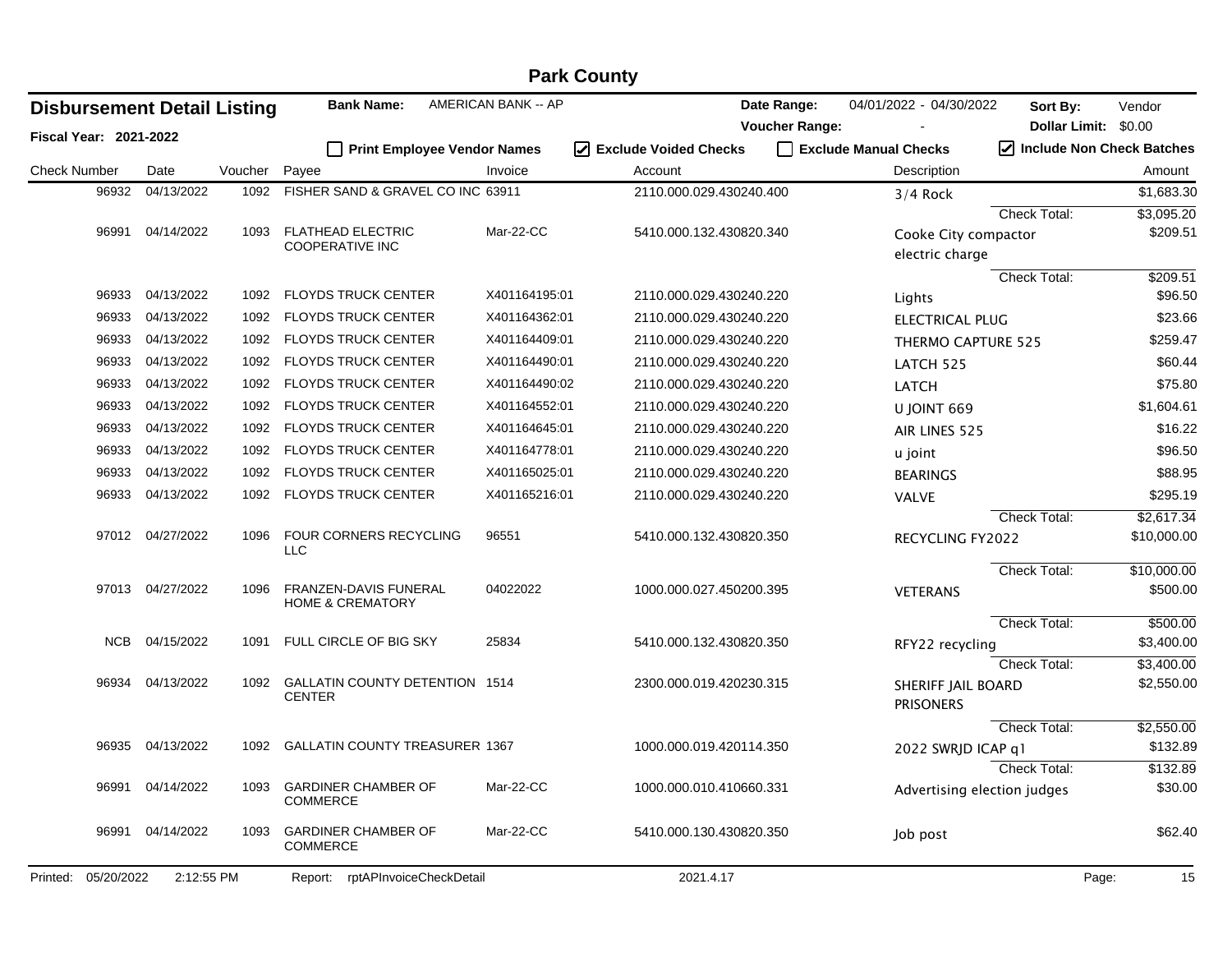# Park County

## Disbursement Detail Listing

**Fiscal Year: 2021-2022**

**Bank Name:** AMERICAN BANK -- AP

**Date Range:** 04/01/2022 - 04/30/2022 **Sort By:** Vendor

**Voucher Range:** - **Dollar Limit:** $0.00

☐ Print Employee Vendor Names ☑ Exclude Voided Checks ☐ Exclude Manual Checks ☑ Include Non Check Batches

| Check Number | Date | Voucher | Payee | Invoice | Account | Description | Amount |
|---|---|---|---|---|---|---|---|
| 96932 | 04/13/2022 | 1092 | FISHER SAND & GRAVEL CO INC | 63911 | 2110.000.029.430240.400 | 3/4 Rock | $1,683.30 |
| | | | | | | Check Total: | $3,095.20 |
| 96991 | 04/14/2022 | 1093 | FLATHEAD ELECTRIC COOPERATIVE INC | Mar-22-CC | 5410.000.132.430820.340 | Cooke City compactor electric charge | $209.51 |
| | | | | | | Check Total: | $209.51 |
| 96933 | 04/13/2022 | 1092 | FLOYDS TRUCK CENTER | X401164195:01 | 2110.000.029.430240.220 | Lights | $96.50 |
| 96933 | 04/13/2022 | 1092 | FLOYDS TRUCK CENTER | X401164362:01 | 2110.000.029.430240.220 | ELECTRICAL PLUG | $23.66 |
| 96933 | 04/13/2022 | 1092 | FLOYDS TRUCK CENTER | X401164409:01 | 2110.000.029.430240.220 | THERMO CAPTURE 525 | $259.47 |
| 96933 | 04/13/2022 | 1092 | FLOYDS TRUCK CENTER | X401164490:01 | 2110.000.029.430240.220 | LATCH 525 | $60.44 |
| 96933 | 04/13/2022 | 1092 | FLOYDS TRUCK CENTER | X401164490:02 | 2110.000.029.430240.220 | LATCH | $75.80 |
| 96933 | 04/13/2022 | 1092 | FLOYDS TRUCK CENTER | X401164552:01 | 2110.000.029.430240.220 | U JOINT 669 | $1,604.61 |
| 96933 | 04/13/2022 | 1092 | FLOYDS TRUCK CENTER | X401164645:01 | 2110.000.029.430240.220 | AIR LINES 525 | $16.22 |
| 96933 | 04/13/2022 | 1092 | FLOYDS TRUCK CENTER | X401164778:01 | 2110.000.029.430240.220 | u joint | $96.50 |
| 96933 | 04/13/2022 | 1092 | FLOYDS TRUCK CENTER | X401165025:01 | 2110.000.029.430240.220 | BEARINGS | $88.95 |
| 96933 | 04/13/2022 | 1092 | FLOYDS TRUCK CENTER | X401165216:01 | 2110.000.029.430240.220 | VALVE | $295.19 |
| | | | | | | Check Total: | $2,617.34 |
| 97012 | 04/27/2022 | 1096 | FOUR CORNERS RECYCLING LLC | 96551 | 5410.000.132.430820.350 | RECYCLING FY2022 | $10,000.00 |
| | | | | | | Check Total: | $10,000.00 |
| 97013 | 04/27/2022 | 1096 | FRANZEN-DAVIS FUNERAL HOME & CREMATORY | 04022022 | 1000.000.027.450200.395 | VETERANS | $500.00 |
| | | | | | | Check Total: | $500.00 |
| NCB | 04/15/2022 | 1091 | FULL CIRCLE OF BIG SKY | 25834 | 5410.000.132.430820.350 | RFY22 recycling | $3,400.00 |
| | | | | | | Check Total: | $3,400.00 |
| 96934 | 04/13/2022 | 1092 | GALLATIN COUNTY DETENTION CENTER | 1514 | 2300.000.019.420230.315 | SHERIFF JAIL BOARD PRISONERS | $2,550.00 |
| | | | | | | Check Total: | $2,550.00 |
| 96935 | 04/13/2022 | 1092 | GALLATIN COUNTY TREASURER | 1367 | 1000.000.019.420114.350 | 2022 SWRJD ICAP q1 | $132.89 |
| | | | | | | Check Total: | $132.89 |
| 96991 | 04/14/2022 | 1093 | GARDINER CHAMBER OF COMMERCE | Mar-22-CC | 1000.000.010.410660.331 | Advertising election judges | $30.00 |
| 96991 | 04/14/2022 | 1093 | GARDINER CHAMBER OF COMMERCE | Mar-22-CC | 5410.000.130.430820.350 | Job post | $62.40 |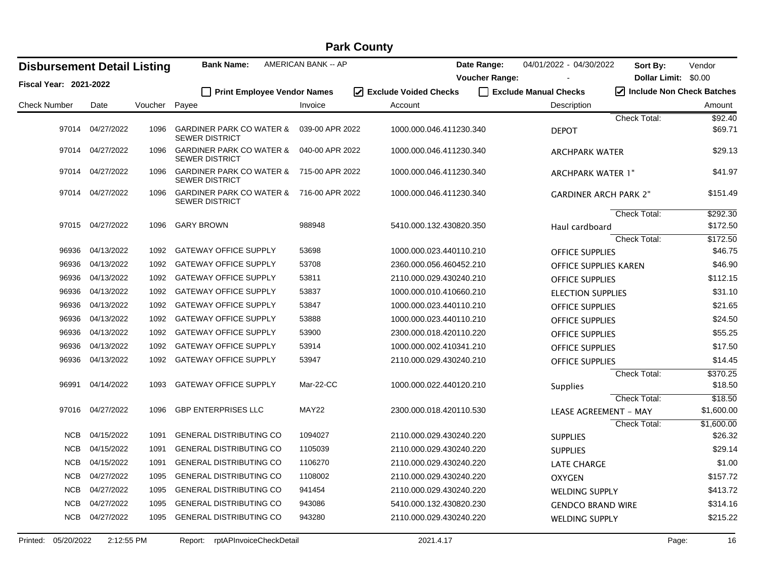# Park County

## Disbursement Detail Listing

**Fiscal Year: 2021-2022**

**Bank Name:** AMERICAN BANK -- AP

**Date Range:** 04/01/2022 - 04/30/2022

**Voucher Range:** -

**Sort By:** Vendor

**Dollar Limit:** $0.00

☐ Print Employee Vendor Names ☑ Exclude Voided Checks ☐ Exclude Manual Checks ☑ Include Non Check Batches

| Check Number | Date | Voucher | Payee | Invoice | Account | Description | Amount |
|---|---|---|---|---|---|---|---|
| | | | | | | Check Total: | $92.40 |
| 97014 | 04/27/2022 | 1096 | GARDINER PARK CO WATER & SEWER DISTRICT | 039-00 APR 2022 | 1000.000.046.411230.340 | DEPOT | $69.71 |
| 97014 | 04/27/2022 | 1096 | GARDINER PARK CO WATER & SEWER DISTRICT | 040-00 APR 2022 | 1000.000.046.411230.340 | ARCHPARK WATER | $29.13 |
| 97014 | 04/27/2022 | 1096 | GARDINER PARK CO WATER & SEWER DISTRICT | 715-00 APR 2022 | 1000.000.046.411230.340 | ARCHPARK WATER 1" | $41.97 |
| 97014 | 04/27/2022 | 1096 | GARDINER PARK CO WATER & SEWER DISTRICT | 716-00 APR 2022 | 1000.000.046.411230.340 | GARDINER ARCH PARK 2" | $151.49 |
| | | | | | | Check Total: | $292.30 |
| 97015 | 04/27/2022 | 1096 | GARY BROWN | 988948 | 5410.000.132.430820.350 | Haul cardboard | $172.50 |
| | | | | | | Check Total: | $172.50 |
| 96936 | 04/13/2022 | 1092 | GATEWAY OFFICE SUPPLY | 53698 | 1000.000.023.440110.210 | OFFICE SUPPLIES | $46.75 |
| 96936 | 04/13/2022 | 1092 | GATEWAY OFFICE SUPPLY | 53708 | 2360.000.056.460452.210 | OFFICE SUPPLIES KAREN | $46.90 |
| 96936 | 04/13/2022 | 1092 | GATEWAY OFFICE SUPPLY | 53811 | 2110.000.029.430240.210 | OFFICE SUPPLIES | $112.15 |
| 96936 | 04/13/2022 | 1092 | GATEWAY OFFICE SUPPLY | 53837 | 1000.000.010.410660.210 | ELECTION SUPPLIES | $31.10 |
| 96936 | 04/13/2022 | 1092 | GATEWAY OFFICE SUPPLY | 53847 | 1000.000.023.440110.210 | OFFICE SUPPLIES | $21.65 |
| 96936 | 04/13/2022 | 1092 | GATEWAY OFFICE SUPPLY | 53888 | 1000.000.023.440110.210 | OFFICE SUPPLIES | $24.50 |
| 96936 | 04/13/2022 | 1092 | GATEWAY OFFICE SUPPLY | 53900 | 2300.000.018.420110.220 | OFFICE SUPPLIES | $55.25 |
| 96936 | 04/13/2022 | 1092 | GATEWAY OFFICE SUPPLY | 53914 | 1000.000.002.410341.210 | OFFICE SUPPLIES | $17.50 |
| 96936 | 04/13/2022 | 1092 | GATEWAY OFFICE SUPPLY | 53947 | 2110.000.029.430240.210 | OFFICE SUPPLIES | $14.45 |
| | | | | | | Check Total: | $370.25 |
| 96991 | 04/14/2022 | 1093 | GATEWAY OFFICE SUPPLY | Mar-22-CC | 1000.000.022.440120.210 | Supplies | $18.50 |
| | | | | | | Check Total: | $18.50 |
| 97016 | 04/27/2022 | 1096 | GBP ENTERPRISES LLC | MAY22 | 2300.000.018.420110.530 | LEASE AGREEMENT - MAY | $1,600.00 |
| | | | | | | Check Total: | $1,600.00 |
| NCB | 04/15/2022 | 1091 | GENERAL DISTRIBUTING CO | 1094027 | 2110.000.029.430240.220 | SUPPLIES | $26.32 |
| NCB | 04/15/2022 | 1091 | GENERAL DISTRIBUTING CO | 1105039 | 2110.000.029.430240.220 | SUPPLIES | $29.14 |
| NCB | 04/15/2022 | 1091 | GENERAL DISTRIBUTING CO | 1106270 | 2110.000.029.430240.220 | LATE CHARGE | $1.00 |
| NCB | 04/27/2022 | 1095 | GENERAL DISTRIBUTING CO | 1108002 | 2110.000.029.430240.220 | OXYGEN | $157.72 |
| NCB | 04/27/2022 | 1095 | GENERAL DISTRIBUTING CO | 941454 | 2110.000.029.430240.220 | WELDING SUPPLY | $413.72 |
| NCB | 04/27/2022 | 1095 | GENERAL DISTRIBUTING CO | 943086 | 5410.000.132.430820.230 | GENDCO BRAND WIRE | $314.16 |
| NCB | 04/27/2022 | 1095 | GENERAL DISTRIBUTING CO | 943280 | 2110.000.029.430240.220 | WELDING SUPPLY | $215.22 |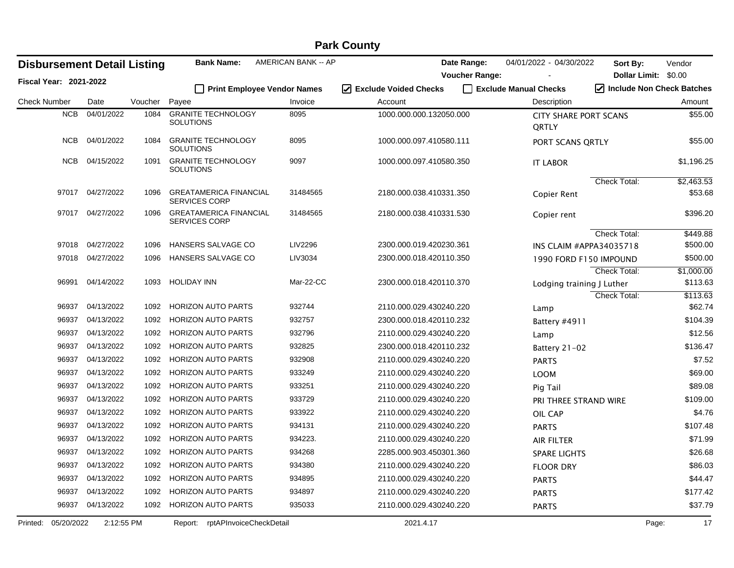# Park County

## Disbursement Detail Listing

**Fiscal Year: 2021-2022**

**Bank Name:** AMERICAN BANK -- AP

**Date Range:** 04/01/2022 - 04/30/2022 **Sort By:** Vendor

**Voucher Range:** - **Dollar Limit:** $0.00

☐ Print Employee Vendor Names ☑ Exclude Voided Checks ☐ Exclude Manual Checks ☑ Include Non Check Batches

| Check Number | Date | Voucher | Payee | Invoice | Account | Description | Amount |
|---|---|---|---|---|---|---|---|
| NCB | 04/01/2022 | 1084 | GRANITE TECHNOLOGY SOLUTIONS | 8095 | 1000.000.000.132050.000 | CITY SHARE PORT SCANS QRTLY | $55.00 |
| NCB | 04/01/2022 | 1084 | GRANITE TECHNOLOGY SOLUTIONS | 8095 | 1000.000.097.410580.111 | PORT SCANS QRTLY | $55.00 |
| NCB | 04/15/2022 | 1091 | GRANITE TECHNOLOGY SOLUTIONS | 9097 | 1000.000.097.410580.350 | IT LABOR | $1,196.25 |
| | | | | | | Check Total: | $2,463.53 |
| 97017 | 04/27/2022 | 1096 | GREATAMERICA FINANCIAL SERVICES CORP | 31484565 | 2180.000.038.410331.350 | Copier Rent | $53.68 |
| 97017 | 04/27/2022 | 1096 | GREATAMERICA FINANCIAL SERVICES CORP | 31484565 | 2180.000.038.410331.530 | Copier rent | $396.20 |
| | | | | | | Check Total: | $449.88 |
| 97018 | 04/27/2022 | 1096 | HANSERS SALVAGE CO | LIV2296 | 2300.000.019.420230.361 | INS CLAIM #APPA34035718 | $500.00 |
| 97018 | 04/27/2022 | 1096 | HANSERS SALVAGE CO | LIV3034 | 2300.000.018.420110.350 | 1990 FORD F150 IMPOUND | $500.00 |
| | | | | | | Check Total: | $1,000.00 |
| 96991 | 04/14/2022 | 1093 | HOLIDAY INN | Mar-22-CC | 2300.000.018.420110.370 | Lodging training J Luther | $113.63 |
| | | | | | | Check Total: | $113.63 |
| 96937 | 04/13/2022 | 1092 | HORIZON AUTO PARTS | 932744 | 2110.000.029.430240.220 | Lamp | $62.74 |
| 96937 | 04/13/2022 | 1092 | HORIZON AUTO PARTS | 932757 | 2300.000.018.420110.232 | Battery #4911 | $104.39 |
| 96937 | 04/13/2022 | 1092 | HORIZON AUTO PARTS | 932796 | 2110.000.029.430240.220 | Lamp | $12.56 |
| 96937 | 04/13/2022 | 1092 | HORIZON AUTO PARTS | 932825 | 2300.000.018.420110.232 | Battery 21-02 | $136.47 |
| 96937 | 04/13/2022 | 1092 | HORIZON AUTO PARTS | 932908 | 2110.000.029.430240.220 | PARTS | $7.52 |
| 96937 | 04/13/2022 | 1092 | HORIZON AUTO PARTS | 933249 | 2110.000.029.430240.220 | LOOM | $69.00 |
| 96937 | 04/13/2022 | 1092 | HORIZON AUTO PARTS | 933251 | 2110.000.029.430240.220 | Pig Tail | $89.08 |
| 96937 | 04/13/2022 | 1092 | HORIZON AUTO PARTS | 933729 | 2110.000.029.430240.220 | PRI THREE STRAND WIRE | $109.00 |
| 96937 | 04/13/2022 | 1092 | HORIZON AUTO PARTS | 933922 | 2110.000.029.430240.220 | OIL CAP | $4.76 |
| 96937 | 04/13/2022 | 1092 | HORIZON AUTO PARTS | 934131 | 2110.000.029.430240.220 | PARTS | $107.48 |
| 96937 | 04/13/2022 | 1092 | HORIZON AUTO PARTS | 934223. | 2110.000.029.430240.220 | AIR FILTER | $71.99 |
| 96937 | 04/13/2022 | 1092 | HORIZON AUTO PARTS | 934268 | 2285.000.903.450301.360 | SPARE LIGHTS | $26.68 |
| 96937 | 04/13/2022 | 1092 | HORIZON AUTO PARTS | 934380 | 2110.000.029.430240.220 | FLOOR DRY | $86.03 |
| 96937 | 04/13/2022 | 1092 | HORIZON AUTO PARTS | 934895 | 2110.000.029.430240.220 | PARTS | $44.47 |
| 96937 | 04/13/2022 | 1092 | HORIZON AUTO PARTS | 934897 | 2110.000.029.430240.220 | PARTS | $177.42 |
| 96937 | 04/13/2022 | 1092 | HORIZON AUTO PARTS | 935033 | 2110.000.029.430240.220 | PARTS | $37.79 |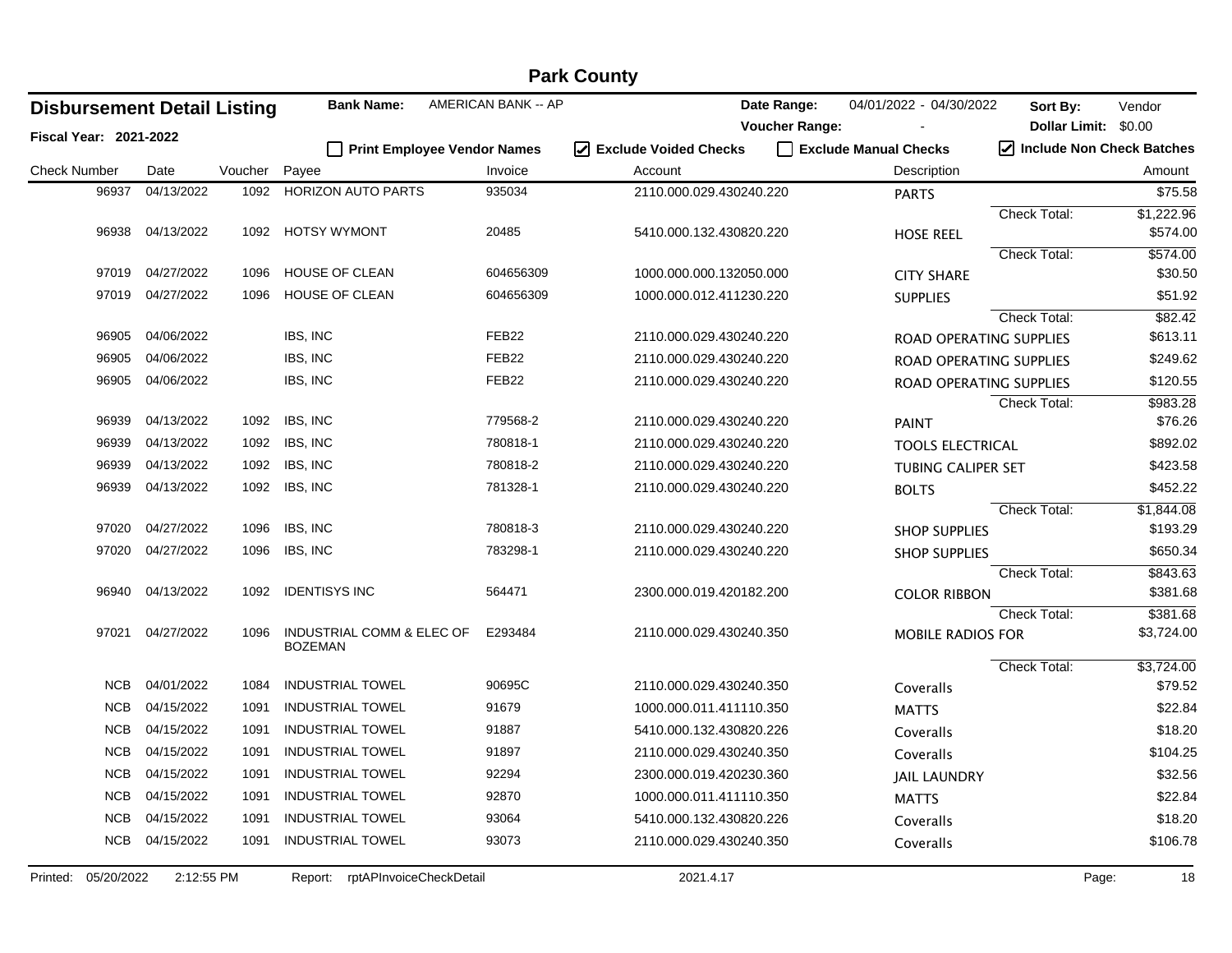# Park County

## Disbursement Detail Listing

**Fiscal Year: 2021-2022**

**Bank Name:** AMERICAN BANK -- AP

**Date Range:** 04/01/2022 - 04/30/2022 **Sort By:** Vendor

**Voucher Range:** - **Dollar Limit:** $0.00

☐ Print Employee Vendor Names ☑ Exclude Voided Checks ☐ Exclude Manual Checks ☑ Include Non Check Batches

| Check Number | Date | Voucher | Payee | Invoice | Account | Description | | Amount |
|---|---|---|---|---|---|---|---|---|
| 96937 | 04/13/2022 | 1092 | HORIZON AUTO PARTS | 935034 | 2110.000.029.430240.220 | PARTS | | $75.58 |
| | | | | | | | Check Total: | $1,222.96 |
| 96938 | 04/13/2022 | 1092 | HOTSY WYMONT | 20485 | 5410.000.132.430820.220 | HOSE REEL | | $574.00 |
| | | | | | | | Check Total: | $574.00 |
| 97019 | 04/27/2022 | 1096 | HOUSE OF CLEAN | 604656309 | 1000.000.000.132050.000 | CITY SHARE | | $30.50 |
| 97019 | 04/27/2022 | 1096 | HOUSE OF CLEAN | 604656309 | 1000.000.012.411230.220 | SUPPLIES | | $51.92 |
| | | | | | | | Check Total: | $82.42 |
| 96905 | 04/06/2022 | | IBS, INC | FEB22 | 2110.000.029.430240.220 | ROAD OPERATING SUPPLIES | | $613.11 |
| 96905 | 04/06/2022 | | IBS, INC | FEB22 | 2110.000.029.430240.220 | ROAD OPERATING SUPPLIES | | $249.62 |
| 96905 | 04/06/2022 | | IBS, INC | FEB22 | 2110.000.029.430240.220 | ROAD OPERATING SUPPLIES | | $120.55 |
| | | | | | | | Check Total: | $983.28 |
| 96939 | 04/13/2022 | 1092 | IBS, INC | 779568-2 | 2110.000.029.430240.220 | PAINT | | $76.26 |
| 96939 | 04/13/2022 | 1092 | IBS, INC | 780818-1 | 2110.000.029.430240.220 | TOOLS ELECTRICAL | | $892.02 |
| 96939 | 04/13/2022 | 1092 | IBS, INC | 780818-2 | 2110.000.029.430240.220 | TUBING CALIPER SET | | $423.58 |
| 96939 | 04/13/2022 | 1092 | IBS, INC | 781328-1 | 2110.000.029.430240.220 | BOLTS | | $452.22 |
| | | | | | | | Check Total: | $1,844.08 |
| 97020 | 04/27/2022 | 1096 | IBS, INC | 780818-3 | 2110.000.029.430240.220 | SHOP SUPPLIES | | $193.29 |
| 97020 | 04/27/2022 | 1096 | IBS, INC | 783298-1 | 2110.000.029.430240.220 | SHOP SUPPLIES | | $650.34 |
| | | | | | | | Check Total: | $843.63 |
| 96940 | 04/13/2022 | 1092 | IDENTISYS INC | 564471 | 2300.000.019.420182.200 | COLOR RIBBON | | $381.68 |
| | | | | | | | Check Total: | $381.68 |
| 97021 | 04/27/2022 | 1096 | INDUSTRIAL COMM & ELEC OF BOZEMAN | E293484 | 2110.000.029.430240.350 | MOBILE RADIOS FOR | | $3,724.00 |
| | | | | | | | Check Total: | $3,724.00 |
| NCB | 04/01/2022 | 1084 | INDUSTRIAL TOWEL | 90695C | 2110.000.029.430240.350 | Coveralls | | $79.52 |
| NCB | 04/15/2022 | 1091 | INDUSTRIAL TOWEL | 91679 | 1000.000.011.411110.350 | MATTS | | $22.84 |
| NCB | 04/15/2022 | 1091 | INDUSTRIAL TOWEL | 91887 | 5410.000.132.430820.226 | Coveralls | | $18.20 |
| NCB | 04/15/2022 | 1091 | INDUSTRIAL TOWEL | 91897 | 2110.000.029.430240.350 | Coveralls | | $104.25 |
| NCB | 04/15/2022 | 1091 | INDUSTRIAL TOWEL | 92294 | 2300.000.019.420230.360 | JAIL LAUNDRY | | $32.56 |
| NCB | 04/15/2022 | 1091 | INDUSTRIAL TOWEL | 92870 | 1000.000.011.411110.350 | MATTS | | $22.84 |
| NCB | 04/15/2022 | 1091 | INDUSTRIAL TOWEL | 93064 | 5410.000.132.430820.226 | Coveralls | | $18.20 |
| NCB | 04/15/2022 | 1091 | INDUSTRIAL TOWEL | 93073 | 2110.000.029.430240.350 | Coveralls | | $106.78 |

Printed: 05/20/2022 2:12:55 PM Report: rptAPInvoiceCheckDetail 2021.4.17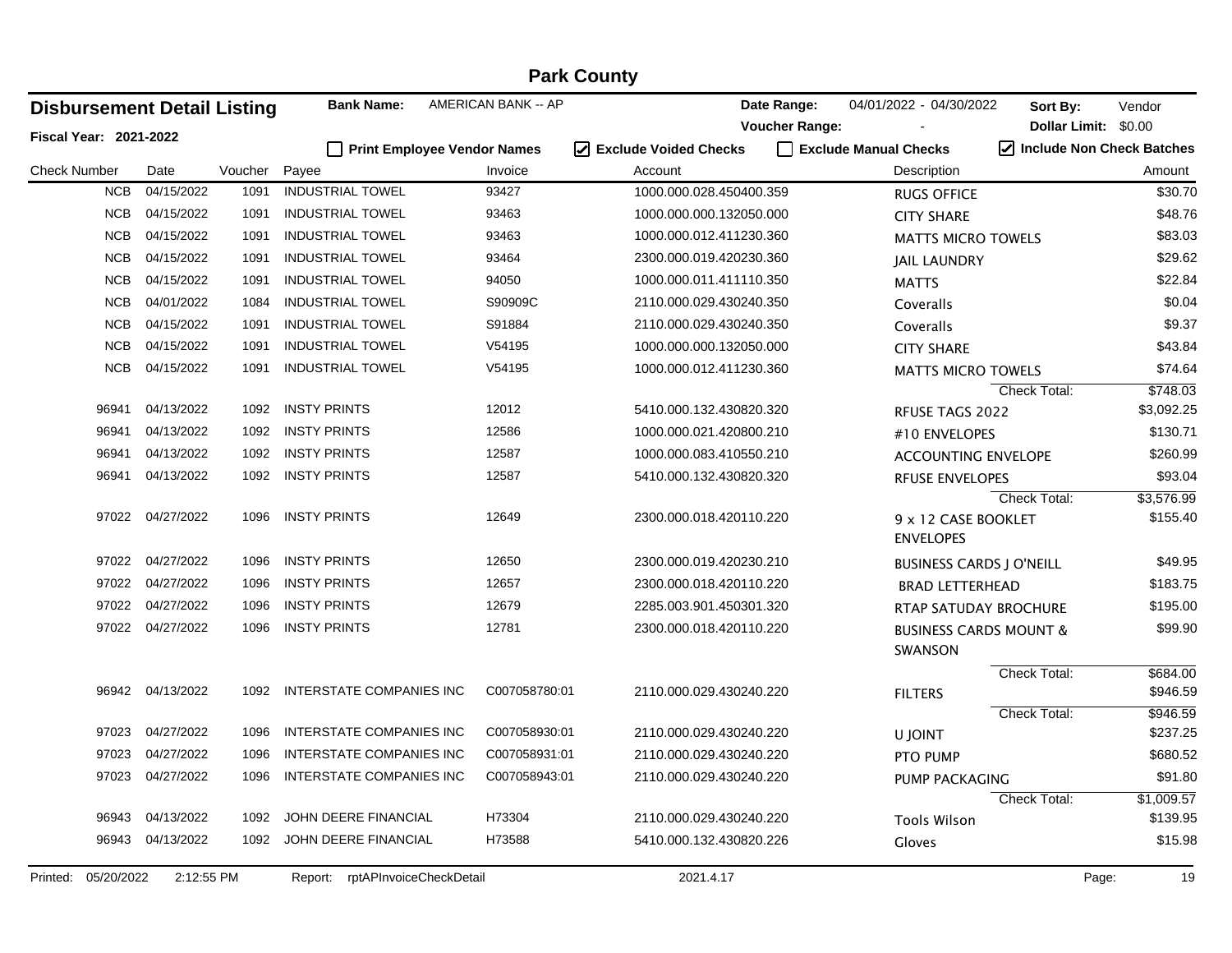# Park County

## Disbursement Detail Listing

**Fiscal Year: 2021-2022**

**Bank Name:** AMERICAN BANK -- AP

**Date Range:** 04/01/2022 - 04/30/2022 **Sort By:** Vendor

**Voucher Range:** - **Dollar Limit:** $0.00

☐ **Print Employee Vendor Names** ☑ **Exclude Voided Checks** ☐ **Exclude Manual Checks** ☑ **Include Non Check Batches**

| Check Number | Date | Voucher | Payee | Invoice | Account | Description | Amount |
|---|---|---|---|---|---|---|---|
| NCB | 04/15/2022 | 1091 | INDUSTRIAL TOWEL | 93427 | 1000.000.028.450400.359 | RUGS OFFICE | $30.70 |
| NCB | 04/15/2022 | 1091 | INDUSTRIAL TOWEL | 93463 | 1000.000.000.132050.000 | CITY SHARE | $48.76 |
| NCB | 04/15/2022 | 1091 | INDUSTRIAL TOWEL | 93463 | 1000.000.012.411230.360 | MATTS MICRO TOWELS | $83.03 |
| NCB | 04/15/2022 | 1091 | INDUSTRIAL TOWEL | 93464 | 2300.000.019.420230.360 | JAIL LAUNDRY | $29.62 |
| NCB | 04/15/2022 | 1091 | INDUSTRIAL TOWEL | 94050 | 1000.000.011.411110.350 | MATTS | $22.84 |
| NCB | 04/01/2022 | 1084 | INDUSTRIAL TOWEL | S90909C | 2110.000.029.430240.350 | Coveralls | $0.04 |
| NCB | 04/15/2022 | 1091 | INDUSTRIAL TOWEL | S91884 | 2110.000.029.430240.350 | Coveralls | $9.37 |
| NCB | 04/15/2022 | 1091 | INDUSTRIAL TOWEL | V54195 | 1000.000.000.132050.000 | CITY SHARE | $43.84 |
| NCB | 04/15/2022 | 1091 | INDUSTRIAL TOWEL | V54195 | 1000.000.012.411230.360 | MATTS MICRO TOWELS | $74.64 |
| | | | | | | Check Total: | $748.03 |
| 96941 | 04/13/2022 | 1092 | INSTY PRINTS | 12012 | 5410.000.132.430820.320 | RFUSE TAGS 2022 | $3,092.25 |
| 96941 | 04/13/2022 | 1092 | INSTY PRINTS | 12586 | 1000.000.021.420800.210 | #10 ENVELOPES | $130.71 |
| 96941 | 04/13/2022 | 1092 | INSTY PRINTS | 12587 | 1000.000.083.410550.210 | ACCOUNTING ENVELOPE | $260.99 |
| 96941 | 04/13/2022 | 1092 | INSTY PRINTS | 12587 | 5410.000.132.430820.320 | RFUSE ENVELOPES | $93.04 |
| | | | | | | Check Total: | $3,576.99 |
| 97022 | 04/27/2022 | 1096 | INSTY PRINTS | 12649 | 2300.000.018.420110.220 | 9 x 12 CASE BOOKLET ENVELOPES | $155.40 |
| 97022 | 04/27/2022 | 1096 | INSTY PRINTS | 12650 | 2300.000.019.420230.210 | BUSINESS CARDS J O'NEILL | $49.95 |
| 97022 | 04/27/2022 | 1096 | INSTY PRINTS | 12657 | 2300.000.018.420110.220 | BRAD LETTERHEAD | $183.75 |
| 97022 | 04/27/2022 | 1096 | INSTY PRINTS | 12679 | 2285.003.901.450301.320 | RTAP SATUDAY BROCHURE | $195.00 |
| 97022 | 04/27/2022 | 1096 | INSTY PRINTS | 12781 | 2300.000.018.420110.220 | BUSINESS CARDS MOUNT & SWANSON | $99.90 |
| | | | | | | Check Total: | $684.00 |
| 96942 | 04/13/2022 | 1092 | INTERSTATE COMPANIES INC | C007058780:01 | 2110.000.029.430240.220 | FILTERS | $946.59 |
| | | | | | | Check Total: | $946.59 |
| 97023 | 04/27/2022 | 1096 | INTERSTATE COMPANIES INC | C007058930:01 | 2110.000.029.430240.220 | U JOINT | $237.25 |
| 97023 | 04/27/2022 | 1096 | INTERSTATE COMPANIES INC | C007058931:01 | 2110.000.029.430240.220 | PTO PUMP | $680.52 |
| 97023 | 04/27/2022 | 1096 | INTERSTATE COMPANIES INC | C007058943:01 | 2110.000.029.430240.220 | PUMP PACKAGING | $91.80 |
| | | | | | | Check Total: | $1,009.57 |
| 96943 | 04/13/2022 | 1092 | JOHN DEERE FINANCIAL | H73304 | 2110.000.029.430240.220 | Tools Wilson | $139.95 |
| 96943 | 04/13/2022 | 1092 | JOHN DEERE FINANCIAL | H73588 | 5410.000.132.430820.226 | Gloves | $15.98 |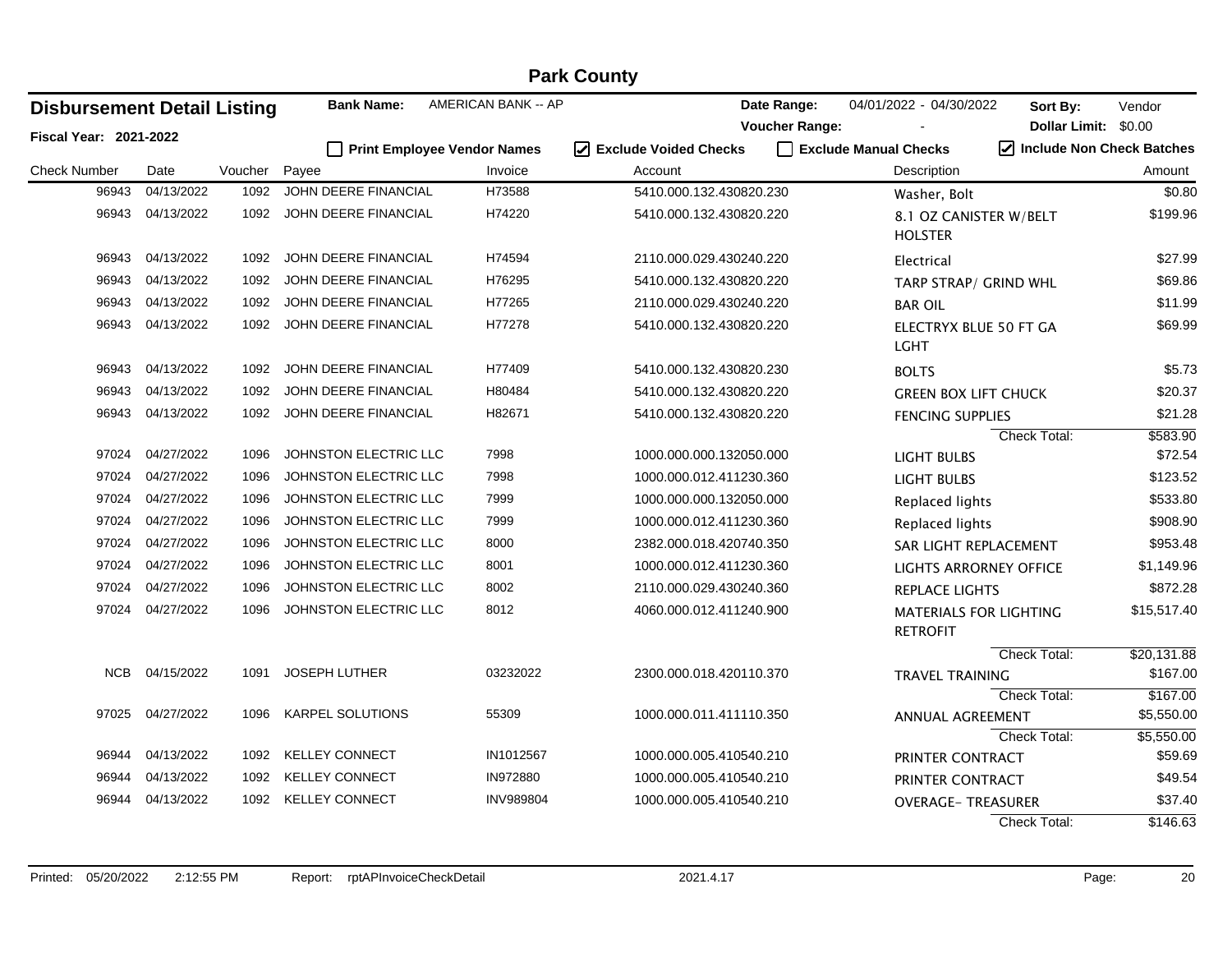# Park County

## Disbursement Detail Listing

**Fiscal Year: 2021-2022**

**Bank Name:** AMERICAN BANK -- AP

**Date Range:** 04/01/2022 - 04/30/2022 **Sort By:** Vendor

**Voucher Range:** - **Dollar Limit:** $0.00

☐ Print Employee Vendor Names ☑ Exclude Voided Checks ☐ Exclude Manual Checks ☑ Include Non Check Batches

| Check Number | Date | Voucher | Payee | Invoice | Account | Description | Amount |
|---|---|---|---|---|---|---|---|
| 96943 | 04/13/2022 | 1092 | JOHN DEERE FINANCIAL | H73588 | 5410.000.132.430820.230 | Washer, Bolt | $0.80 |
| 96943 | 04/13/2022 | 1092 | JOHN DEERE FINANCIAL | H74220 | 5410.000.132.430820.220 | 8.1 OZ CANISTER W/BELT HOLSTER | $199.96 |
| 96943 | 04/13/2022 | 1092 | JOHN DEERE FINANCIAL | H74594 | 2110.000.029.430240.220 | Electrical | $27.99 |
| 96943 | 04/13/2022 | 1092 | JOHN DEERE FINANCIAL | H76295 | 5410.000.132.430820.220 | TARP STRAP/ GRIND WHL | $69.86 |
| 96943 | 04/13/2022 | 1092 | JOHN DEERE FINANCIAL | H77265 | 2110.000.029.430240.220 | BAR OIL | $11.99 |
| 96943 | 04/13/2022 | 1092 | JOHN DEERE FINANCIAL | H77278 | 5410.000.132.430820.220 | ELECTRYX BLUE 50 FT GA LGHT | $69.99 |
| 96943 | 04/13/2022 | 1092 | JOHN DEERE FINANCIAL | H77409 | 5410.000.132.430820.230 | BOLTS | $5.73 |
| 96943 | 04/13/2022 | 1092 | JOHN DEERE FINANCIAL | H80484 | 5410.000.132.430820.220 | GREEN BOX LIFT CHUCK | $20.37 |
| 96943 | 04/13/2022 | 1092 | JOHN DEERE FINANCIAL | H82671 | 5410.000.132.430820.220 | FENCING SUPPLIES | $21.28 |
| | | | | | | Check Total: | $583.90 |
| 97024 | 04/27/2022 | 1096 | JOHNSTON ELECTRIC LLC | 7998 | 1000.000.000.132050.000 | LIGHT BULBS | $72.54 |
| 97024 | 04/27/2022 | 1096 | JOHNSTON ELECTRIC LLC | 7998 | 1000.000.012.411230.360 | LIGHT BULBS | $123.52 |
| 97024 | 04/27/2022 | 1096 | JOHNSTON ELECTRIC LLC | 7999 | 1000.000.000.132050.000 | Replaced lights | $533.80 |
| 97024 | 04/27/2022 | 1096 | JOHNSTON ELECTRIC LLC | 7999 | 1000.000.012.411230.360 | Replaced lights | $908.90 |
| 97024 | 04/27/2022 | 1096 | JOHNSTON ELECTRIC LLC | 8000 | 2382.000.018.420740.350 | SAR LIGHT REPLACEMENT | $953.48 |
| 97024 | 04/27/2022 | 1096 | JOHNSTON ELECTRIC LLC | 8001 | 1000.000.012.411230.360 | LIGHTS ARRORNEY OFFICE | $1,149.96 |
| 97024 | 04/27/2022 | 1096 | JOHNSTON ELECTRIC LLC | 8002 | 2110.000.029.430240.360 | REPLACE LIGHTS | $872.28 |
| 97024 | 04/27/2022 | 1096 | JOHNSTON ELECTRIC LLC | 8012 | 4060.000.012.411240.900 | MATERIALS FOR LIGHTING RETROFIT | $15,517.40 |
| | | | | | | Check Total: | $20,131.88 |
| NCB | 04/15/2022 | 1091 | JOSEPH LUTHER | 03232022 | 2300.000.018.420110.370 | TRAVEL TRAINING | $167.00 |
| | | | | | | Check Total: | $167.00 |
| 97025 | 04/27/2022 | 1096 | KARPEL SOLUTIONS | 55309 | 1000.000.011.411110.350 | ANNUAL AGREEMENT | $5,550.00 |
| | | | | | | Check Total: | $5,550.00 |
| 96944 | 04/13/2022 | 1092 | KELLEY CONNECT | IN1012567 | 1000.000.005.410540.210 | PRINTER CONTRACT | $59.69 |
| 96944 | 04/13/2022 | 1092 | KELLEY CONNECT | IN972880 | 1000.000.005.410540.210 | PRINTER CONTRACT | $49.54 |
| 96944 | 04/13/2022 | 1092 | KELLEY CONNECT | INV989804 | 1000.000.005.410540.210 | OVERAGE- TREASURER | $37.40 |
| | | | | | | Check Total: | $146.63 |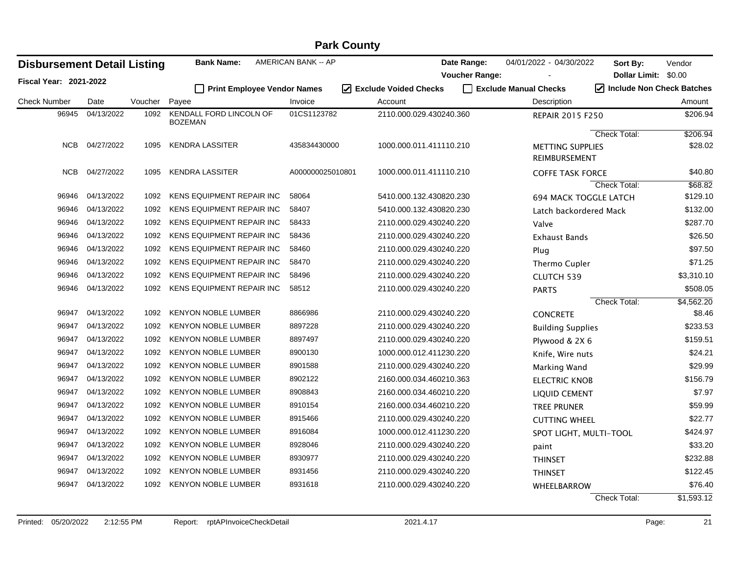# Park County

## Disbursement Detail Listing

**Fiscal Year: 2021-2022**

**Bank Name:** AMERICAN BANK -- AP

**Date Range:** 04/01/2022 - 04/30/2022 **Sort By:** Vendor

**Voucher Range:** - **Dollar Limit:** $0.00

☐ Print Employee Vendor Names ☑ Exclude Voided Checks ☐ Exclude Manual Checks ☑ Include Non Check Batches

| Check Number | Date | Voucher | Payee | Invoice | Account | Description | Amount |
|---|---|---|---|---|---|---|---|
| 96945 | 04/13/2022 | 1092 | KENDALL FORD LINCOLN OF BOZEMAN | 01CS1123782 | 2110.000.029.430240.360 | REPAIR 2015 F250 | $206.94 |
| | | | | | | Check Total: | $206.94 |
| NCB | 04/27/2022 | 1095 | KENDRA LASSITER | 435834430000 | 1000.000.011.411110.210 | METTING SUPPLIES REIMBURSEMENT | $28.02 |
| NCB | 04/27/2022 | 1095 | KENDRA LASSITER | A000000025010801 | 1000.000.011.411110.210 | COFFE TASK FORCE | $40.80 |
| | | | | | | Check Total: | $68.82 |
| 96946 | 04/13/2022 | 1092 | KENS EQUIPMENT REPAIR INC | 58064 | 5410.000.132.430820.230 | 694 MACK TOGGLE LATCH | $129.10 |
| 96946 | 04/13/2022 | 1092 | KENS EQUIPMENT REPAIR INC | 58407 | 5410.000.132.430820.230 | Latch backordered Mack | $132.00 |
| 96946 | 04/13/2022 | 1092 | KENS EQUIPMENT REPAIR INC | 58433 | 2110.000.029.430240.220 | Valve | $287.70 |
| 96946 | 04/13/2022 | 1092 | KENS EQUIPMENT REPAIR INC | 58436 | 2110.000.029.430240.220 | Exhaust Bands | $26.50 |
| 96946 | 04/13/2022 | 1092 | KENS EQUIPMENT REPAIR INC | 58460 | 2110.000.029.430240.220 | Plug | $97.50 |
| 96946 | 04/13/2022 | 1092 | KENS EQUIPMENT REPAIR INC | 58470 | 2110.000.029.430240.220 | Thermo Cupler | $71.25 |
| 96946 | 04/13/2022 | 1092 | KENS EQUIPMENT REPAIR INC | 58496 | 2110.000.029.430240.220 | CLUTCH 539 | $3,310.10 |
| 96946 | 04/13/2022 | 1092 | KENS EQUIPMENT REPAIR INC | 58512 | 2110.000.029.430240.220 | PARTS | $508.05 |
| | | | | | | Check Total: | $4,562.20 |
| 96947 | 04/13/2022 | 1092 | KENYON NOBLE LUMBER | 8866986 | 2110.000.029.430240.220 | CONCRETE | $8.46 |
| 96947 | 04/13/2022 | 1092 | KENYON NOBLE LUMBER | 8897228 | 2110.000.029.430240.220 | Building Supplies | $233.53 |
| 96947 | 04/13/2022 | 1092 | KENYON NOBLE LUMBER | 8897497 | 2110.000.029.430240.220 | Plywood & 2X 6 | $159.51 |
| 96947 | 04/13/2022 | 1092 | KENYON NOBLE LUMBER | 8900130 | 1000.000.012.411230.220 | Knife, Wire nuts | $24.21 |
| 96947 | 04/13/2022 | 1092 | KENYON NOBLE LUMBER | 8901588 | 2110.000.029.430240.220 | Marking Wand | $29.99 |
| 96947 | 04/13/2022 | 1092 | KENYON NOBLE LUMBER | 8902122 | 2160.000.034.460210.363 | ELECTRIC KNOB | $156.79 |
| 96947 | 04/13/2022 | 1092 | KENYON NOBLE LUMBER | 8908843 | 2160.000.034.460210.220 | LIQUID CEMENT | $7.97 |
| 96947 | 04/13/2022 | 1092 | KENYON NOBLE LUMBER | 8910154 | 2160.000.034.460210.220 | TREE PRUNER | $59.99 |
| 96947 | 04/13/2022 | 1092 | KENYON NOBLE LUMBER | 8915466 | 2110.000.029.430240.220 | CUTTING WHEEL | $22.77 |
| 96947 | 04/13/2022 | 1092 | KENYON NOBLE LUMBER | 8916084 | 1000.000.012.411230.220 | SPOT LIGHT, MULTI-TOOL | $424.97 |
| 96947 | 04/13/2022 | 1092 | KENYON NOBLE LUMBER | 8928046 | 2110.000.029.430240.220 | paint | $33.20 |
| 96947 | 04/13/2022 | 1092 | KENYON NOBLE LUMBER | 8930977 | 2110.000.029.430240.220 | THINSET | $232.88 |
| 96947 | 04/13/2022 | 1092 | KENYON NOBLE LUMBER | 8931456 | 2110.000.029.430240.220 | THINSET | $122.45 |
| 96947 | 04/13/2022 | 1092 | KENYON NOBLE LUMBER | 8931618 | 2110.000.029.430240.220 | WHEELBARROW | $76.40 |
| | | | | | | Check Total: | $1,593.12 |

Printed: 05/20/2022 2:12:55 PM Report: rptAPInvoiceCheckDetail 2021.4.17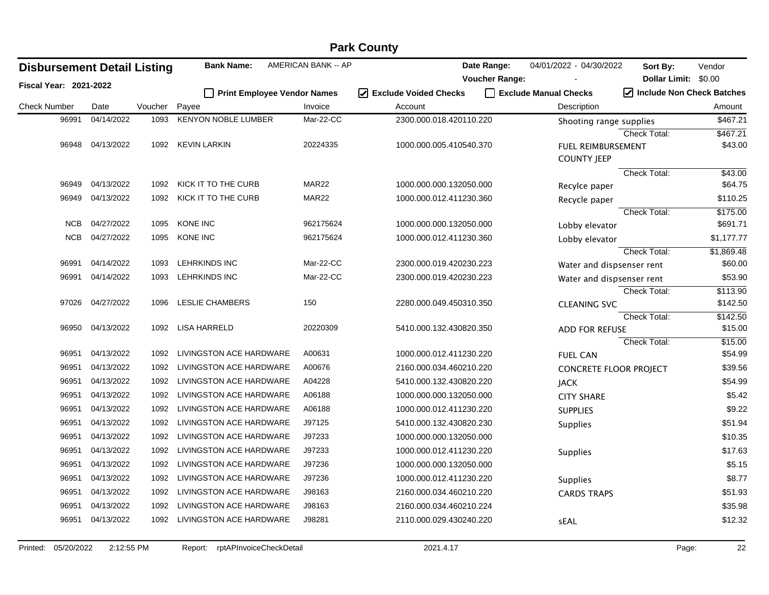# Park County

## Disbursement Detail Listing

**Fiscal Year: 2021-2022**

**Bank Name:** AMERICAN BANK -- AP

**Date Range:** 04/01/2022 - 04/30/2022 **Sort By:** Vendor

**Voucher Range:** - **Dollar Limit:** $0.00

☐ Print Employee Vendor Names ☑ Exclude Voided Checks ☐ Exclude Manual Checks ☑ Include Non Check Batches

| Check Number | Date | Voucher | Payee | Invoice | Account | Description | Amount |
|---|---|---|---|---|---|---|---|
| 96991 | 04/14/2022 | 1093 | KENYON NOBLE LUMBER | Mar-22-CC | 2300.000.018.420110.220 | Shooting range supplies | $467.21 |
| | | | | | | Check Total: | $467.21 |
| 96948 | 04/13/2022 | 1092 | KEVIN LARKIN | 20224335 | 1000.000.005.410540.370 | FUEL REIMBURSEMENT COUNTY JEEP | $43.00 |
| | | | | | | Check Total: | $43.00 |
| 96949 | 04/13/2022 | 1092 | KICK IT TO THE CURB | MAR22 | 1000.000.000.132050.000 | Recylce paper | $64.75 |
| 96949 | 04/13/2022 | 1092 | KICK IT TO THE CURB | MAR22 | 1000.000.012.411230.360 | Recycle paper | $110.25 |
| | | | | | | Check Total: | $175.00 |
| NCB | 04/27/2022 | 1095 | KONE INC | 962175624 | 1000.000.000.132050.000 | Lobby elevator | $691.71 |
| NCB | 04/27/2022 | 1095 | KONE INC | 962175624 | 1000.000.012.411230.360 | Lobby elevator | $1,177.77 |
| | | | | | | Check Total: | $1,869.48 |
| 96991 | 04/14/2022 | 1093 | LEHRKINDS INC | Mar-22-CC | 2300.000.019.420230.223 | Water and dispsenser rent | $60.00 |
| 96991 | 04/14/2022 | 1093 | LEHRKINDS INC | Mar-22-CC | 2300.000.019.420230.223 | Water and dispsenser rent | $53.90 |
| | | | | | | Check Total: | $113.90 |
| 97026 | 04/27/2022 | 1096 | LESLIE CHAMBERS | 150 | 2280.000.049.450310.350 | CLEANING SVC | $142.50 |
| | | | | | | Check Total: | $142.50 |
| 96950 | 04/13/2022 | 1092 | LISA HARRELD | 20220309 | 5410.000.132.430820.350 | ADD FOR REFUSE | $15.00 |
| | | | | | | Check Total: | $15.00 |
| 96951 | 04/13/2022 | 1092 | LIVINGSTON ACE HARDWARE | A00631 | 1000.000.012.411230.220 | FUEL CAN | $54.99 |
| 96951 | 04/13/2022 | 1092 | LIVINGSTON ACE HARDWARE | A00676 | 2160.000.034.460210.220 | CONCRETE FLOOR PROJECT | $39.56 |
| 96951 | 04/13/2022 | 1092 | LIVINGSTON ACE HARDWARE | A04228 | 5410.000.132.430820.220 | JACK | $54.99 |
| 96951 | 04/13/2022 | 1092 | LIVINGSTON ACE HARDWARE | A06188 | 1000.000.000.132050.000 | CITY SHARE | $5.42 |
| 96951 | 04/13/2022 | 1092 | LIVINGSTON ACE HARDWARE | A06188 | 1000.000.012.411230.220 | SUPPLIES | $9.22 |
| 96951 | 04/13/2022 | 1092 | LIVINGSTON ACE HARDWARE | J97125 | 5410.000.132.430820.230 | Supplies | $51.94 |
| 96951 | 04/13/2022 | 1092 | LIVINGSTON ACE HARDWARE | J97233 | 1000.000.000.132050.000 | | $10.35 |
| 96951 | 04/13/2022 | 1092 | LIVINGSTON ACE HARDWARE | J97233 | 1000.000.012.411230.220 | Supplies | $17.63 |
| 96951 | 04/13/2022 | 1092 | LIVINGSTON ACE HARDWARE | J97236 | 1000.000.000.132050.000 | | $5.15 |
| 96951 | 04/13/2022 | 1092 | LIVINGSTON ACE HARDWARE | J97236 | 1000.000.012.411230.220 | Supplies | $8.77 |
| 96951 | 04/13/2022 | 1092 | LIVINGSTON ACE HARDWARE | J98163 | 2160.000.034.460210.220 | CARDS TRAPS | $51.93 |
| 96951 | 04/13/2022 | 1092 | LIVINGSTON ACE HARDWARE | J98163 | 2160.000.034.460210.224 | | $35.98 |
| 96951 | 04/13/2022 | 1092 | LIVINGSTON ACE HARDWARE | J98281 | 2110.000.029.430240.220 | sEAL | $12.32 |

Printed: 05/20/2022 2:12:55 PM Report: rptAPInvoiceCheckDetail 2021.4.17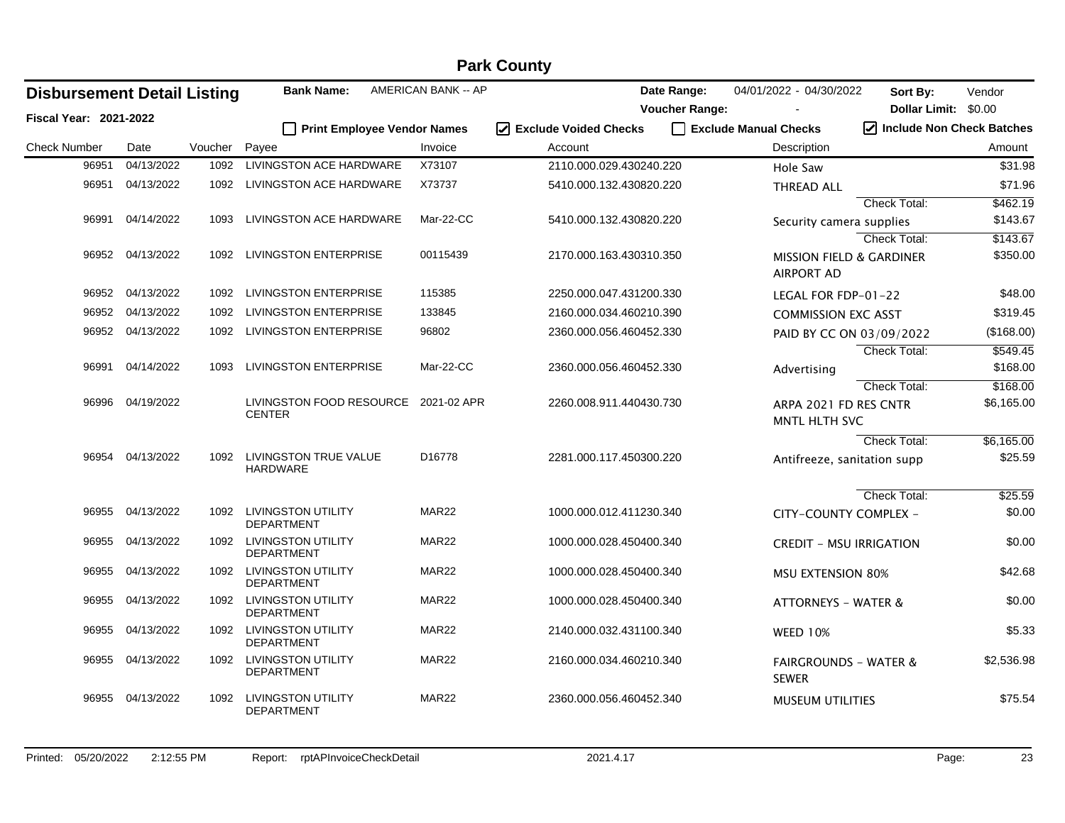# Park County

## Disbursement Detail Listing

**Fiscal Year: 2021-2022**

**Bank Name:** AMERICAN BANK -- AP

**Date Range:** 04/01/2022 - 04/30/2022 **Sort By:** Vendor

**Voucher Range:** - **Dollar Limit:** $0.00

☐ Print Employee Vendor Names ☑ Exclude Voided Checks ☐ Exclude Manual Checks ☑ Include Non Check Batches

| Check Number | Date | Voucher | Payee | Invoice | Account | Description | Amount |
|---|---|---|---|---|---|---|---|
| 96951 | 04/13/2022 | 1092 | LIVINGSTON ACE HARDWARE | X73107 | 2110.000.029.430240.220 | Hole Saw | $31.98 |
| 96951 | 04/13/2022 | 1092 | LIVINGSTON ACE HARDWARE | X73737 | 5410.000.132.430820.220 | THREAD ALL | $71.96 |
| | | | | | | Check Total: | $462.19 |
| 96991 | 04/14/2022 | 1093 | LIVINGSTON ACE HARDWARE | Mar-22-CC | 5410.000.132.430820.220 | Security camera supplies | $143.67 |
| | | | | | | Check Total: | $143.67 |
| 96952 | 04/13/2022 | 1092 | LIVINGSTON ENTERPRISE | 00115439 | 2170.000.163.430310.350 | MISSION FIELD & GARDINER AIRPORT AD | $350.00 |
| 96952 | 04/13/2022 | 1092 | LIVINGSTON ENTERPRISE | 115385 | 2250.000.047.431200.330 | LEGAL FOR FDP-01-22 | $48.00 |
| 96952 | 04/13/2022 | 1092 | LIVINGSTON ENTERPRISE | 133845 | 2160.000.034.460210.390 | COMMISSION EXC ASST | $319.45 |
| 96952 | 04/13/2022 | 1092 | LIVINGSTON ENTERPRISE | 96802 | 2360.000.056.460452.330 | PAID BY CC ON 03/09/2022 | ($168.00) |
| | | | | | | Check Total: | $549.45 |
| 96991 | 04/14/2022 | 1093 | LIVINGSTON ENTERPRISE | Mar-22-CC | 2360.000.056.460452.330 | Advertising | $168.00 |
| | | | | | | Check Total: | $168.00 |
| 96996 | 04/19/2022 | | LIVINGSTON FOOD RESOURCE CENTER | 2021-02 APR | 2260.008.911.440430.730 | ARPA 2021 FD RES CNTR MNTL HLTH SVC | $6,165.00 |
| | | | | | | Check Total: | $6,165.00 |
| 96954 | 04/13/2022 | 1092 | LIVINGSTON TRUE VALUE HARDWARE | D16778 | 2281.000.117.450300.220 | Antifreeze, sanitation supp | $25.59 |
| | | | | | | Check Total: | $25.59 |
| 96955 | 04/13/2022 | 1092 | LIVINGSTON UTILITY DEPARTMENT | MAR22 | 1000.000.012.411230.340 | CITY-COUNTY COMPLEX - | $0.00 |
| 96955 | 04/13/2022 | 1092 | LIVINGSTON UTILITY DEPARTMENT | MAR22 | 1000.000.028.450400.340 | CREDIT - MSU IRRIGATION | $0.00 |
| 96955 | 04/13/2022 | 1092 | LIVINGSTON UTILITY DEPARTMENT | MAR22 | 1000.000.028.450400.340 | MSU EXTENSION 80% | $42.68 |
| 96955 | 04/13/2022 | 1092 | LIVINGSTON UTILITY DEPARTMENT | MAR22 | 1000.000.028.450400.340 | ATTORNEYS - WATER & | $0.00 |
| 96955 | 04/13/2022 | 1092 | LIVINGSTON UTILITY DEPARTMENT | MAR22 | 2140.000.032.431100.340 | WEED 10% | $5.33 |
| 96955 | 04/13/2022 | 1092 | LIVINGSTON UTILITY DEPARTMENT | MAR22 | 2160.000.034.460210.340 | FAIRGROUNDS - WATER & SEWER | $2,536.98 |
| 96955 | 04/13/2022 | 1092 | LIVINGSTON UTILITY DEPARTMENT | MAR22 | 2360.000.056.460452.340 | MUSEUM UTILITIES | $75.54 |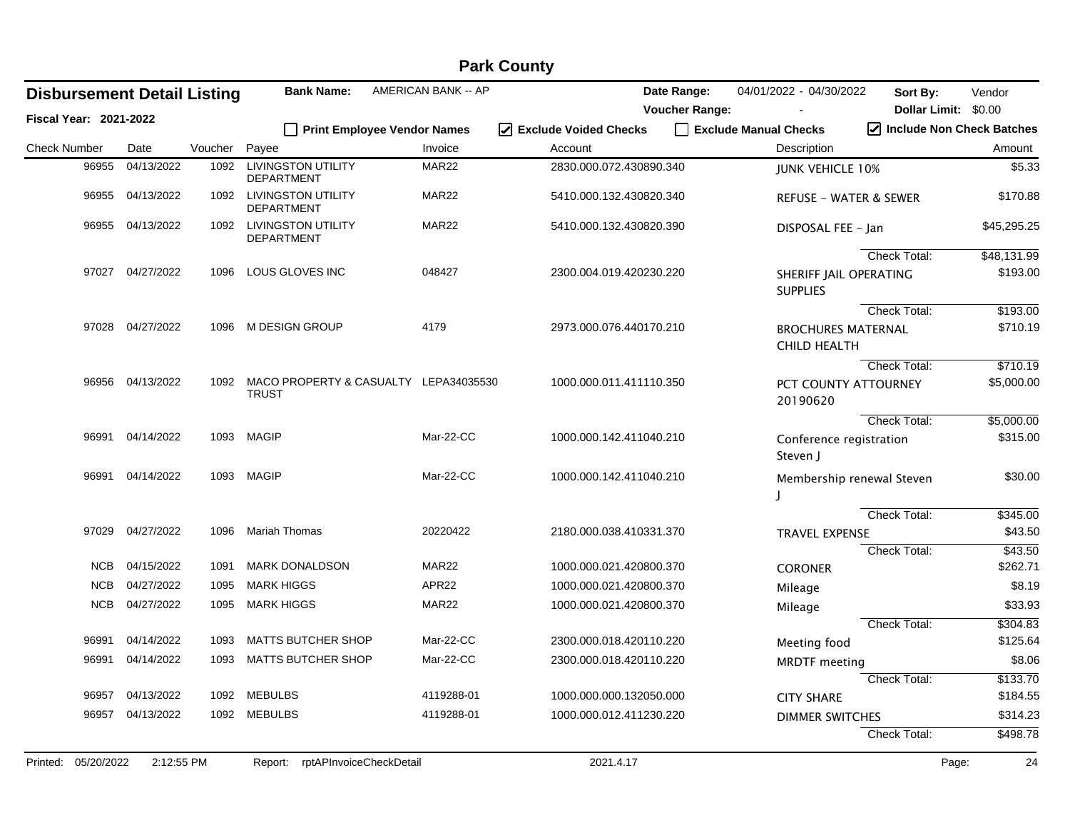# Park County

## Disbursement Detail Listing

**Fiscal Year: 2021-2022**

**Bank Name:** AMERICAN BANK -- AP

**Date Range:** 04/01/2022 - 04/30/2022

**Voucher Range:** -

**Sort By:** Vendor

**Dollar Limit:** $0.00

☐ Print Employee Vendor Names  ☑ Exclude Voided Checks  ☐ Exclude Manual Checks  ☑ Include Non Check Batches

| Check Number | Date | Voucher | Payee | Invoice | Account | Description | Amount |
|---|---|---|---|---|---|---|---|
| 96955 | 04/13/2022 | 1092 | LIVINGSTON UTILITY DEPARTMENT | MAR22 | 2830.000.072.430890.340 | JUNK VEHICLE 10% | $5.33 |
| 96955 | 04/13/2022 | 1092 | LIVINGSTON UTILITY DEPARTMENT | MAR22 | 5410.000.132.430820.340 | REFUSE - WATER & SEWER | $170.88 |
| 96955 | 04/13/2022 | 1092 | LIVINGSTON UTILITY DEPARTMENT | MAR22 | 5410.000.132.430820.390 | DISPOSAL FEE - Jan | $45,295.25 |
| | | | | | | Check Total: | $48,131.99 |
| 97027 | 04/27/2022 | 1096 | LOUS GLOVES INC | 048427 | 2300.004.019.420230.220 | SHERIFF JAIL OPERATING SUPPLIES | $193.00 |
| | | | | | | Check Total: | $193.00 |
| 97028 | 04/27/2022 | 1096 | M DESIGN GROUP | 4179 | 2973.000.076.440170.210 | BROCHURES MATERNAL CHILD HEALTH | $710.19 |
| | | | | | | Check Total: | $710.19 |
| 96956 | 04/13/2022 | 1092 | MACO PROPERTY & CASUALTY TRUST | LEPA34035530 | 1000.000.011.411110.350 | PCT COUNTY ATTOURNEY 20190620 | $5,000.00 |
| | | | | | | Check Total: | $5,000.00 |
| 96991 | 04/14/2022 | 1093 | MAGIP | Mar-22-CC | 1000.000.142.411040.210 | Conference registration Steven J | $315.00 |
| 96991 | 04/14/2022 | 1093 | MAGIP | Mar-22-CC | 1000.000.142.411040.210 | Membership renewal Steven J | $30.00 |
| | | | | | | Check Total: | $345.00 |
| 97029 | 04/27/2022 | 1096 | Mariah Thomas | 20220422 | 2180.000.038.410331.370 | TRAVEL EXPENSE | $43.50 |
| | | | | | | Check Total: | $43.50 |
| NCB | 04/15/2022 | 1091 | MARK DONALDSON | MAR22 | 1000.000.021.420800.370 | CORONER | $262.71 |
| NCB | 04/27/2022 | 1095 | MARK HIGGS | APR22 | 1000.000.021.420800.370 | Mileage | $8.19 |
| NCB | 04/27/2022 | 1095 | MARK HIGGS | MAR22 | 1000.000.021.420800.370 | Mileage | $33.93 |
| | | | | | | Check Total: | $304.83 |
| 96991 | 04/14/2022 | 1093 | MATTS BUTCHER SHOP | Mar-22-CC | 2300.000.018.420110.220 | Meeting food | $125.64 |
| 96991 | 04/14/2022 | 1093 | MATTS BUTCHER SHOP | Mar-22-CC | 2300.000.018.420110.220 | MRDTF meeting | $8.06 |
| | | | | | | Check Total: | $133.70 |
| 96957 | 04/13/2022 | 1092 | MEBULBS | 4119288-01 | 1000.000.000.132050.000 | CITY SHARE | $184.55 |
| 96957 | 04/13/2022 | 1092 | MEBULBS | 4119288-01 | 1000.000.012.411230.220 | DIMMER SWITCHES | $314.23 |
| | | | | | | Check Total: | $498.78 |

Printed: 05/20/2022 2:12:55 PM Report: rptAPInvoiceCheckDetail 2021.4.17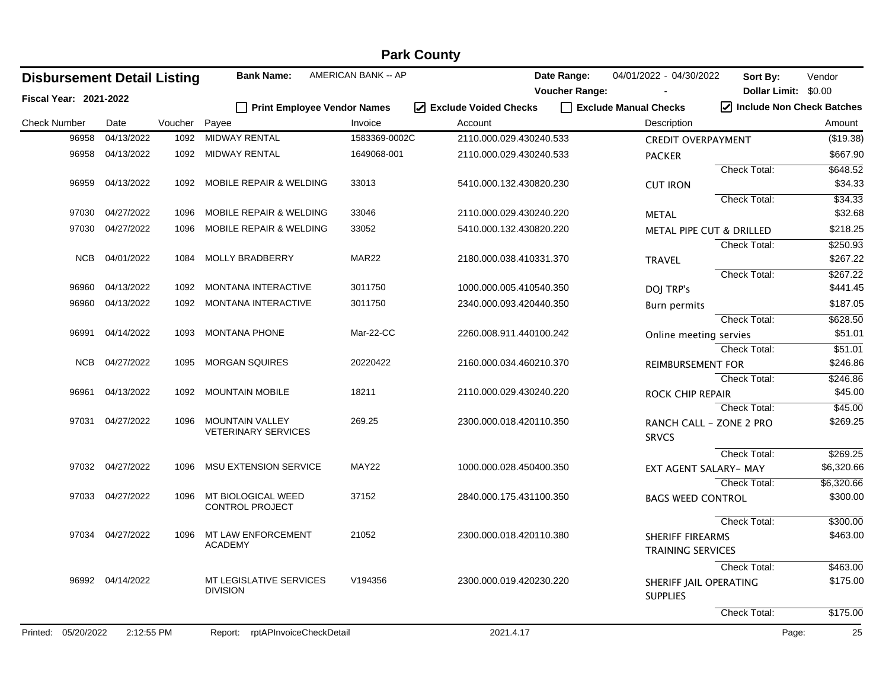# Park County

## Disbursement Detail Listing

**Fiscal Year: 2021-2022**

**Bank Name:** AMERICAN BANK -- AP

**Date Range:** 04/01/2022 - 04/30/2022

**Voucher Range:** -

**Sort By:** Vendor

**Dollar Limit:** $0.00

☐ Print Employee Vendor Names ☑ Exclude Voided Checks ☐ Exclude Manual Checks ☑ Include Non Check Batches

| Check Number | Date | Voucher | Payee | Invoice | Account | Description | | Amount |
|---|---|---|---|---|---|---|---|---|
| 96958 | 04/13/2022 | 1092 | MIDWAY RENTAL | 1583369-0002C | 2110.000.029.430240.533 | CREDIT OVERPAYMENT | | ($19.38) |
| 96958 | 04/13/2022 | 1092 | MIDWAY RENTAL | 1649068-001 | 2110.000.029.430240.533 | PACKER | | $667.90 |
| | | | | | | | Check Total: | $648.52 |
| 96959 | 04/13/2022 | 1092 | MOBILE REPAIR & WELDING | 33013 | 5410.000.132.430820.230 | CUT IRON | | $34.33 |
| | | | | | | | Check Total: | $34.33 |
| 97030 | 04/27/2022 | 1096 | MOBILE REPAIR & WELDING | 33046 | 2110.000.029.430240.220 | METAL | | $32.68 |
| 97030 | 04/27/2022 | 1096 | MOBILE REPAIR & WELDING | 33052 | 5410.000.132.430820.220 | METAL PIPE CUT & DRILLED | | $218.25 |
| | | | | | | | Check Total: | $250.93 |
| NCB | 04/01/2022 | 1084 | MOLLY BRADBERRY | MAR22 | 2180.000.038.410331.370 | TRAVEL | | $267.22 |
| | | | | | | | Check Total: | $267.22 |
| 96960 | 04/13/2022 | 1092 | MONTANA INTERACTIVE | 3011750 | 1000.000.005.410540.350 | DOJ TRP's | | $441.45 |
| 96960 | 04/13/2022 | 1092 | MONTANA INTERACTIVE | 3011750 | 2340.000.093.420440.350 | Burn permits | | $187.05 |
| | | | | | | | Check Total: | $628.50 |
| 96991 | 04/14/2022 | 1093 | MONTANA PHONE | Mar-22-CC | 2260.008.911.440100.242 | Online meeting servies | | $51.01 |
| | | | | | | | Check Total: | $51.01 |
| NCB | 04/27/2022 | 1095 | MORGAN SQUIRES | 20220422 | 2160.000.034.460210.370 | REIMBURSEMENT FOR | | $246.86 |
| | | | | | | | Check Total: | $246.86 |
| 96961 | 04/13/2022 | 1092 | MOUNTAIN MOBILE | 18211 | 2110.000.029.430240.220 | ROCK CHIP REPAIR | | $45.00 |
| | | | | | | | Check Total: | $45.00 |
| 97031 | 04/27/2022 | 1096 | MOUNTAIN VALLEY VETERINARY SERVICES | 269.25 | 2300.000.018.420110.350 | RANCH CALL - ZONE 2 PRO SRVCS | | $269.25 |
| | | | | | | | Check Total: | $269.25 |
| 97032 | 04/27/2022 | 1096 | MSU EXTENSION SERVICE | MAY22 | 1000.000.028.450400.350 | EXT AGENT SALARY- MAY | | $6,320.66 |
| | | | | | | | Check Total: | $6,320.66 |
| 97033 | 04/27/2022 | 1096 | MT BIOLOGICAL WEED CONTROL PROJECT | 37152 | 2840.000.175.431100.350 | BAGS WEED CONTROL | | $300.00 |
| | | | | | | | Check Total: | $300.00 |
| 97034 | 04/27/2022 | 1096 | MT LAW ENFORCEMENT ACADEMY | 21052 | 2300.000.018.420110.380 | SHERIFF FIREARMS TRAINING SERVICES | | $463.00 |
| | | | | | | | Check Total: | $463.00 |
| 96992 | 04/14/2022 | | MT LEGISLATIVE SERVICES DIVISION | V194356 | 2300.000.019.420230.220 | SHERIFF JAIL OPERATING SUPPLIES | | $175.00 |
| | | | | | | | Check Total: | $175.00 |

Printed: 05/20/2022 2:12:55 PM Report: rptAPInvoiceCheckDetail 2021.4.17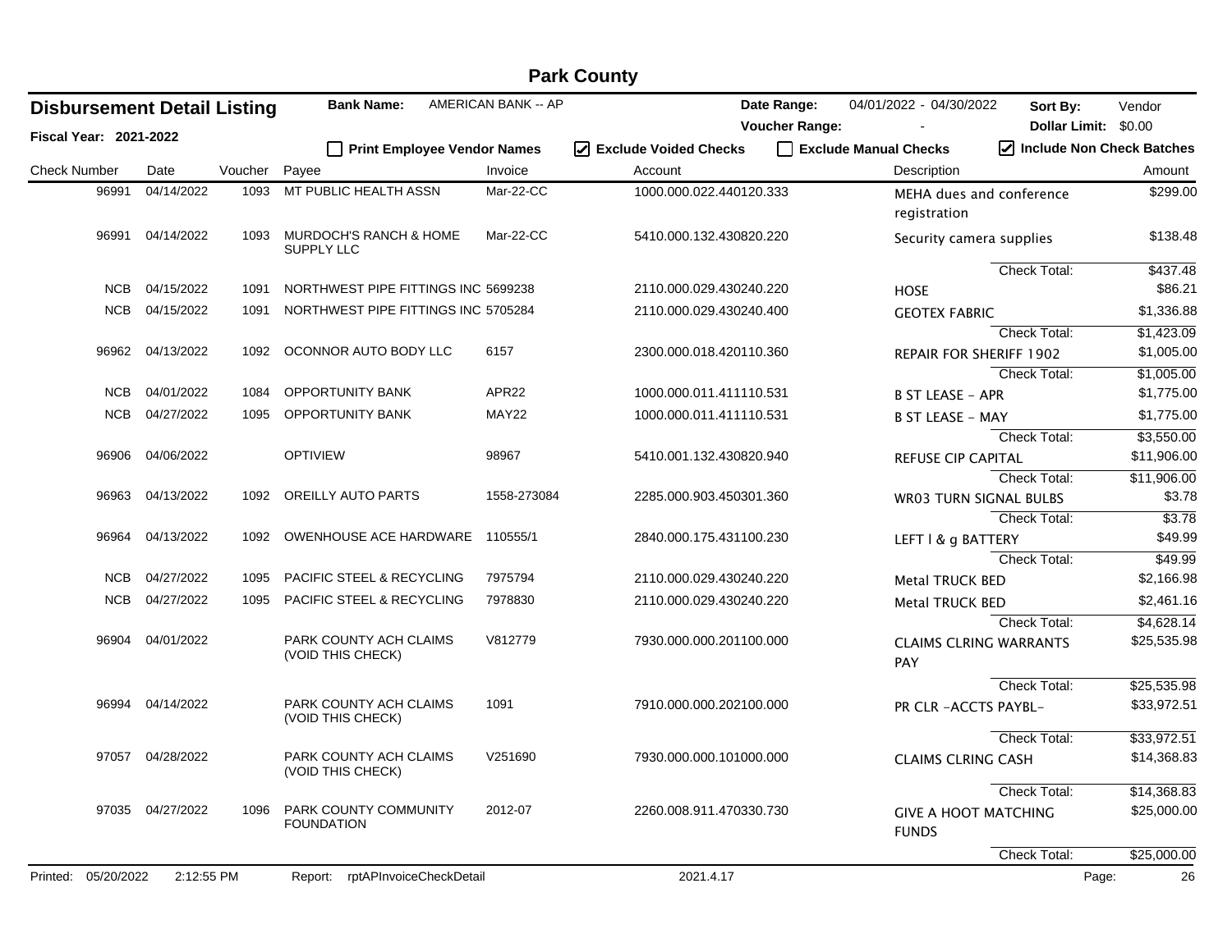# Park County

## Disbursement Detail Listing

**Fiscal Year: 2021-2022**

**Bank Name:** AMERICAN BANK -- AP

**Date Range:** 04/01/2022 - 04/30/2022 **Sort By:** Vendor

**Voucher Range:** - **Dollar Limit:** $0.00

☐ **Print Employee Vendor Names** ☑ **Exclude Voided Checks** ☐ **Exclude Manual Checks** ☑ **Include Non Check Batches**

| Check Number | Date | Voucher | Payee | Invoice | Account | Description | Amount |
|---|---|---|---|---|---|---|---|
| 96991 | 04/14/2022 | 1093 | MT PUBLIC HEALTH ASSN | Mar-22-CC | 1000.000.022.440120.333 | MEHA dues and conference registration | $299.00 |
| 96991 | 04/14/2022 | 1093 | MURDOCH'S RANCH & HOME SUPPLY LLC | Mar-22-CC | 5410.000.132.430820.220 | Security camera supplies | $138.48 |
| | | | | | | Check Total: | $437.48 |
| NCB | 04/15/2022 | 1091 | NORTHWEST PIPE FITTINGS INC | 5699238 | 2110.000.029.430240.220 | HOSE | $86.21 |
| NCB | 04/15/2022 | 1091 | NORTHWEST PIPE FITTINGS INC | 5705284 | 2110.000.029.430240.400 | GEOTEX FABRIC | $1,336.88 |
| | | | | | | Check Total: | $1,423.09 |
| 96962 | 04/13/2022 | 1092 | OCONNOR AUTO BODY LLC | 6157 | 2300.000.018.420110.360 | REPAIR FOR SHERIFF 1902 | $1,005.00 |
| | | | | | | Check Total: | $1,005.00 |
| NCB | 04/01/2022 | 1084 | OPPORTUNITY BANK | APR22 | 1000.000.011.411110.531 | B ST LEASE - APR | $1,775.00 |
| NCB | 04/27/2022 | 1095 | OPPORTUNITY BANK | MAY22 | 1000.000.011.411110.531 | B ST LEASE - MAY | $1,775.00 |
| | | | | | | Check Total: | $3,550.00 |
| 96906 | 04/06/2022 | | OPTIVIEW | 98967 | 5410.001.132.430820.940 | REFUSE CIP CAPITAL | $11,906.00 |
| | | | | | | Check Total: | $11,906.00 |
| 96963 | 04/13/2022 | 1092 | OREILLY AUTO PARTS | 1558-273084 | 2285.000.903.450301.360 | WR03 TURN SIGNAL BULBS | $3.78 |
| | | | | | | Check Total: | $3.78 |
| 96964 | 04/13/2022 | 1092 | OWENHOUSE ACE HARDWARE | 110555/1 | 2840.000.175.431100.230 | LEFT I & g BATTERY | $49.99 |
| | | | | | | Check Total: | $49.99 |
| NCB | 04/27/2022 | 1095 | PACIFIC STEEL & RECYCLING | 7975794 | 2110.000.029.430240.220 | Metal TRUCK BED | $2,166.98 |
| NCB | 04/27/2022 | 1095 | PACIFIC STEEL & RECYCLING | 7978830 | 2110.000.029.430240.220 | Metal TRUCK BED | $2,461.16 |
| | | | | | | Check Total: | $4,628.14 |
| 96904 | 04/01/2022 | | PARK COUNTY ACH CLAIMS (VOID THIS CHECK) | V812779 | 7930.000.000.201100.000 | CLAIMS CLRING WARRANTS PAY | $25,535.98 |
| | | | | | | Check Total: | $25,535.98 |
| 96994 | 04/14/2022 | | PARK COUNTY ACH CLAIMS (VOID THIS CHECK) | 1091 | 7910.000.000.202100.000 | PR CLR -ACCTS PAYBL- | $33,972.51 |
| | | | | | | Check Total: | $33,972.51 |
| 97057 | 04/28/2022 | | PARK COUNTY ACH CLAIMS (VOID THIS CHECK) | V251690 | 7930.000.000.101000.000 | CLAIMS CLRING CASH | $14,368.83 |
| | | | | | | Check Total: | $14,368.83 |
| 97035 | 04/27/2022 | 1096 | PARK COUNTY COMMUNITY FOUNDATION | 2012-07 | 2260.008.911.470330.730 | GIVE A HOOT MATCHING FUNDS | $25,000.00 |
| | | | | | | Check Total: | $25,000.00 |

Printed: 05/20/2022 2:12:55 PM Report: rptAPInvoiceCheckDetail 2021.4.17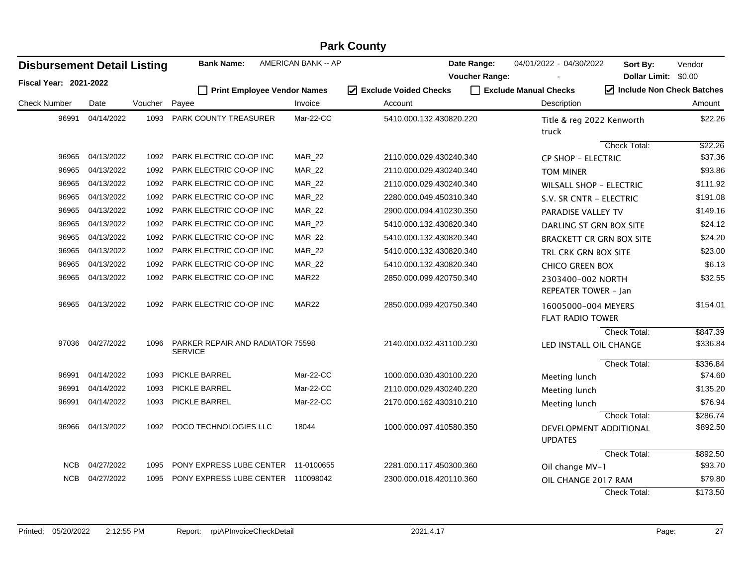# Park County

## Disbursement Detail Listing

**Fiscal Year: 2021-2022**

**Bank Name:** AMERICAN BANK -- AP

**Date Range:** 04/01/2022 - 04/30/2022 **Sort By:** Vendor

**Voucher Range:** - **Dollar Limit:** $0.00

☐ Print Employee Vendor Names ☑ Exclude Voided Checks ☐ Exclude Manual Checks ☑ Include Non Check Batches

| Check Number | Date | Voucher | Payee | Invoice | Account | Description | Amount |
|---|---|---|---|---|---|---|---|
| 96991 | 04/14/2022 | 1093 | PARK COUNTY TREASURER | Mar-22-CC | 5410.000.132.430820.220 | Title & reg 2022 Kenworth truck | $22.26 |
| | | | | | | Check Total: | $22.26 |
| 96965 | 04/13/2022 | 1092 | PARK ELECTRIC CO-OP INC | MAR_22 | 2110.000.029.430240.340 | CP SHOP - ELECTRIC | $37.36 |
| 96965 | 04/13/2022 | 1092 | PARK ELECTRIC CO-OP INC | MAR_22 | 2110.000.029.430240.340 | TOM MINER | $93.86 |
| 96965 | 04/13/2022 | 1092 | PARK ELECTRIC CO-OP INC | MAR_22 | 2110.000.029.430240.340 | WILSALL SHOP - ELECTRIC | $111.92 |
| 96965 | 04/13/2022 | 1092 | PARK ELECTRIC CO-OP INC | MAR_22 | 2280.000.049.450310.340 | S.V. SR CNTR - ELECTRIC | $191.08 |
| 96965 | 04/13/2022 | 1092 | PARK ELECTRIC CO-OP INC | MAR_22 | 2900.000.094.410230.350 | PARADISE VALLEY TV | $149.16 |
| 96965 | 04/13/2022 | 1092 | PARK ELECTRIC CO-OP INC | MAR_22 | 5410.000.132.430820.340 | DARLING ST GRN BOX SITE | $24.12 |
| 96965 | 04/13/2022 | 1092 | PARK ELECTRIC CO-OP INC | MAR_22 | 5410.000.132.430820.340 | BRACKETT CR GRN BOX SITE | $24.20 |
| 96965 | 04/13/2022 | 1092 | PARK ELECTRIC CO-OP INC | MAR_22 | 5410.000.132.430820.340 | TRL CRK GRN BOX SITE | $23.00 |
| 96965 | 04/13/2022 | 1092 | PARK ELECTRIC CO-OP INC | MAR_22 | 5410.000.132.430820.340 | CHICO GREEN BOX | $6.13 |
| 96965 | 04/13/2022 | 1092 | PARK ELECTRIC CO-OP INC | MAR22 | 2850.000.099.420750.340 | 2303400-002 NORTH REPEATER TOWER - Jan | $32.55 |
| 96965 | 04/13/2022 | 1092 | PARK ELECTRIC CO-OP INC | MAR22 | 2850.000.099.420750.340 | 16005000-004 MEYERS FLAT RADIO TOWER | $154.01 |
| | | | | | | Check Total: | $847.39 |
| 97036 | 04/27/2022 | 1096 | PARKER REPAIR AND RADIATOR SERVICE | 75598 | 2140.000.032.431100.230 | LED INSTALL OIL CHANGE | $336.84 |
| | | | | | | Check Total: | $336.84 |
| 96991 | 04/14/2022 | 1093 | PICKLE BARREL | Mar-22-CC | 1000.000.030.430100.220 | Meeting lunch | $74.60 |
| 96991 | 04/14/2022 | 1093 | PICKLE BARREL | Mar-22-CC | 2110.000.029.430240.220 | Meeting lunch | $135.20 |
| 96991 | 04/14/2022 | 1093 | PICKLE BARREL | Mar-22-CC | 2170.000.162.430310.210 | Meeting lunch | $76.94 |
| | | | | | | Check Total: | $286.74 |
| 96966 | 04/13/2022 | 1092 | POCO TECHNOLOGIES LLC | 18044 | 1000.000.097.410580.350 | DEVELOPMENT ADDITIONAL UPDATES | $892.50 |
| | | | | | | Check Total: | $892.50 |
| NCB | 04/27/2022 | 1095 | PONY EXPRESS LUBE CENTER | 11-0100655 | 2281.000.117.450300.360 | Oil change MV-1 | $93.70 |
| NCB | 04/27/2022 | 1095 | PONY EXPRESS LUBE CENTER | 110098042 | 2300.000.018.420110.360 | OIL CHANGE 2017 RAM | $79.80 |
| | | | | | | Check Total: | $173.50 |

Printed: 05/20/2022 2:12:55 PM Report: rptAPInvoiceCheckDetail 2021.4.17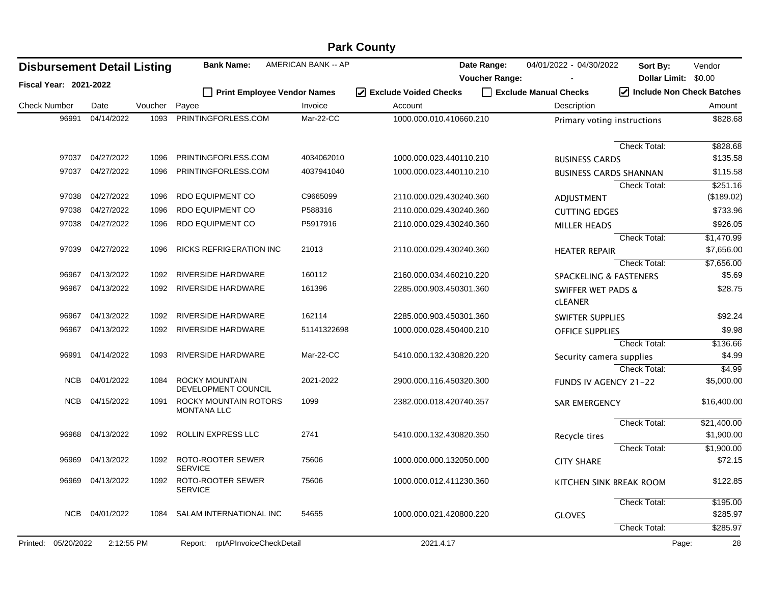# Park County

## Disbursement Detail Listing

**Fiscal Year: 2021-2022**

**Bank Name:** AMERICAN BANK -- AP

**Date Range:** 04/01/2022 - 04/30/2022

**Voucher Range:** -

**Sort By:** Vendor

**Dollar Limit:** $0.00

☐ Print Employee Vendor Names ☑ Exclude Voided Checks ☐ Exclude Manual Checks ☑ Include Non Check Batches

| Check Number | Date | Voucher | Payee | Invoice | Account | Description | Amount |
|---|---|---|---|---|---|---|---|
| 96991 | 04/14/2022 | 1093 | PRINTINGFORLESS.COM | Mar-22-CC | 1000.000.010.410660.210 | Primary voting instructions | $828.68 |
| | | | | | | Check Total: | $828.68 |
| 97037 | 04/27/2022 | 1096 | PRINTINGFORLESS.COM | 4034062010 | 1000.000.023.440110.210 | BUSINESS CARDS | $135.58 |
| 97037 | 04/27/2022 | 1096 | PRINTINGFORLESS.COM | 4037941040 | 1000.000.023.440110.210 | BUSINESS CARDS SHANNAN | $115.58 |
| | | | | | | Check Total: | $251.16 |
| 97038 | 04/27/2022 | 1096 | RDO EQUIPMENT CO | C9665099 | 2110.000.029.430240.360 | ADJUSTMENT | ($189.02) |
| 97038 | 04/27/2022 | 1096 | RDO EQUIPMENT CO | P588316 | 2110.000.029.430240.360 | CUTTING EDGES | $733.96 |
| 97038 | 04/27/2022 | 1096 | RDO EQUIPMENT CO | P5917916 | 2110.000.029.430240.360 | MILLER HEADS | $926.05 |
| | | | | | | Check Total: | $1,470.99 |
| 97039 | 04/27/2022 | 1096 | RICKS REFRIGERATION INC | 21013 | 2110.000.029.430240.360 | HEATER REPAIR | $7,656.00 |
| | | | | | | Check Total: | $7,656.00 |
| 96967 | 04/13/2022 | 1092 | RIVERSIDE HARDWARE | 160112 | 2160.000.034.460210.220 | SPACKELING & FASTENERS | $5.69 |
| 96967 | 04/13/2022 | 1092 | RIVERSIDE HARDWARE | 161396 | 2285.000.903.450301.360 | SWIFFER WET PADS & cLEANER | $28.75 |
| 96967 | 04/13/2022 | 1092 | RIVERSIDE HARDWARE | 162114 | 2285.000.903.450301.360 | SWIFTER SUPPLIES | $92.24 |
| 96967 | 04/13/2022 | 1092 | RIVERSIDE HARDWARE | 51141322698 | 1000.000.028.450400.210 | OFFICE SUPPLIES | $9.98 |
| | | | | | | Check Total: | $136.66 |
| 96991 | 04/14/2022 | 1093 | RIVERSIDE HARDWARE | Mar-22-CC | 5410.000.132.430820.220 | Security camera supplies | $4.99 |
| | | | | | | Check Total: | $4.99 |
| NCB | 04/01/2022 | 1084 | ROCKY MOUNTAIN DEVELOPMENT COUNCIL | 2021-2022 | 2900.000.116.450320.300 | FUNDS IV AGENCY 21-22 | $5,000.00 |
| NCB | 04/15/2022 | 1091 | ROCKY MOUNTAIN ROTORS MONTANA LLC | 1099 | 2382.000.018.420740.357 | SAR EMERGENCY | $16,400.00 |
| | | | | | | Check Total: | $21,400.00 |
| 96968 | 04/13/2022 | 1092 | ROLLIN EXPRESS LLC | 2741 | 5410.000.132.430820.350 | Recycle tires | $1,900.00 |
| | | | | | | Check Total: | $1,900.00 |
| 96969 | 04/13/2022 | 1092 | ROTO-ROOTER SEWER SERVICE | 75606 | 1000.000.000.132050.000 | CITY SHARE | $72.15 |
| 96969 | 04/13/2022 | 1092 | ROTO-ROOTER SEWER SERVICE | 75606 | 1000.000.012.411230.360 | KITCHEN SINK BREAK ROOM | $122.85 |
| | | | | | | Check Total: | $195.00 |
| NCB | 04/01/2022 | 1084 | SALAM INTERNATIONAL INC | 54655 | 1000.000.021.420800.220 | GLOVES | $285.97 |
| | | | | | | Check Total: | $285.97 |

Printed: 05/20/2022 2:12:55 PM Report: rptAPInvoiceCheckDetail 2021.4.17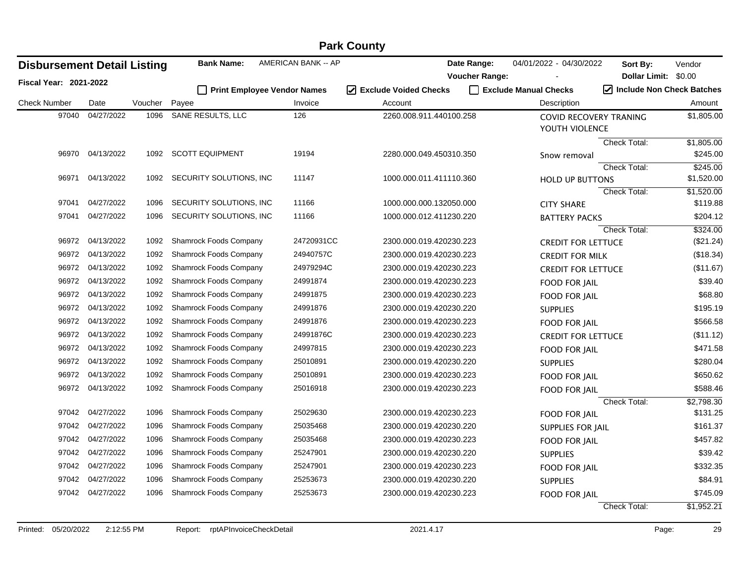# Park County

## Disbursement Detail Listing

**Fiscal Year: 2021-2022**

**Bank Name:** AMERICAN BANK -- AP

**Date Range:** 04/01/2022 - 04/30/2022 **Sort By:** Vendor

**Voucher Range:** - **Dollar Limit:** $0.00

☐ Print Employee Vendor Names ☑ Exclude Voided Checks ☐ Exclude Manual Checks ☑ Include Non Check Batches

| Check Number | Date | Voucher | Payee | Invoice | Account | Description | Amount |
|---|---|---|---|---|---|---|---|
| 97040 | 04/27/2022 | 1096 | SANE RESULTS, LLC | 126 | 2260.008.911.440100.258 | COVID RECOVERY TRANING YOUTH VIOLENCE | $1,805.00 |
| | | | | | | Check Total: | $1,805.00 |
| 96970 | 04/13/2022 | 1092 | SCOTT EQUIPMENT | 19194 | 2280.000.049.450310.350 | Snow removal | $245.00 |
| | | | | | | Check Total: | $245.00 |
| 96971 | 04/13/2022 | 1092 | SECURITY SOLUTIONS, INC | 11147 | 1000.000.011.411110.360 | HOLD UP BUTTONS | $1,520.00 |
| | | | | | | Check Total: | $1,520.00 |
| 97041 | 04/27/2022 | 1096 | SECURITY SOLUTIONS, INC | 11166 | 1000.000.000.132050.000 | CITY SHARE | $119.88 |
| 97041 | 04/27/2022 | 1096 | SECURITY SOLUTIONS, INC | 11166 | 1000.000.012.411230.220 | BATTERY PACKS | $204.12 |
| | | | | | | Check Total: | $324.00 |
| 96972 | 04/13/2022 | 1092 | Shamrock Foods Company | 24720931CC | 2300.000.019.420230.223 | CREDIT FOR LETTUCE | ($21.24) |
| 96972 | 04/13/2022 | 1092 | Shamrock Foods Company | 24940757C | 2300.000.019.420230.223 | CREDIT FOR MILK | ($18.34) |
| 96972 | 04/13/2022 | 1092 | Shamrock Foods Company | 24979294C | 2300.000.019.420230.223 | CREDIT FOR LETTUCE | ($11.67) |
| 96972 | 04/13/2022 | 1092 | Shamrock Foods Company | 24991874 | 2300.000.019.420230.223 | FOOD FOR JAIL | $39.40 |
| 96972 | 04/13/2022 | 1092 | Shamrock Foods Company | 24991875 | 2300.000.019.420230.223 | FOOD FOR JAIL | $68.80 |
| 96972 | 04/13/2022 | 1092 | Shamrock Foods Company | 24991876 | 2300.000.019.420230.220 | SUPPLIES | $195.19 |
| 96972 | 04/13/2022 | 1092 | Shamrock Foods Company | 24991876 | 2300.000.019.420230.223 | FOOD FOR JAIL | $566.58 |
| 96972 | 04/13/2022 | 1092 | Shamrock Foods Company | 24991876C | 2300.000.019.420230.223 | CREDIT FOR LETTUCE | ($11.12) |
| 96972 | 04/13/2022 | 1092 | Shamrock Foods Company | 24997815 | 2300.000.019.420230.223 | FOOD FOR JAIL | $471.58 |
| 96972 | 04/13/2022 | 1092 | Shamrock Foods Company | 25010891 | 2300.000.019.420230.220 | SUPPLIES | $280.04 |
| 96972 | 04/13/2022 | 1092 | Shamrock Foods Company | 25010891 | 2300.000.019.420230.223 | FOOD FOR JAIL | $650.62 |
| 96972 | 04/13/2022 | 1092 | Shamrock Foods Company | 25016918 | 2300.000.019.420230.223 | FOOD FOR JAIL | $588.46 |
| | | | | | | Check Total: | $2,798.30 |
| 97042 | 04/27/2022 | 1096 | Shamrock Foods Company | 25029630 | 2300.000.019.420230.223 | FOOD FOR JAIL | $131.25 |
| 97042 | 04/27/2022 | 1096 | Shamrock Foods Company | 25035468 | 2300.000.019.420230.220 | SUPPLIES FOR JAIL | $161.37 |
| 97042 | 04/27/2022 | 1096 | Shamrock Foods Company | 25035468 | 2300.000.019.420230.223 | FOOD FOR JAIL | $457.82 |
| 97042 | 04/27/2022 | 1096 | Shamrock Foods Company | 25247901 | 2300.000.019.420230.220 | SUPPLIES | $39.42 |
| 97042 | 04/27/2022 | 1096 | Shamrock Foods Company | 25247901 | 2300.000.019.420230.223 | FOOD FOR JAIL | $332.35 |
| 97042 | 04/27/2022 | 1096 | Shamrock Foods Company | 25253673 | 2300.000.019.420230.220 | SUPPLIES | $84.91 |
| 97042 | 04/27/2022 | 1096 | Shamrock Foods Company | 25253673 | 2300.000.019.420230.223 | FOOD FOR JAIL | $745.09 |
| | | | | | | Check Total: | $1,952.21 |

Printed: 05/20/2022 2:12:55 PM Report: rptAPInvoiceCheckDetail 2021.4.17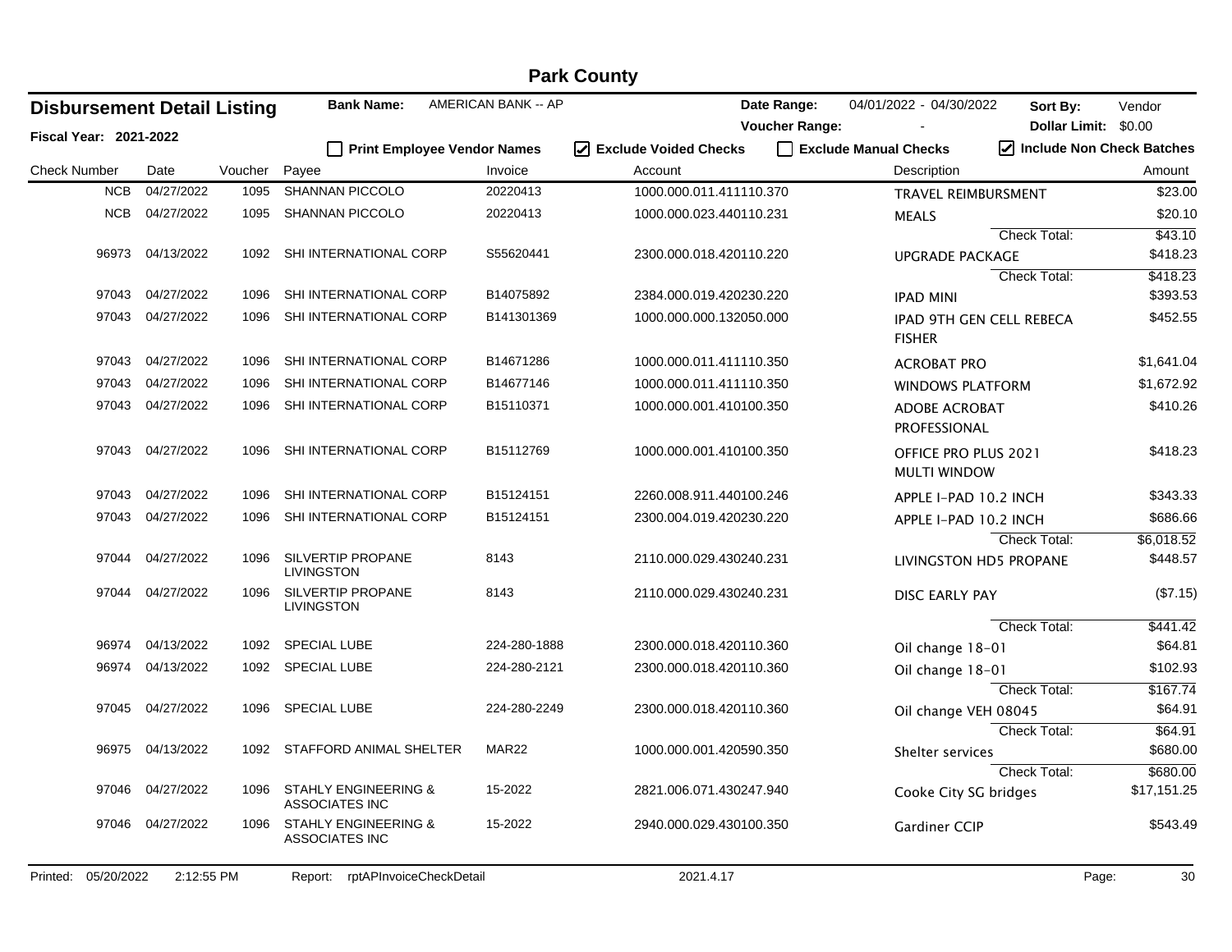# Park County

## Disbursement Detail Listing

**Fiscal Year: 2021-2022**

**Bank Name:** AMERICAN BANK -- AP

**Date Range:** 04/01/2022 - 04/30/2022 **Sort By:** Vendor

**Voucher Range:** - **Dollar Limit:** $0.00

☐ Print Employee Vendor Names ☑ Exclude Voided Checks ☐ Exclude Manual Checks ☑ Include Non Check Batches

| Check Number | Date | Voucher | Payee | Invoice | Account | Description | Amount |
|---|---|---|---|---|---|---|---|
| NCB | 04/27/2022 | 1095 | SHANNAN PICCOLO | 20220413 | 1000.000.011.411110.370 | TRAVEL REIMBURSMENT | $23.00 |
| NCB | 04/27/2022 | 1095 | SHANNAN PICCOLO | 20220413 | 1000.000.023.440110.231 | MEALS | $20.10 |
| | | | | | | Check Total: | $43.10 |
| 96973 | 04/13/2022 | 1092 | SHI INTERNATIONAL CORP | S55620441 | 2300.000.018.420110.220 | UPGRADE PACKAGE | $418.23 |
| | | | | | | Check Total: | $418.23 |
| 97043 | 04/27/2022 | 1096 | SHI INTERNATIONAL CORP | B14075892 | 2384.000.019.420230.220 | IPAD MINI | $393.53 |
| 97043 | 04/27/2022 | 1096 | SHI INTERNATIONAL CORP | B141301369 | 1000.000.000.132050.000 | IPAD 9TH GEN CELL REBECA FISHER | $452.55 |
| 97043 | 04/27/2022 | 1096 | SHI INTERNATIONAL CORP | B14671286 | 1000.000.011.411110.350 | ACROBAT PRO | $1,641.04 |
| 97043 | 04/27/2022 | 1096 | SHI INTERNATIONAL CORP | B14677146 | 1000.000.011.411110.350 | WINDOWS PLATFORM | $1,672.92 |
| 97043 | 04/27/2022 | 1096 | SHI INTERNATIONAL CORP | B15110371 | 1000.000.001.410100.350 | ADOBE ACROBAT PROFESSIONAL | $410.26 |
| 97043 | 04/27/2022 | 1096 | SHI INTERNATIONAL CORP | B15112769 | 1000.000.001.410100.350 | OFFICE PRO PLUS 2021 MULTI WINDOW | $418.23 |
| 97043 | 04/27/2022 | 1096 | SHI INTERNATIONAL CORP | B15124151 | 2260.008.911.440100.246 | APPLE I-PAD 10.2 INCH | $343.33 |
| 97043 | 04/27/2022 | 1096 | SHI INTERNATIONAL CORP | B15124151 | 2300.004.019.420230.220 | APPLE I-PAD 10.2 INCH | $686.66 |
| | | | | | | Check Total: | $6,018.52 |
| 97044 | 04/27/2022 | 1096 | SILVERTIP PROPANE LIVINGSTON | 8143 | 2110.000.029.430240.231 | LIVINGSTON HD5 PROPANE | $448.57 |
| 97044 | 04/27/2022 | 1096 | SILVERTIP PROPANE LIVINGSTON | 8143 | 2110.000.029.430240.231 | DISC EARLY PAY | ($7.15) |
| | | | | | | Check Total: | $441.42 |
| 96974 | 04/13/2022 | 1092 | SPECIAL LUBE | 224-280-1888 | 2300.000.018.420110.360 | Oil change 18-01 | $64.81 |
| 96974 | 04/13/2022 | 1092 | SPECIAL LUBE | 224-280-2121 | 2300.000.018.420110.360 | Oil change 18-01 | $102.93 |
| | | | | | | Check Total: | $167.74 |
| 97045 | 04/27/2022 | 1096 | SPECIAL LUBE | 224-280-2249 | 2300.000.018.420110.360 | Oil change VEH 08045 | $64.91 |
| | | | | | | Check Total: | $64.91 |
| 96975 | 04/13/2022 | 1092 | STAFFORD ANIMAL SHELTER | MAR22 | 1000.000.001.420590.350 | Shelter services | $680.00 |
| | | | | | | Check Total: | $680.00 |
| 97046 | 04/27/2022 | 1096 | STAHLY ENGINEERING & ASSOCIATES INC | 15-2022 | 2821.006.071.430247.940 | Cooke City SG bridges | $17,151.25 |
| 97046 | 04/27/2022 | 1096 | STAHLY ENGINEERING & ASSOCIATES INC | 15-2022 | 2940.000.029.430100.350 | Gardiner CCIP | $543.49 |

Printed: 05/20/2022 2:12:55 PM Report: rptAPInvoiceCheckDetail 2021.4.17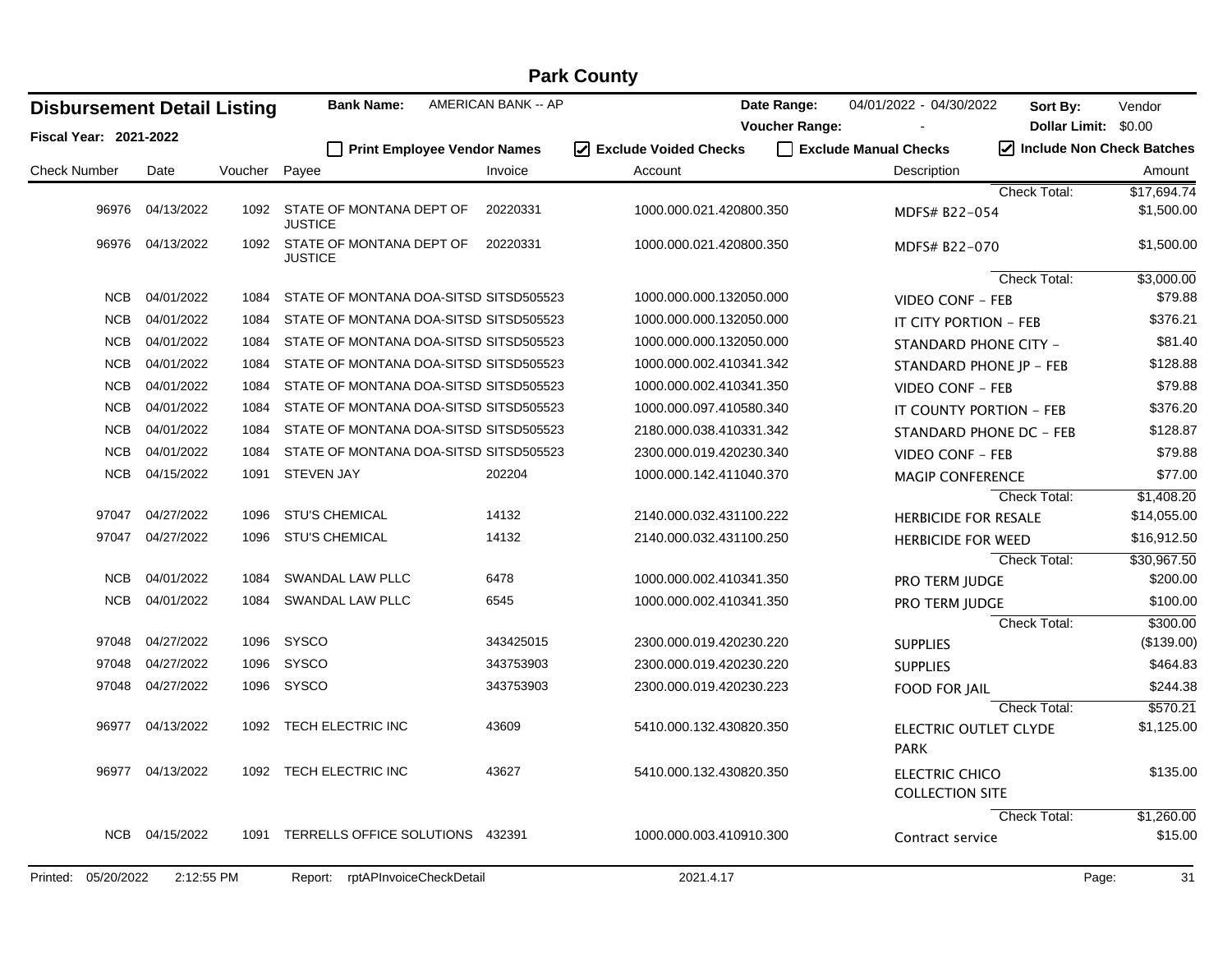# Park County

## Disbursement Detail Listing

**Fiscal Year: 2021-2022**

**Bank Name:** AMERICAN BANK -- AP

**Date Range:** 04/01/2022 - 04/30/2022 **Sort By:** Vendor

**Voucher Range:** - **Dollar Limit:** $0.00

☐ Print Employee Vendor Names ☑ Exclude Voided Checks ☐ Exclude Manual Checks ☑ Include Non Check Batches

| Check Number | Date | Voucher | Payee | Invoice | Account | Description | Amount |
|---|---|---|---|---|---|---|---|
| | | | | | | Check Total: | $17,694.74 |
| 96976 | 04/13/2022 | 1092 | STATE OF MONTANA DEPT OF JUSTICE | 20220331 | 1000.000.021.420800.350 | MDFS# B22-054 | $1,500.00 |
| 96976 | 04/13/2022 | 1092 | STATE OF MONTANA DEPT OF JUSTICE | 20220331 | 1000.000.021.420800.350 | MDFS# B22-070 | $1,500.00 |
| | | | | | | Check Total: | $3,000.00 |
| NCB | 04/01/2022 | 1084 | STATE OF MONTANA DOA-SITSD | SITSD505523 | 1000.000.000.132050.000 | VIDEO CONF - FEB | $79.88 |
| NCB | 04/01/2022 | 1084 | STATE OF MONTANA DOA-SITSD | SITSD505523 | 1000.000.000.132050.000 | IT CITY PORTION - FEB | $376.21 |
| NCB | 04/01/2022 | 1084 | STATE OF MONTANA DOA-SITSD | SITSD505523 | 1000.000.000.132050.000 | STANDARD PHONE CITY - | $81.40 |
| NCB | 04/01/2022 | 1084 | STATE OF MONTANA DOA-SITSD | SITSD505523 | 1000.000.002.410341.342 | STANDARD PHONE JP - FEB | $128.88 |
| NCB | 04/01/2022 | 1084 | STATE OF MONTANA DOA-SITSD | SITSD505523 | 1000.000.002.410341.350 | VIDEO CONF - FEB | $79.88 |
| NCB | 04/01/2022 | 1084 | STATE OF MONTANA DOA-SITSD | SITSD505523 | 1000.000.097.410580.340 | IT COUNTY PORTION - FEB | $376.20 |
| NCB | 04/01/2022 | 1084 | STATE OF MONTANA DOA-SITSD | SITSD505523 | 2180.000.038.410331.342 | STANDARD PHONE DC - FEB | $128.87 |
| NCB | 04/01/2022 | 1084 | STATE OF MONTANA DOA-SITSD | SITSD505523 | 2300.000.019.420230.340 | VIDEO CONF - FEB | $79.88 |
| NCB | 04/15/2022 | 1091 | STEVEN JAY | 202204 | 1000.000.142.411040.370 | MAGIP CONFERENCE | $77.00 |
| | | | | | | Check Total: | $1,408.20 |
| 97047 | 04/27/2022 | 1096 | STU'S CHEMICAL | 14132 | 2140.000.032.431100.222 | HERBICIDE FOR RESALE | $14,055.00 |
| 97047 | 04/27/2022 | 1096 | STU'S CHEMICAL | 14132 | 2140.000.032.431100.250 | HERBICIDE FOR WEED | $16,912.50 |
| | | | | | | Check Total: | $30,967.50 |
| NCB | 04/01/2022 | 1084 | SWANDAL LAW PLLC | 6478 | 1000.000.002.410341.350 | PRO TERM JUDGE | $200.00 |
| NCB | 04/01/2022 | 1084 | SWANDAL LAW PLLC | 6545 | 1000.000.002.410341.350 | PRO TERM JUDGE | $100.00 |
| | | | | | | Check Total: | $300.00 |
| 97048 | 04/27/2022 | 1096 | SYSCO | 343425015 | 2300.000.019.420230.220 | SUPPLIES | ($139.00) |
| 97048 | 04/27/2022 | 1096 | SYSCO | 343753903 | 2300.000.019.420230.220 | SUPPLIES | $464.83 |
| 97048 | 04/27/2022 | 1096 | SYSCO | 343753903 | 2300.000.019.420230.223 | FOOD FOR JAIL | $244.38 |
| | | | | | | Check Total: | $570.21 |
| 96977 | 04/13/2022 | 1092 | TECH ELECTRIC INC | 43609 | 5410.000.132.430820.350 | ELECTRIC OUTLET CLYDE PARK | $1,125.00 |
| 96977 | 04/13/2022 | 1092 | TECH ELECTRIC INC | 43627 | 5410.000.132.430820.350 | ELECTRIC CHICO COLLECTION SITE | $135.00 |
| | | | | | | Check Total: | $1,260.00 |
| NCB | 04/15/2022 | 1091 | TERRELLS OFFICE SOLUTIONS | 432391 | 1000.000.003.410910.300 | Contract service | $15.00 |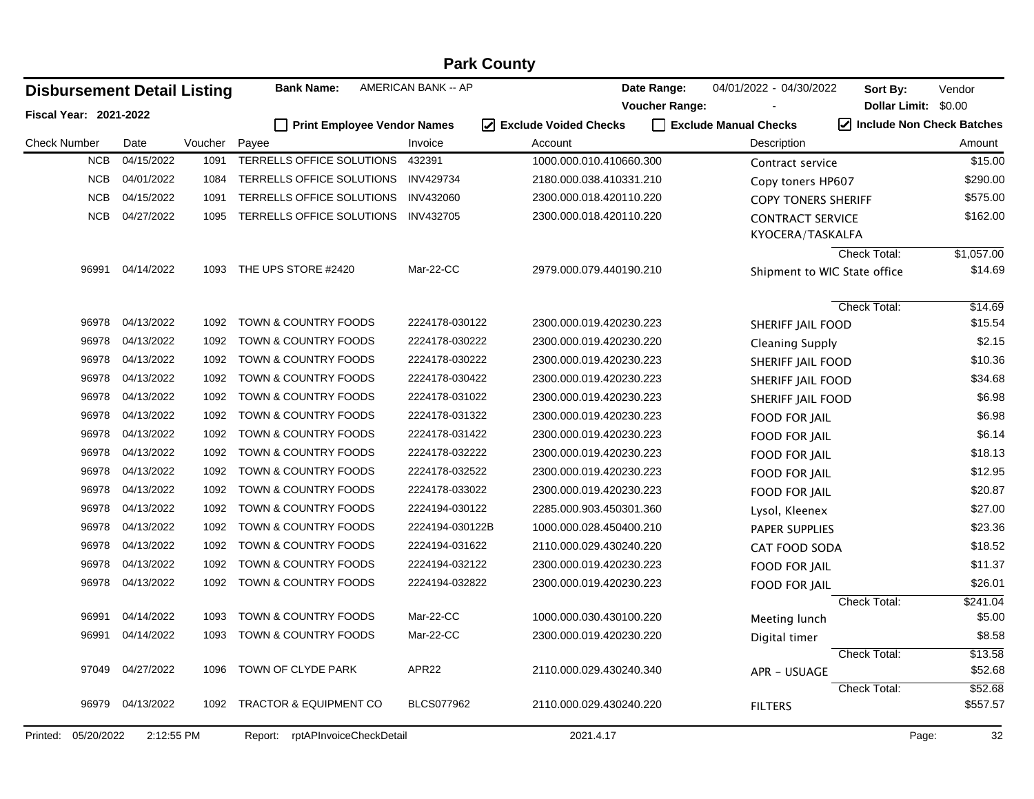# Park County

## Disbursement Detail Listing

**Fiscal Year: 2021-2022**

**Bank Name:** AMERICAN BANK -- AP

**Date Range:** 04/01/2022 - 04/30/2022

**Voucher Range:** -

**Sort By:** Vendor

**Dollar Limit:** $0.00

☐ Print Employee Vendor Names ☑ Exclude Voided Checks ☐ Exclude Manual Checks ☑ Include Non Check Batches

| Check Number | Date | Voucher | Payee | Invoice | Account | Description | Amount |
|---|---|---|---|---|---|---|---|
| NCB | 04/15/2022 | 1091 | TERRELLS OFFICE SOLUTIONS | 432391 | 1000.000.010.410660.300 | Contract service | $15.00 |
| NCB | 04/01/2022 | 1084 | TERRELLS OFFICE SOLUTIONS | INV429734 | 2180.000.038.410331.210 | Copy toners HP607 | $290.00 |
| NCB | 04/15/2022 | 1091 | TERRELLS OFFICE SOLUTIONS | INV432060 | 2300.000.018.420110.220 | COPY TONERS SHERIFF | $575.00 |
| NCB | 04/27/2022 | 1095 | TERRELLS OFFICE SOLUTIONS | INV432705 | 2300.000.018.420110.220 | CONTRACT SERVICE KYOCERA/TASKALFA | $162.00 |
| | | | | | | Check Total: | $1,057.00 |
| 96991 | 04/14/2022 | 1093 | THE UPS STORE #2420 | Mar-22-CC | 2979.000.079.440190.210 | Shipment to WIC State office | $14.69 |
| | | | | | | Check Total: | $14.69 |
| 96978 | 04/13/2022 | 1092 | TOWN & COUNTRY FOODS | 2224178-030122 | 2300.000.019.420230.223 | SHERIFF JAIL FOOD | $15.54 |
| 96978 | 04/13/2022 | 1092 | TOWN & COUNTRY FOODS | 2224178-030222 | 2300.000.019.420230.220 | Cleaning Supply | $2.15 |
| 96978 | 04/13/2022 | 1092 | TOWN & COUNTRY FOODS | 2224178-030222 | 2300.000.019.420230.223 | SHERIFF JAIL FOOD | $10.36 |
| 96978 | 04/13/2022 | 1092 | TOWN & COUNTRY FOODS | 2224178-030422 | 2300.000.019.420230.223 | SHERIFF JAIL FOOD | $34.68 |
| 96978 | 04/13/2022 | 1092 | TOWN & COUNTRY FOODS | 2224178-031022 | 2300.000.019.420230.223 | SHERIFF JAIL FOOD | $6.98 |
| 96978 | 04/13/2022 | 1092 | TOWN & COUNTRY FOODS | 2224178-031322 | 2300.000.019.420230.223 | FOOD FOR JAIL | $6.98 |
| 96978 | 04/13/2022 | 1092 | TOWN & COUNTRY FOODS | 2224178-031422 | 2300.000.019.420230.223 | FOOD FOR JAIL | $6.14 |
| 96978 | 04/13/2022 | 1092 | TOWN & COUNTRY FOODS | 2224178-032222 | 2300.000.019.420230.223 | FOOD FOR JAIL | $18.13 |
| 96978 | 04/13/2022 | 1092 | TOWN & COUNTRY FOODS | 2224178-032522 | 2300.000.019.420230.223 | FOOD FOR JAIL | $12.95 |
| 96978 | 04/13/2022 | 1092 | TOWN & COUNTRY FOODS | 2224178-033022 | 2300.000.019.420230.223 | FOOD FOR JAIL | $20.87 |
| 96978 | 04/13/2022 | 1092 | TOWN & COUNTRY FOODS | 2224194-030122 | 2285.000.903.450301.360 | Lysol, Kleenex | $27.00 |
| 96978 | 04/13/2022 | 1092 | TOWN & COUNTRY FOODS | 2224194-030122B | 1000.000.028.450400.210 | PAPER SUPPLIES | $23.36 |
| 96978 | 04/13/2022 | 1092 | TOWN & COUNTRY FOODS | 2224194-031622 | 2110.000.029.430240.220 | CAT FOOD SODA | $18.52 |
| 96978 | 04/13/2022 | 1092 | TOWN & COUNTRY FOODS | 2224194-032122 | 2300.000.019.420230.223 | FOOD FOR JAIL | $11.37 |
| 96978 | 04/13/2022 | 1092 | TOWN & COUNTRY FOODS | 2224194-032822 | 2300.000.019.420230.223 | FOOD FOR JAIL | $26.01 |
| | | | | | | Check Total: | $241.04 |
| 96991 | 04/14/2022 | 1093 | TOWN & COUNTRY FOODS | Mar-22-CC | 1000.000.030.430100.220 | Meeting lunch | $5.00 |
| 96991 | 04/14/2022 | 1093 | TOWN & COUNTRY FOODS | Mar-22-CC | 2300.000.019.420230.220 | Digital timer | $8.58 |
| | | | | | | Check Total: | $13.58 |
| 97049 | 04/27/2022 | 1096 | TOWN OF CLYDE PARK | APR22 | 2110.000.029.430240.340 | APR - USAGE | $52.68 |
| | | | | | | Check Total: | $52.68 |
| 96979 | 04/13/2022 | 1092 | TRACTOR & EQUIPMENT CO | BLCS077962 | 2110.000.029.430240.220 | FILTERS | $557.57 |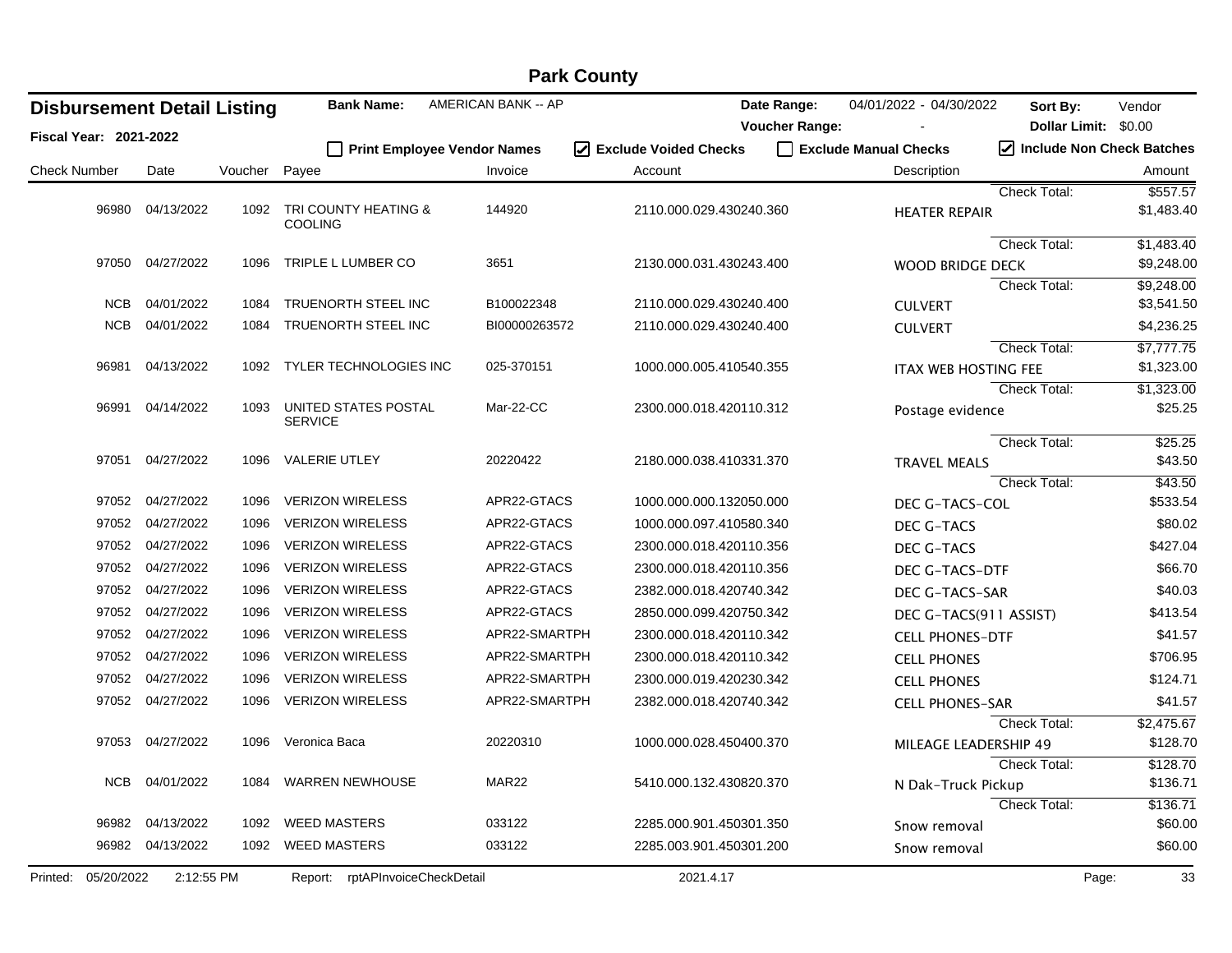# Park County

## Disbursement Detail Listing

**Fiscal Year: 2021-2022**

**Bank Name:** AMERICAN BANK -- AP

**Date Range:** 04/01/2022 - 04/30/2022 **Sort By:** Vendor

**Voucher Range:** - **Dollar Limit:** $0.00

☐ Print Employee Vendor Names ☑ Exclude Voided Checks ☐ Exclude Manual Checks ☑ Include Non Check Batches

| Check Number | Date | Voucher | Payee | Invoice | Account | Description | Amount |
|---|---|---|---|---|---|---|---|
| | | | | | | Check Total: | $557.57 |
| 96980 | 04/13/2022 | 1092 | TRI COUNTY HEATING & COOLING | 144920 | 2110.000.029.430240.360 | HEATER REPAIR | $1,483.40 |
| | | | | | | Check Total: | $1,483.40 |
| 97050 | 04/27/2022 | 1096 | TRIPLE L LUMBER CO | 3651 | 2130.000.031.430243.400 | WOOD BRIDGE DECK | $9,248.00 |
| | | | | | | Check Total: | $9,248.00 |
| NCB | 04/01/2022 | 1084 | TRUENORTH STEEL INC | B100022348 | 2110.000.029.430240.400 | CULVERT | $3,541.50 |
| NCB | 04/01/2022 | 1084 | TRUENORTH STEEL INC | BI00000263572 | 2110.000.029.430240.400 | CULVERT | $4,236.25 |
| | | | | | | Check Total: | $7,777.75 |
| 96981 | 04/13/2022 | 1092 | TYLER TECHNOLOGIES INC | 025-370151 | 1000.000.005.410540.355 | ITAX WEB HOSTING FEE | $1,323.00 |
| | | | | | | Check Total: | $1,323.00 |
| 96991 | 04/14/2022 | 1093 | UNITED STATES POSTAL SERVICE | Mar-22-CC | 2300.000.018.420110.312 | Postage evidence | $25.25 |
| | | | | | | Check Total: | $25.25 |
| 97051 | 04/27/2022 | 1096 | VALERIE UTLEY | 20220422 | 2180.000.038.410331.370 | TRAVEL MEALS | $43.50 |
| | | | | | | Check Total: | $43.50 |
| 97052 | 04/27/2022 | 1096 | VERIZON WIRELESS | APR22-GTACS | 1000.000.000.132050.000 | DEC G-TACS-COL | $533.54 |
| 97052 | 04/27/2022 | 1096 | VERIZON WIRELESS | APR22-GTACS | 1000.000.097.410580.340 | DEC G-TACS | $80.02 |
| 97052 | 04/27/2022 | 1096 | VERIZON WIRELESS | APR22-GTACS | 2300.000.018.420110.356 | DEC G-TACS | $427.04 |
| 97052 | 04/27/2022 | 1096 | VERIZON WIRELESS | APR22-GTACS | 2300.000.018.420110.356 | DEC G-TACS-DTF | $66.70 |
| 97052 | 04/27/2022 | 1096 | VERIZON WIRELESS | APR22-GTACS | 2382.000.018.420740.342 | DEC G-TACS-SAR | $40.03 |
| 97052 | 04/27/2022 | 1096 | VERIZON WIRELESS | APR22-GTACS | 2850.000.099.420750.342 | DEC G-TACS(911 ASSIST) | $413.54 |
| 97052 | 04/27/2022 | 1096 | VERIZON WIRELESS | APR22-SMARTPH | 2300.000.018.420110.342 | CELL PHONES-DTF | $41.57 |
| 97052 | 04/27/2022 | 1096 | VERIZON WIRELESS | APR22-SMARTPH | 2300.000.018.420110.342 | CELL PHONES | $706.95 |
| 97052 | 04/27/2022 | 1096 | VERIZON WIRELESS | APR22-SMARTPH | 2300.000.019.420230.342 | CELL PHONES | $124.71 |
| 97052 | 04/27/2022 | 1096 | VERIZON WIRELESS | APR22-SMARTPH | 2382.000.018.420740.342 | CELL PHONES-SAR | $41.57 |
| | | | | | | Check Total: | $2,475.67 |
| 97053 | 04/27/2022 | 1096 | Veronica Baca | 20220310 | 1000.000.028.450400.370 | MILEAGE LEADERSHIP 49 | $128.70 |
| | | | | | | Check Total: | $128.70 |
| NCB | 04/01/2022 | 1084 | WARREN NEWHOUSE | MAR22 | 5410.000.132.430820.370 | N Dak-Truck Pickup | $136.71 |
| | | | | | | Check Total: | $136.71 |
| 96982 | 04/13/2022 | 1092 | WEED MASTERS | 033122 | 2285.000.901.450301.350 | Snow removal | $60.00 |
| 96982 | 04/13/2022 | 1092 | WEED MASTERS | 033122 | 2285.003.901.450301.200 | Snow removal | $60.00 |

Printed: 05/20/2022 2:12:55 PM Report: rptAPInvoiceCheckDetail 2021.4.17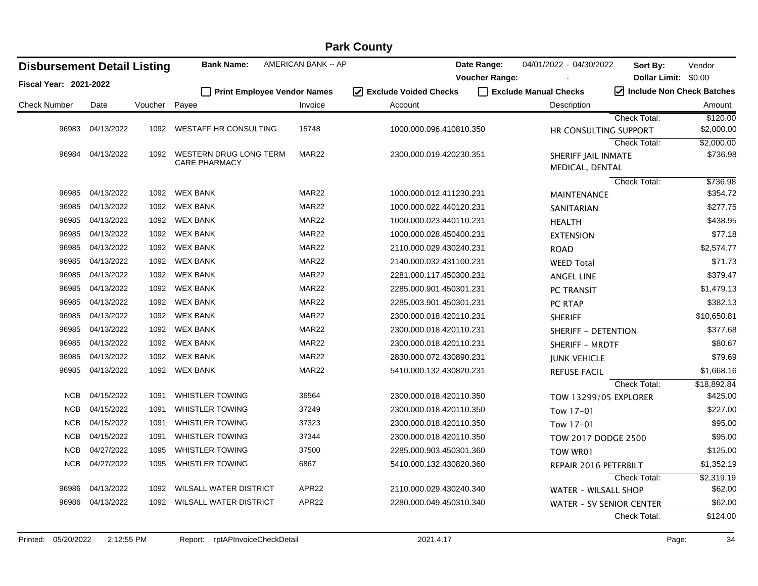# Park County

**Disbursement Detail Listing**

**Fiscal Year: 2021-2022**

**Bank Name:** AMERICAN BANK -- AP

**Date Range:** 04/01/2022 - 04/30/2022

**Voucher Range:** -

**Sort By:** Vendor

**Dollar Limit:** $0.00

☐ **Print Employee Vendor Names** ☑ **Exclude Voided Checks** ☐ **Exclude Manual Checks** ☑ **Include Non Check Batches**

| Check Number | Date | Voucher | Payee | Invoice | Account | Description | Amount |
|---|---|---|---|---|---|---|---|
| | | | | | | Check Total: | $120.00 |
| 96983 | 04/13/2022 | 1092 | WESTAFF HR CONSULTING | 15748 | 1000.000.096.410810.350 | HR CONSULTING SUPPORT | $2,000.00 |
| | | | | | | Check Total: | $2,000.00 |
| 96984 | 04/13/2022 | 1092 | WESTERN DRUG LONG TERM CARE PHARMACY | MAR22 | 2300.000.019.420230.351 | SHERIFF JAIL INMATE MEDICAL, DENTAL | $736.98 |
| | | | | | | Check Total: | $736.98 |
| 96985 | 04/13/2022 | 1092 | WEX BANK | MAR22 | 1000.000.012.411230.231 | MAINTENANCE | $354.72 |
| 96985 | 04/13/2022 | 1092 | WEX BANK | MAR22 | 1000.000.022.440120.231 | SANITARIAN | $277.75 |
| 96985 | 04/13/2022 | 1092 | WEX BANK | MAR22 | 1000.000.023.440110.231 | HEALTH | $438.95 |
| 96985 | 04/13/2022 | 1092 | WEX BANK | MAR22 | 1000.000.028.450400.231 | EXTENSION | $77.18 |
| 96985 | 04/13/2022 | 1092 | WEX BANK | MAR22 | 2110.000.029.430240.231 | ROAD | $2,574.77 |
| 96985 | 04/13/2022 | 1092 | WEX BANK | MAR22 | 2140.000.032.431100.231 | WEED Total | $71.73 |
| 96985 | 04/13/2022 | 1092 | WEX BANK | MAR22 | 2281.000.117.450300.231 | ANGEL LINE | $379.47 |
| 96985 | 04/13/2022 | 1092 | WEX BANK | MAR22 | 2285.000.901.450301.231 | PC TRANSIT | $1,479.13 |
| 96985 | 04/13/2022 | 1092 | WEX BANK | MAR22 | 2285.003.901.450301.231 | PC RTAP | $382.13 |
| 96985 | 04/13/2022 | 1092 | WEX BANK | MAR22 | 2300.000.018.420110.231 | SHERIFF | $10,650.81 |
| 96985 | 04/13/2022 | 1092 | WEX BANK | MAR22 | 2300.000.018.420110.231 | SHERIFF - DETENTION | $377.68 |
| 96985 | 04/13/2022 | 1092 | WEX BANK | MAR22 | 2300.000.018.420110.231 | SHERIFF - MRDTF | $80.67 |
| 96985 | 04/13/2022 | 1092 | WEX BANK | MAR22 | 2830.000.072.430890.231 | JUNK VEHICLE | $79.69 |
| 96985 | 04/13/2022 | 1092 | WEX BANK | MAR22 | 5410.000.132.430820.231 | REFUSE FACIL | $1,668.16 |
| | | | | | | Check Total: | $18,892.84 |
| NCB | 04/15/2022 | 1091 | WHISTLER TOWING | 36564 | 2300.000.018.420110.350 | TOW 13299/05 EXPLORER | $425.00 |
| NCB | 04/15/2022 | 1091 | WHISTLER TOWING | 37249 | 2300.000.018.420110.350 | Tow 17-01 | $227.00 |
| NCB | 04/15/2022 | 1091 | WHISTLER TOWING | 37323 | 2300.000.018.420110.350 | Tow 17-01 | $95.00 |
| NCB | 04/15/2022 | 1091 | WHISTLER TOWING | 37344 | 2300.000.018.420110.350 | TOW 2017 DODGE 2500 | $95.00 |
| NCB | 04/27/2022 | 1095 | WHISTLER TOWING | 37500 | 2285.000.903.450301.360 | TOW WR01 | $125.00 |
| NCB | 04/27/2022 | 1095 | WHISTLER TOWING | 6867 | 5410.000.132.430820.360 | REPAIR 2016 PETERBILT | $1,352.19 |
| | | | | | | Check Total: | $2,319.19 |
| 96986 | 04/13/2022 | 1092 | WILSALL WATER DISTRICT | APR22 | 2110.000.029.430240.340 | WATER - WILSALL SHOP | $62.00 |
| 96986 | 04/13/2022 | 1092 | WILSALL WATER DISTRICT | APR22 | 2280.000.049.450310.340 | WATER - SV SENIOR CENTER | $62.00 |
| | | | | | | Check Total: | $124.00 |

Printed: 05/20/2022 2:12:55 PM Report: rptAPInvoiceCheckDetail 2021.4.17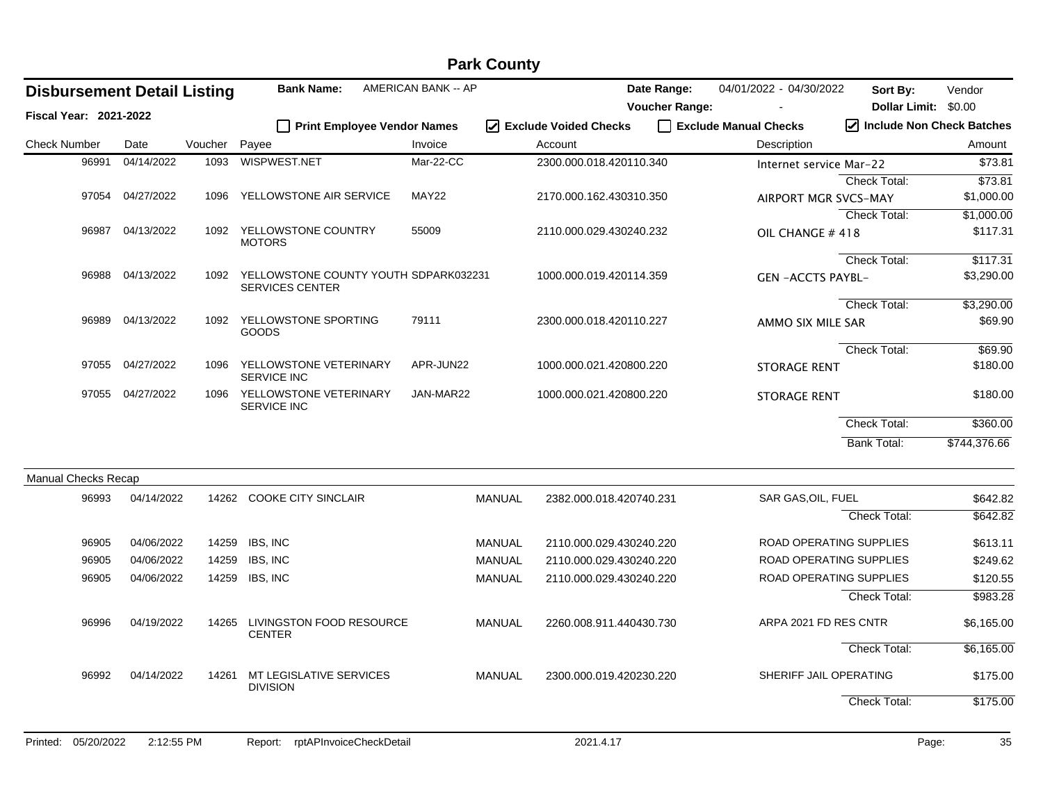# Park County

## Disbursement Detail Listing

**Fiscal Year: 2021-2022**

**Bank Name:** AMERICAN BANK -- AP

**Date Range:** 04/01/2022 - 04/30/2022

**Voucher Range:** -

**Sort By:** Vendor

**Dollar Limit:** $0.00

☐ Print Employee Vendor Names ☑ Exclude Voided Checks ☐ Exclude Manual Checks ☑ Include Non Check Batches

| Check Number | Date | Voucher | Payee | Invoice | Account | Description | Amount |
|---|---|---|---|---|---|---|---|
| 96991 | 04/14/2022 | 1093 | WISPWEST.NET | Mar-22-CC | 2300.000.018.420110.340 | Internet service Mar-22 | $73.81 |
| | | | | | | Check Total: | $73.81 |
| 97054 | 04/27/2022 | 1096 | YELLOWSTONE AIR SERVICE | MAY22 | 2170.000.162.430310.350 | AIRPORT MGR SVCS-MAY | $1,000.00 |
| | | | | | | Check Total: | $1,000.00 |
| 96987 | 04/13/2022 | 1092 | YELLOWSTONE COUNTRY MOTORS | 55009 | 2110.000.029.430240.232 | OIL CHANGE # 418 | $117.31 |
| | | | | | | Check Total: | $117.31 |
| 96988 | 04/13/2022 | 1092 | YELLOWSTONE COUNTY YOUTH SERVICES CENTER | SDPARK032231 | 1000.000.019.420114.359 | GEN -ACCTS PAYBL- | $3,290.00 |
| | | | | | | Check Total: | $3,290.00 |
| 96989 | 04/13/2022 | 1092 | YELLOWSTONE SPORTING GOODS | 79111 | 2300.000.018.420110.227 | AMMO SIX MILE SAR | $69.90 |
| | | | | | | Check Total: | $69.90 |
| 97055 | 04/27/2022 | 1096 | YELLOWSTONE VETERINARY SERVICE INC | APR-JUN22 | 1000.000.021.420800.220 | STORAGE RENT | $180.00 |
| 97055 | 04/27/2022 | 1096 | YELLOWSTONE VETERINARY SERVICE INC | JAN-MAR22 | 1000.000.021.420800.220 | STORAGE RENT | $180.00 |
| | | | | | | Check Total: | $360.00 |
| | | | | | | Bank Total: | $744,376.66 |

## Manual Checks Recap

| Check Number | Date | Voucher | Payee | Type | Account | Description | Amount |
|---|---|---|---|---|---|---|---|
| 96993 | 04/14/2022 | 14262 | COOKE CITY SINCLAIR | MANUAL | 2382.000.018.420740.231 | SAR GAS,OIL, FUEL | $642.82 |
| | | | | | | Check Total: | $642.82 |
| 96905 | 04/06/2022 | 14259 | IBS, INC | MANUAL | 2110.000.029.430240.220 | ROAD OPERATING SUPPLIES | $613.11 |
| 96905 | 04/06/2022 | 14259 | IBS, INC | MANUAL | 2110.000.029.430240.220 | ROAD OPERATING SUPPLIES | $249.62 |
| 96905 | 04/06/2022 | 14259 | IBS, INC | MANUAL | 2110.000.029.430240.220 | ROAD OPERATING SUPPLIES | $120.55 |
| | | | | | | Check Total: | $983.28 |
| 96996 | 04/19/2022 | 14265 | LIVINGSTON FOOD RESOURCE CENTER | MANUAL | 2260.008.911.440430.730 | ARPA 2021 FD RES CNTR | $6,165.00 |
| | | | | | | Check Total: | $6,165.00 |
| 96992 | 04/14/2022 | 14261 | MT LEGISLATIVE SERVICES DIVISION | MANUAL | 2300.000.019.420230.220 | SHERIFF JAIL OPERATING | $175.00 |
| | | | | | | Check Total: | $175.00 |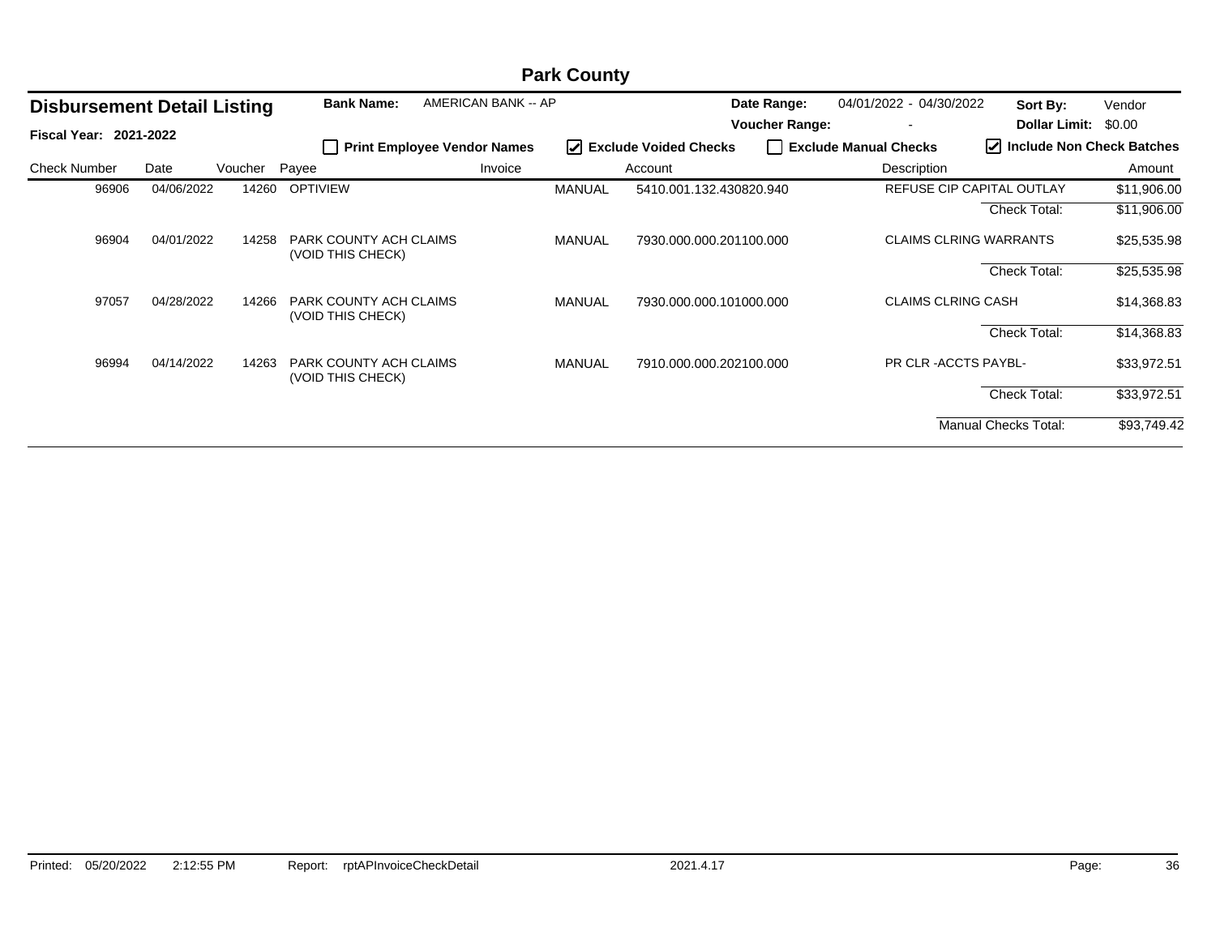# Park County

## Disbursement Detail Listing

**Fiscal Year:** 2021-2022

**Bank Name:** AMERICAN BANK -- AP

**Date Range:** 04/01/2022 - 04/30/2022

**Voucher Range:** -

**Sort By:** Vendor

**Dollar Limit:** $0.00

☐ Print Employee Vendor Names ☑ Exclude Voided Checks ☐ Exclude Manual Checks ☑ Include Non Check Batches

| Check Number | Date | Voucher | Payee | Invoice | Account | Description | Amount |
|---|---|---|---|---|---|---|---|
| 96906 | 04/06/2022 | 14260 | OPTIVIEW | MANUAL | 5410.001.132.430820.940 | REFUSE CIP CAPITAL OUTLAY | $11,906.00 |
| | | | | | | Check Total: | $11,906.00 |
| 96904 | 04/01/2022 | 14258 | PARK COUNTY ACH CLAIMS (VOID THIS CHECK) | MANUAL | 7930.000.000.201100.000 | CLAIMS CLRING WARRANTS | $25,535.98 |
| | | | | | | Check Total: | $25,535.98 |
| 97057 | 04/28/2022 | 14266 | PARK COUNTY ACH CLAIMS (VOID THIS CHECK) | MANUAL | 7930.000.000.101000.000 | CLAIMS CLRING CASH | $14,368.83 |
| | | | | | | Check Total: | $14,368.83 |
| 96994 | 04/14/2022 | 14263 | PARK COUNTY ACH CLAIMS (VOID THIS CHECK) | MANUAL | 7910.000.000.202100.000 | PR CLR -ACCTS PAYBL- | $33,972.51 |
| | | | | | | Check Total: | $33,972.51 |
| | | | | | | Manual Checks Total: | $93,749.42 |

Printed: 05/20/2022 2:12:55 PM Report: rptAPInvoiceCheckDetail 2021.4.17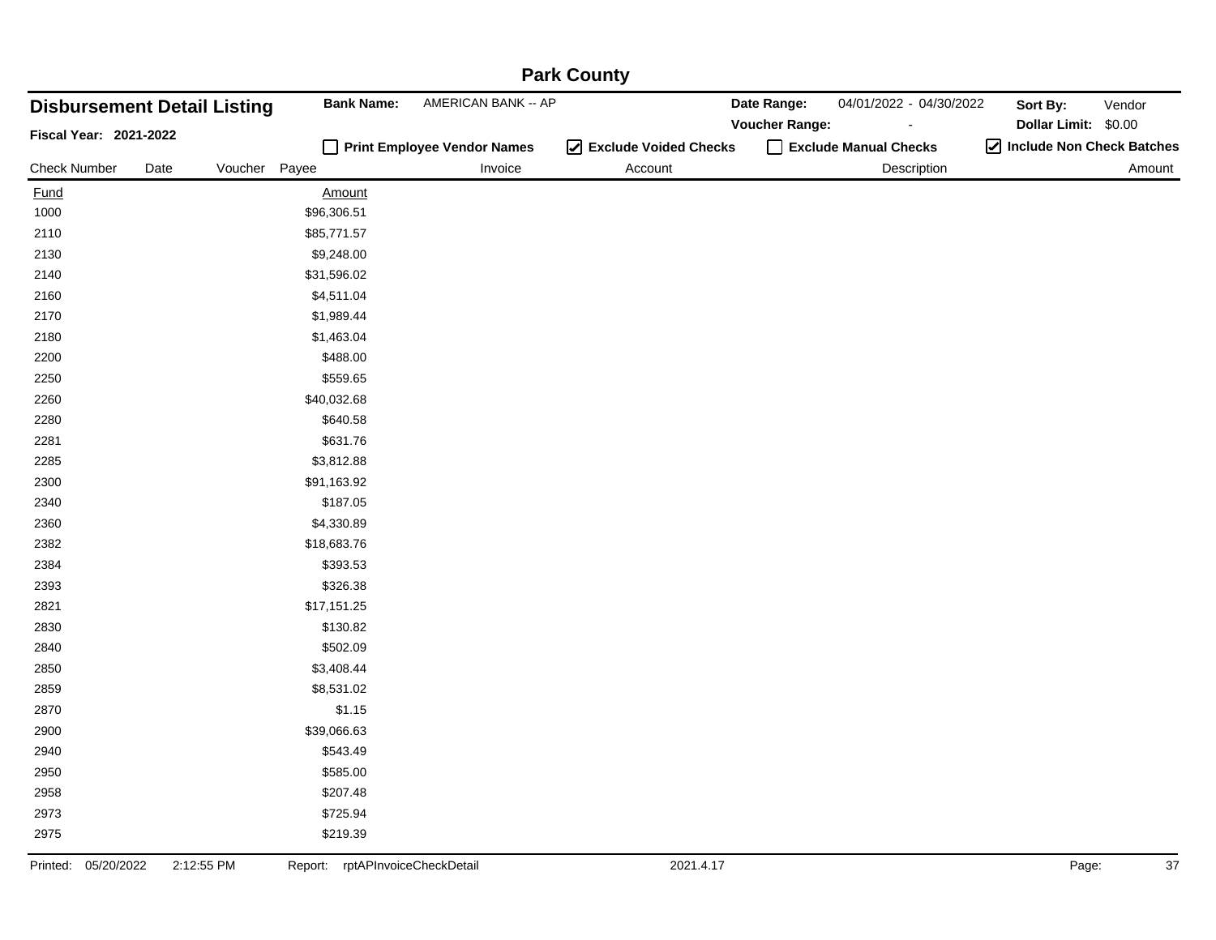# Park County

## Disbursement Detail Listing

**Fiscal Year: 2021-2022**

**Bank Name:** AMERICAN BANK -- AP

**Date Range:** 04/01/2022 - 04/30/2022

**Voucher Range:** -

**Sort By:** Vendor

**Dollar Limit:** $0.00

☐ Print Employee Vendor Names ☑ Exclude Voided Checks ☐ Exclude Manual Checks ☑ Include Non Check Batches

| Check Number | Date | Voucher | Payee | Invoice | Account | Description | Amount |
|---|---|---|---|---|---|---|---|

| Fund | Amount |
|---|---|
| 1000 | $96,306.51 |
| 2110 | $85,771.57 |
| 2130 | $9,248.00 |
| 2140 | $31,596.02 |
| 2160 | $4,511.04 |
| 2170 | $1,989.44 |
| 2180 | $1,463.04 |
| 2200 | $488.00 |
| 2250 | $559.65 |
| 2260 | $40,032.68 |
| 2280 | $640.58 |
| 2281 | $631.76 |
| 2285 | $3,812.88 |
| 2300 | $91,163.92 |
| 2340 | $187.05 |
| 2360 | $4,330.89 |
| 2382 | $18,683.76 |
| 2384 | $393.53 |
| 2393 | $326.38 |
| 2821 | $17,151.25 |
| 2830 | $130.82 |
| 2840 | $502.09 |
| 2850 | $3,408.44 |
| 2859 | $8,531.02 |
| 2870 | $1.15 |
| 2900 | $39,066.63 |
| 2940 | $543.49 |
| 2950 | $585.00 |
| 2958 | $207.48 |
| 2973 | $725.94 |
| 2975 | $219.39 |

Printed: 05/20/2022 2:12:55 PM Report: rptAPInvoiceCheckDetail 2021.4.17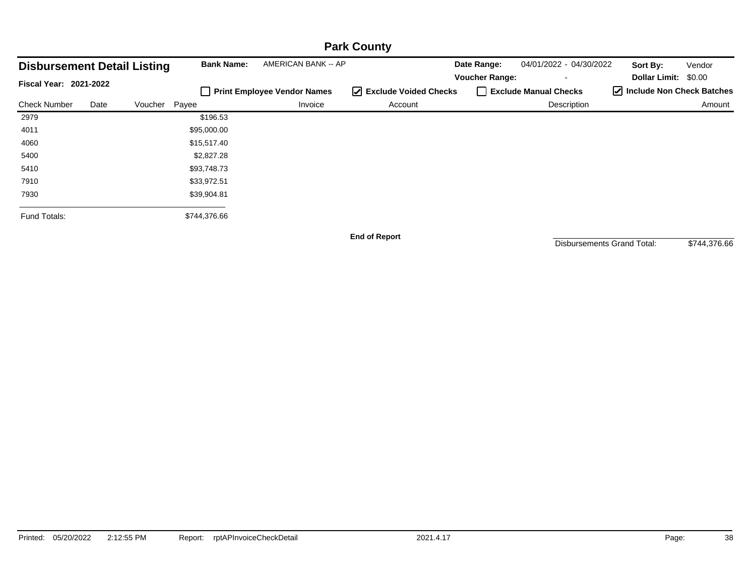# Park County

## Disbursement Detail Listing

**Fiscal Year: 2021-2022**

**Bank Name:** AMERICAN BANK -- AP

**Date Range:** 04/01/2022 - 04/30/2022

**Voucher Range:** -

**Sort By:** Vendor

**Dollar Limit:** $0.00

☐ **Print Employee Vendor Names** ☑ **Exclude Voided Checks** ☐ **Exclude Manual Checks** ☑ **Include Non Check Batches**

| Check Number | Date | Voucher | Payee | Invoice | Account | Description | Amount |
|---|---|---|---|---|---|---|---|
| 2979 | | | $196.53 | | | | |
| 4011 | | | $95,000.00 | | | | |
| 4060 | | | $15,517.40 | | | | |
| 5400 | | | $2,827.28 | | | | |
| 5410 | | | $93,748.73 | | | | |
| 7910 | | | $33,972.51 | | | | |
| 7930 | | | $39,904.81 | | | | |
| Fund Totals: | | | $744,376.66 | | | | |

**End of Report**

Disbursements Grand Total: $744,376.66

Printed: 05/20/2022 2:12:55 PM Report: rptAPInvoiceCheckDetail 2021.4.17